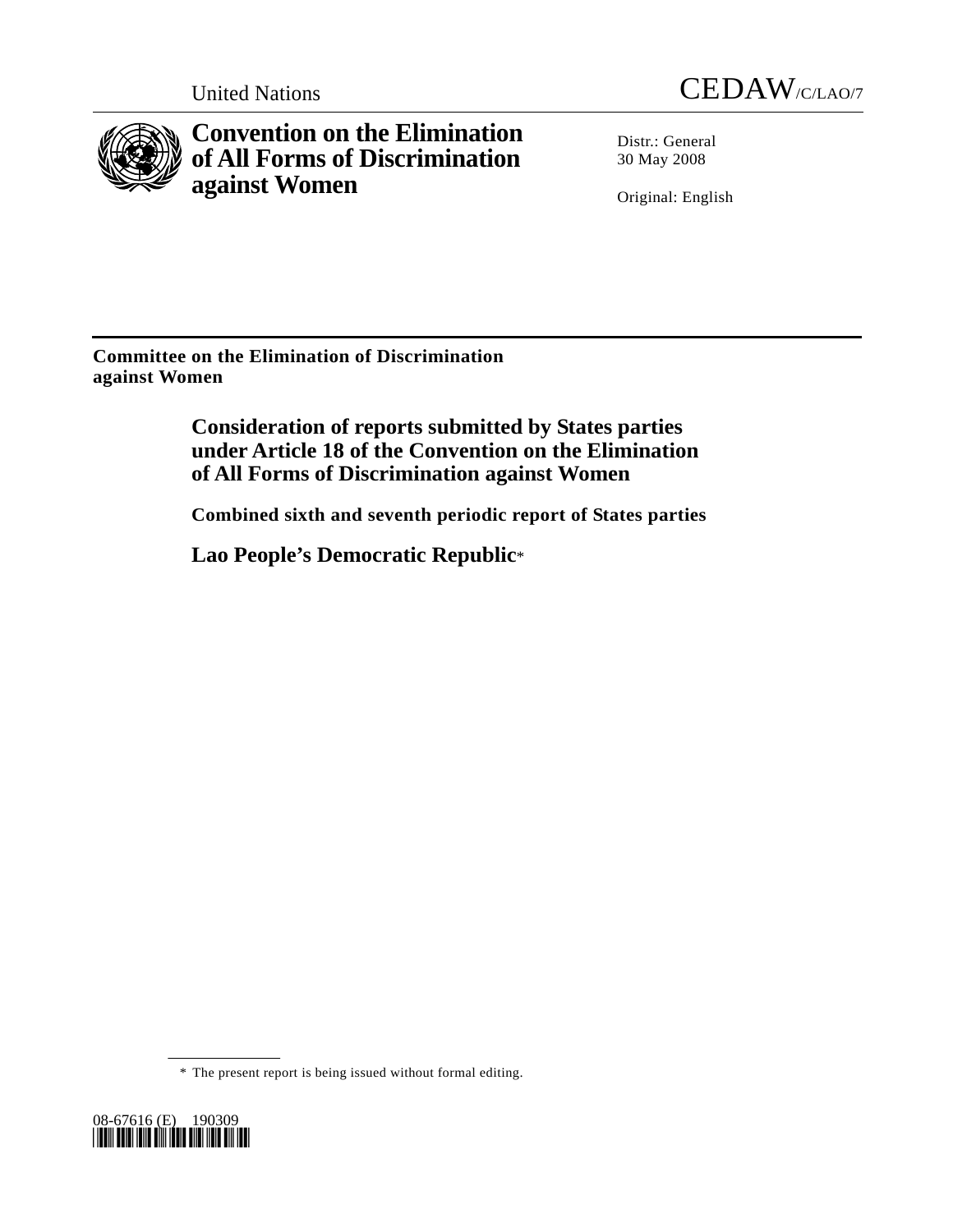United Nations

CEDAW/C/LAO/7

# Convention on the Elimination of All Forms of Discrimination against Women

Distr.: General
30 May 2008

Original: English

**Committee on the Elimination of Discrimination against Women**

## Consideration of reports submitted by States parties under Article 18 of the Convention on the Elimination of All Forms of Discrimination against Women

### Combined sixth and seventh periodic report of States parties

## Lao People's Democratic Republic*

---

\* The present report is being issued without formal editing.

08-67616 (E) 190309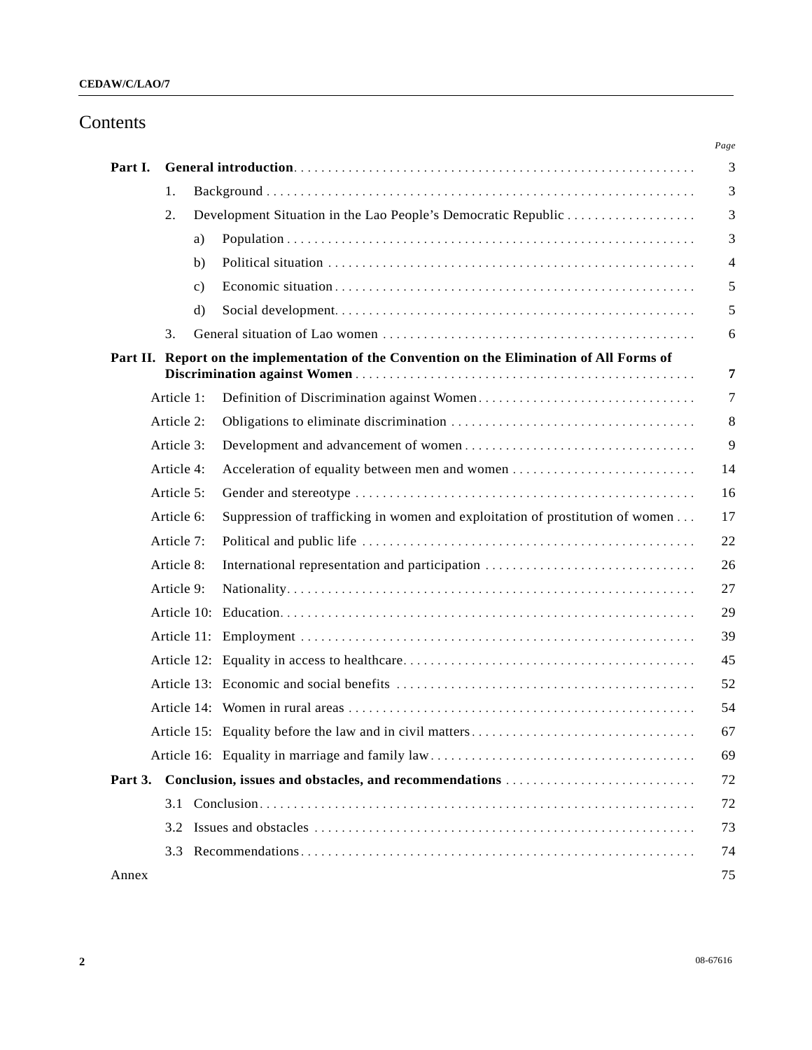# Contents

| | | | Page |
|---|---|---|---|
| **Part I.** | **General introduction** | | 3 |
| | 1. | Background | 3 |
| | 2. | Development Situation in the Lao People's Democratic Republic | 3 |
| | | a) Population | 3 |
| | | b) Political situation | 4 |
| | | c) Economic situation | 5 |
| | | d) Social development | 5 |
| | 3. | General situation of Lao women | 6 |
| **Part II.** | **Report on the implementation of the Convention on the Elimination of All Forms of Discrimination against Women** | | **7** |
| | Article 1: | Definition of Discrimination against Women | 7 |
| | Article 2: | Obligations to eliminate discrimination | 8 |
| | Article 3: | Development and advancement of women | 9 |
| | Article 4: | Acceleration of equality between men and women | 14 |
| | Article 5: | Gender and stereotype | 16 |
| | Article 6: | Suppression of trafficking in women and exploitation of prostitution of women | 17 |
| | Article 7: | Political and public life | 22 |
| | Article 8: | International representation and participation | 26 |
| | Article 9: | Nationality | 27 |
| | Article 10: | Education | 29 |
| | Article 11: | Employment | 39 |
| | Article 12: | Equality in access to healthcare | 45 |
| | Article 13: | Economic and social benefits | 52 |
| | Article 14: | Women in rural areas | 54 |
| | Article 15: | Equality before the law and in civil matters | 67 |
| | Article 16: | Equality in marriage and family law | 69 |
| **Part 3.** | **Conclusion, issues and obstacles, and recommendations** | | 72 |
| | 3.1 | Conclusion | 72 |
| | 3.2 | Issues and obstacles | 73 |
| | 3.3 | Recommendations | 74 |
| Annex | | | 75 |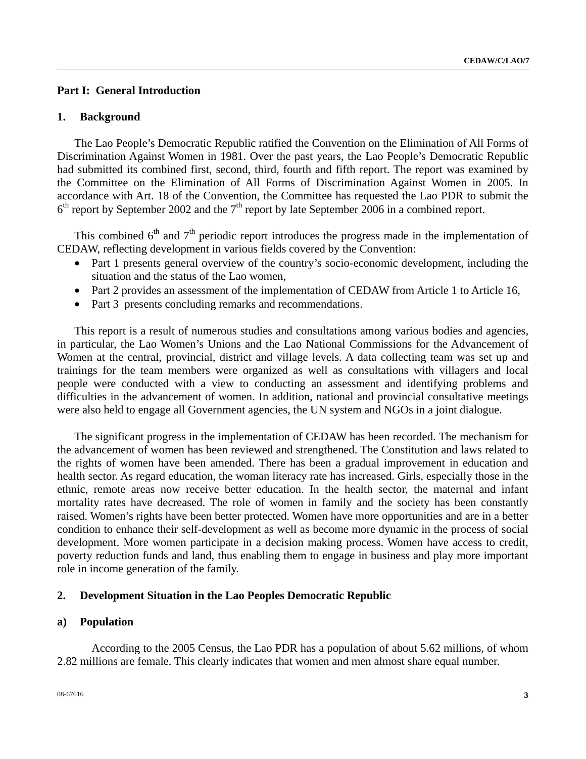## Part I: General Introduction

### 1. Background

The Lao People's Democratic Republic ratified the Convention on the Elimination of All Forms of Discrimination Against Women in 1981. Over the past years, the Lao People's Democratic Republic had submitted its combined first, second, third, fourth and fifth report. The report was examined by the Committee on the Elimination of All Forms of Discrimination Against Women in 2005. In accordance with Art. 18 of the Convention, the Committee has requested the Lao PDR to submit the 6th report by September 2002 and the 7th report by late September 2006 in a combined report.

This combined 6th and 7th periodic report introduces the progress made in the implementation of CEDAW, reflecting development in various fields covered by the Convention:

- Part 1 presents general overview of the country's socio-economic development, including the situation and the status of the Lao women,
- Part 2 provides an assessment of the implementation of CEDAW from Article 1 to Article 16,
- Part 3 presents concluding remarks and recommendations.

This report is a result of numerous studies and consultations among various bodies and agencies, in particular, the Lao Women's Unions and the Lao National Commissions for the Advancement of Women at the central, provincial, district and village levels. A data collecting team was set up and trainings for the team members were organized as well as consultations with villagers and local people were conducted with a view to conducting an assessment and identifying problems and difficulties in the advancement of women. In addition, national and provincial consultative meetings were also held to engage all Government agencies, the UN system and NGOs in a joint dialogue.

The significant progress in the implementation of CEDAW has been recorded. The mechanism for the advancement of women has been reviewed and strengthened. The Constitution and laws related to the rights of women have been amended. There has been a gradual improvement in education and health sector. As regard education, the woman literacy rate has increased. Girls, especially those in the ethnic, remote areas now receive better education. In the health sector, the maternal and infant mortality rates have decreased. The role of women in family and the society has been constantly raised. Women's rights have been better protected. Women have more opportunities and are in a better condition to enhance their self-development as well as become more dynamic in the process of social development. More women participate in a decision making process. Women have access to credit, poverty reduction funds and land, thus enabling them to engage in business and play more important role in income generation of the family.

### 2. Development Situation in the Lao Peoples Democratic Republic

#### a) Population

According to the 2005 Census, the Lao PDR has a population of about 5.62 millions, of whom 2.82 millions are female. This clearly indicates that women and men almost share equal number.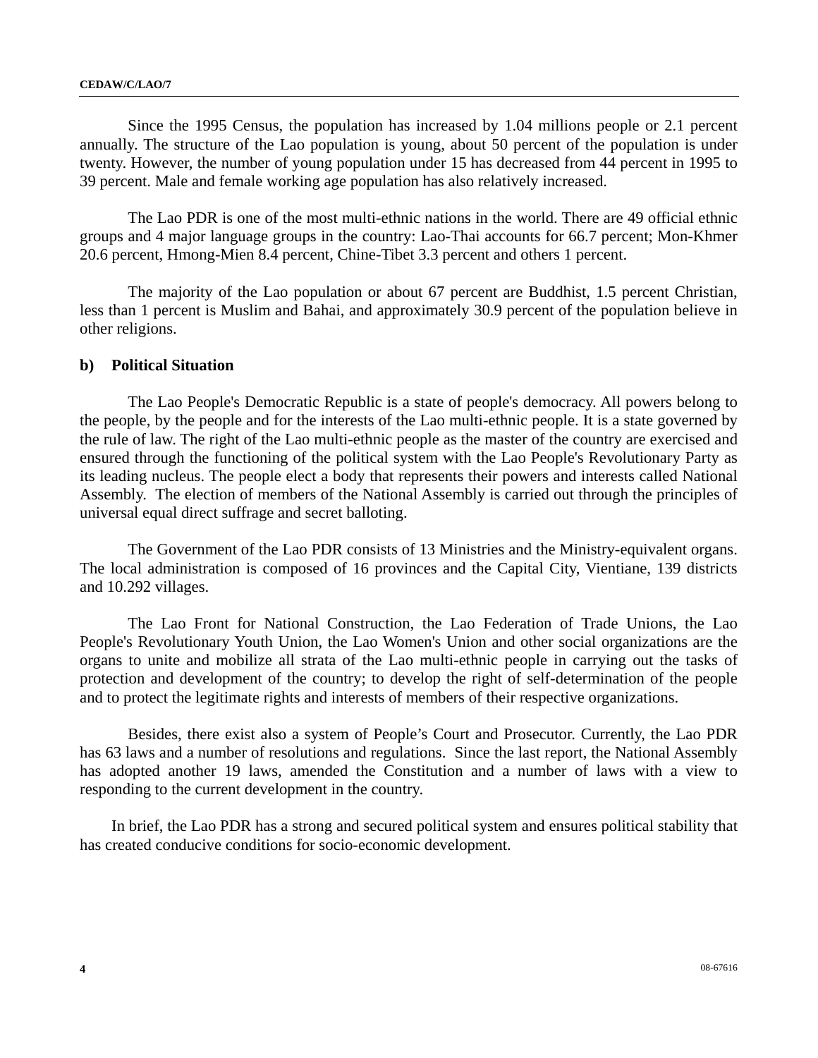Since the 1995 Census, the population has increased by 1.04 millions people or 2.1 percent annually. The structure of the Lao population is young, about 50 percent of the population is under twenty. However, the number of young population under 15 has decreased from 44 percent in 1995 to 39 percent. Male and female working age population has also relatively increased.

The Lao PDR is one of the most multi-ethnic nations in the world. There are 49 official ethnic groups and 4 major language groups in the country: Lao-Thai accounts for 66.7 percent; Mon-Khmer 20.6 percent, Hmong-Mien 8.4 percent, Chine-Tibet 3.3 percent and others 1 percent.

The majority of the Lao population or about 67 percent are Buddhist, 1.5 percent Christian, less than 1 percent is Muslim and Bahai, and approximately 30.9 percent of the population believe in other religions.

**b) Political Situation**

The Lao People's Democratic Republic is a state of people's democracy. All powers belong to the people, by the people and for the interests of the Lao multi-ethnic people. It is a state governed by the rule of law. The right of the Lao multi-ethnic people as the master of the country are exercised and ensured through the functioning of the political system with the Lao People's Revolutionary Party as its leading nucleus. The people elect a body that represents their powers and interests called National Assembly. The election of members of the National Assembly is carried out through the principles of universal equal direct suffrage and secret balloting.

The Government of the Lao PDR consists of 13 Ministries and the Ministry-equivalent organs. The local administration is composed of 16 provinces and the Capital City, Vientiane, 139 districts and 10.292 villages.

The Lao Front for National Construction, the Lao Federation of Trade Unions, the Lao People's Revolutionary Youth Union, the Lao Women's Union and other social organizations are the organs to unite and mobilize all strata of the Lao multi-ethnic people in carrying out the tasks of protection and development of the country; to develop the right of self-determination of the people and to protect the legitimate rights and interests of members of their respective organizations.

Besides, there exist also a system of People's Court and Prosecutor. Currently, the Lao PDR has 63 laws and a number of resolutions and regulations. Since the last report, the National Assembly has adopted another 19 laws, amended the Constitution and a number of laws with a view to responding to the current development in the country.

In brief, the Lao PDR has a strong and secured political system and ensures political stability that has created conducive conditions for socio-economic development.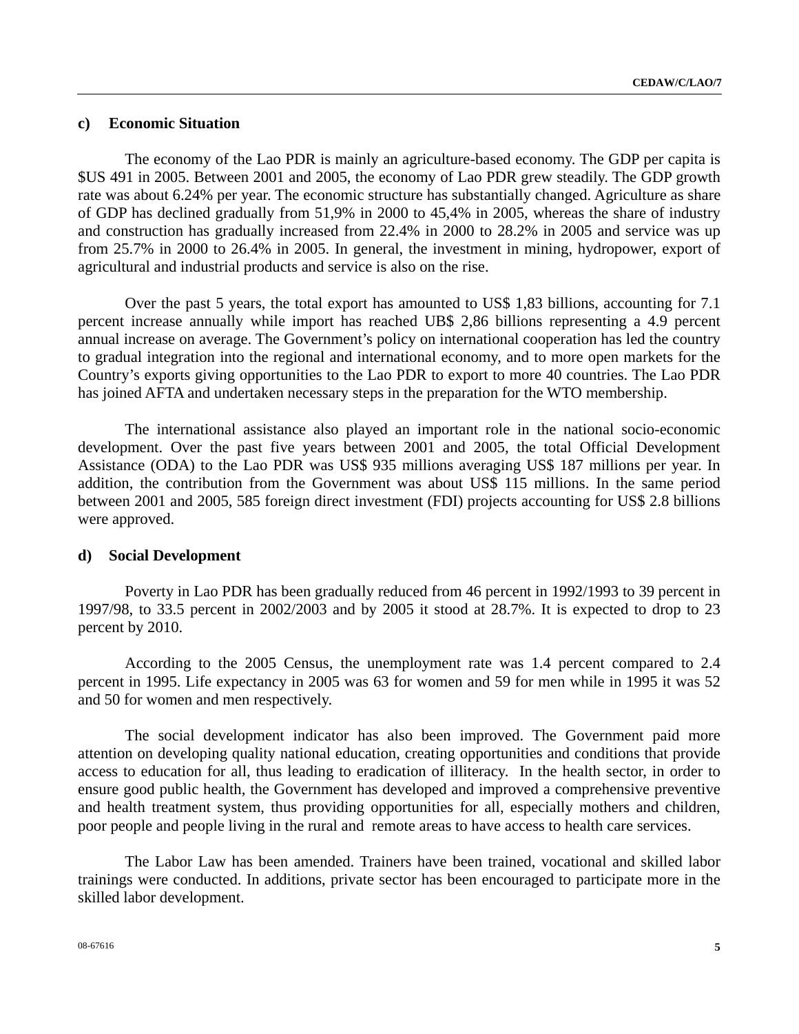### c) Economic Situation

The economy of the Lao PDR is mainly an agriculture-based economy. The GDP per capita is $US 491 in 2005. Between 2001 and 2005, the economy of Lao PDR grew steadily. The GDP growth rate was about 6.24% per year. The economic structure has substantially changed. Agriculture as share of GDP has declined gradually from 51,9% in 2000 to 45,4% in 2005, whereas the share of industry and construction has gradually increased from 22.4% in 2000 to 28.2% in 2005 and service was up from 25.7% in 2000 to 26.4% in 2005. In general, the investment in mining, hydropower, export of agricultural and industrial products and service is also on the rise.

Over the past 5 years, the total export has amounted to US$ 1,83 billions, accounting for 7.1 percent increase annually while import has reached UB$ 2,86 billions representing a 4.9 percent annual increase on average. The Government's policy on international cooperation has led the country to gradual integration into the regional and international economy, and to more open markets for the Country's exports giving opportunities to the Lao PDR to export to more 40 countries. The Lao PDR has joined AFTA and undertaken necessary steps in the preparation for the WTO membership.

The international assistance also played an important role in the national socio-economic development. Over the past five years between 2001 and 2005, the total Official Development Assistance (ODA) to the Lao PDR was US$ 935 millions averaging US$ 187 millions per year. In addition, the contribution from the Government was about US$ 115 millions. In the same period between 2001 and 2005, 585 foreign direct investment (FDI) projects accounting for US$ 2.8 billions were approved.

### d) Social Development

Poverty in Lao PDR has been gradually reduced from 46 percent in 1992/1993 to 39 percent in 1997/98, to 33.5 percent in 2002/2003 and by 2005 it stood at 28.7%. It is expected to drop to 23 percent by 2010.

According to the 2005 Census, the unemployment rate was 1.4 percent compared to 2.4 percent in 1995. Life expectancy in 2005 was 63 for women and 59 for men while in 1995 it was 52 and 50 for women and men respectively.

The social development indicator has also been improved. The Government paid more attention on developing quality national education, creating opportunities and conditions that provide access to education for all, thus leading to eradication of illiteracy. In the health sector, in order to ensure good public health, the Government has developed and improved a comprehensive preventive and health treatment system, thus providing opportunities for all, especially mothers and children, poor people and people living in the rural and remote areas to have access to health care services.

The Labor Law has been amended. Trainers have been trained, vocational and skilled labor trainings were conducted. In additions, private sector has been encouraged to participate more in the skilled labor development.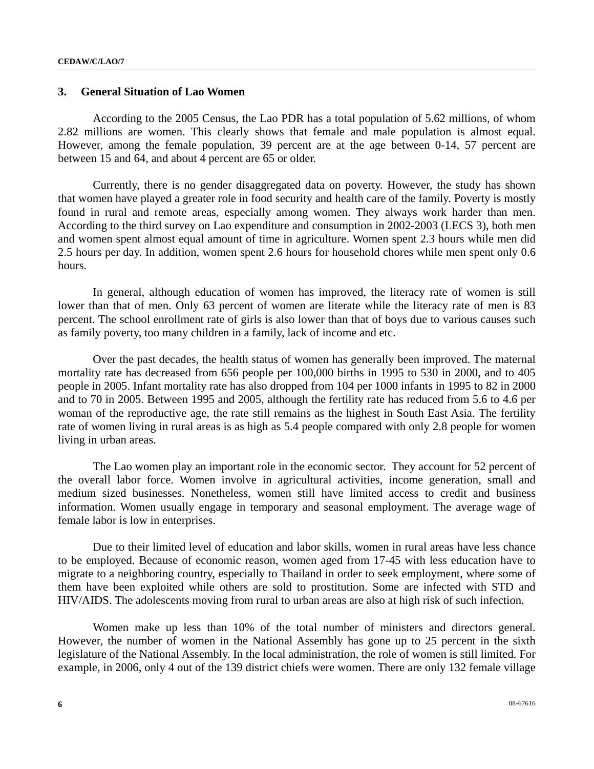## 3. General Situation of Lao Women

According to the 2005 Census, the Lao PDR has a total population of 5.62 millions, of whom 2.82 millions are women. This clearly shows that female and male population is almost equal. However, among the female population, 39 percent are at the age between 0-14, 57 percent are between 15 and 64, and about 4 percent are 65 or older.

Currently, there is no gender disaggregated data on poverty. However, the study has shown that women have played a greater role in food security and health care of the family. Poverty is mostly found in rural and remote areas, especially among women. They always work harder than men. According to the third survey on Lao expenditure and consumption in 2002-2003 (LECS 3), both men and women spent almost equal amount of time in agriculture. Women spent 2.3 hours while men did 2.5 hours per day. In addition, women spent 2.6 hours for household chores while men spent only 0.6 hours.

In general, although education of women has improved, the literacy rate of women is still lower than that of men. Only 63 percent of women are literate while the literacy rate of men is 83 percent. The school enrollment rate of girls is also lower than that of boys due to various causes such as family poverty, too many children in a family, lack of income and etc.

Over the past decades, the health status of women has generally been improved. The maternal mortality rate has decreased from 656 people per 100,000 births in 1995 to 530 in 2000, and to 405 people in 2005. Infant mortality rate has also dropped from 104 per 1000 infants in 1995 to 82 in 2000 and to 70 in 2005. Between 1995 and 2005, although the fertility rate has reduced from 5.6 to 4.6 per woman of the reproductive age, the rate still remains as the highest in South East Asia. The fertility rate of women living in rural areas is as high as 5.4 people compared with only 2.8 people for women living in urban areas.

The Lao women play an important role in the economic sector. They account for 52 percent of the overall labor force. Women involve in agricultural activities, income generation, small and medium sized businesses. Nonetheless, women still have limited access to credit and business information. Women usually engage in temporary and seasonal employment. The average wage of female labor is low in enterprises.

Due to their limited level of education and labor skills, women in rural areas have less chance to be employed. Because of economic reason, women aged from 17-45 with less education have to migrate to a neighboring country, especially to Thailand in order to seek employment, where some of them have been exploited while others are sold to prostitution. Some are infected with STD and HIV/AIDS. The adolescents moving from rural to urban areas are also at high risk of such infection.

Women make up less than 10% of the total number of ministers and directors general. However, the number of women in the National Assembly has gone up to 25 percent in the sixth legislature of the National Assembly. In the local administration, the role of women is still limited. For example, in 2006, only 4 out of the 139 district chiefs were women. There are only 132 female village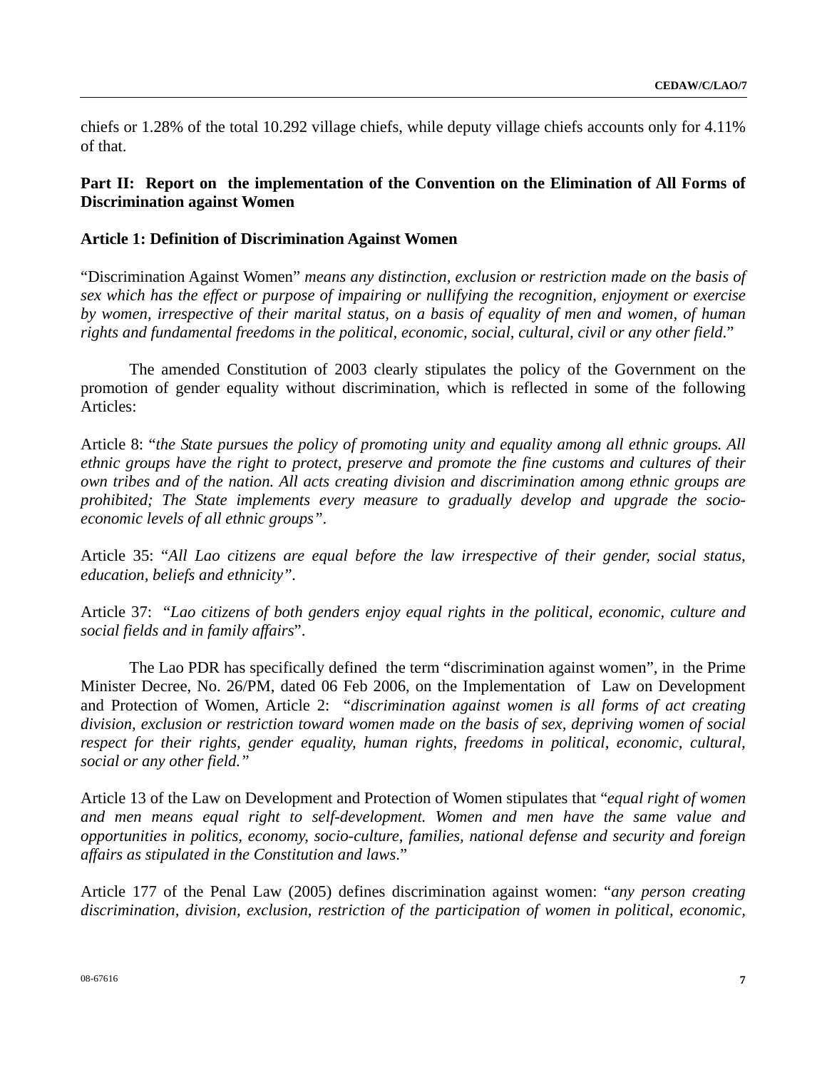chiefs or 1.28% of the total 10.292 village chiefs, while deputy village chiefs accounts only for 4.11% of that.

## Part II: Report on the implementation of the Convention on the Elimination of All Forms of Discrimination against Women

### Article 1: Definition of Discrimination Against Women

"Discrimination Against Women" *means any distinction, exclusion or restriction made on the basis of sex which has the effect or purpose of impairing or nullifying the recognition, enjoyment or exercise by women, irrespective of their marital status, on a basis of equality of men and women, of human rights and fundamental freedoms in the political, economic, social, cultural, civil or any other field*."

The amended Constitution of 2003 clearly stipulates the policy of the Government on the promotion of gender equality without discrimination, which is reflected in some of the following Articles:

Article 8: "*the State pursues the policy of promoting unity and equality among all ethnic groups. All ethnic groups have the right to protect, preserve and promote the fine customs and cultures of their own tribes and of the nation. All acts creating division and discrimination among ethnic groups are prohibited; The State implements every measure to gradually develop and upgrade the socio-economic levels of all ethnic groups"*.

Article 35: "*All Lao citizens are equal before the law irrespective of their gender, social status, education, beliefs and ethnicity"*.

Article 37: "*Lao citizens of both genders enjoy equal rights in the political, economic, culture and social fields and in family affairs*".

The Lao PDR has specifically defined the term "discrimination against women", in the Prime Minister Decree, No. 26/PM, dated 06 Feb 2006, on the Implementation of Law on Development and Protection of Women, Article 2: "*discrimination against women is all forms of act creating division, exclusion or restriction toward women made on the basis of sex, depriving women of social respect for their rights, gender equality, human rights, freedoms in political, economic, cultural, social or any other field."*

Article 13 of the Law on Development and Protection of Women stipulates that "*equal right of women and men means equal right to self-development. Women and men have the same value and opportunities in politics, economy, socio-culture, families, national defense and security and foreign affairs as stipulated in the Constitution and laws*."

Article 177 of the Penal Law (2005) defines discrimination against women: "*any person creating discrimination, division, exclusion, restriction of the participation of women in political, economic,*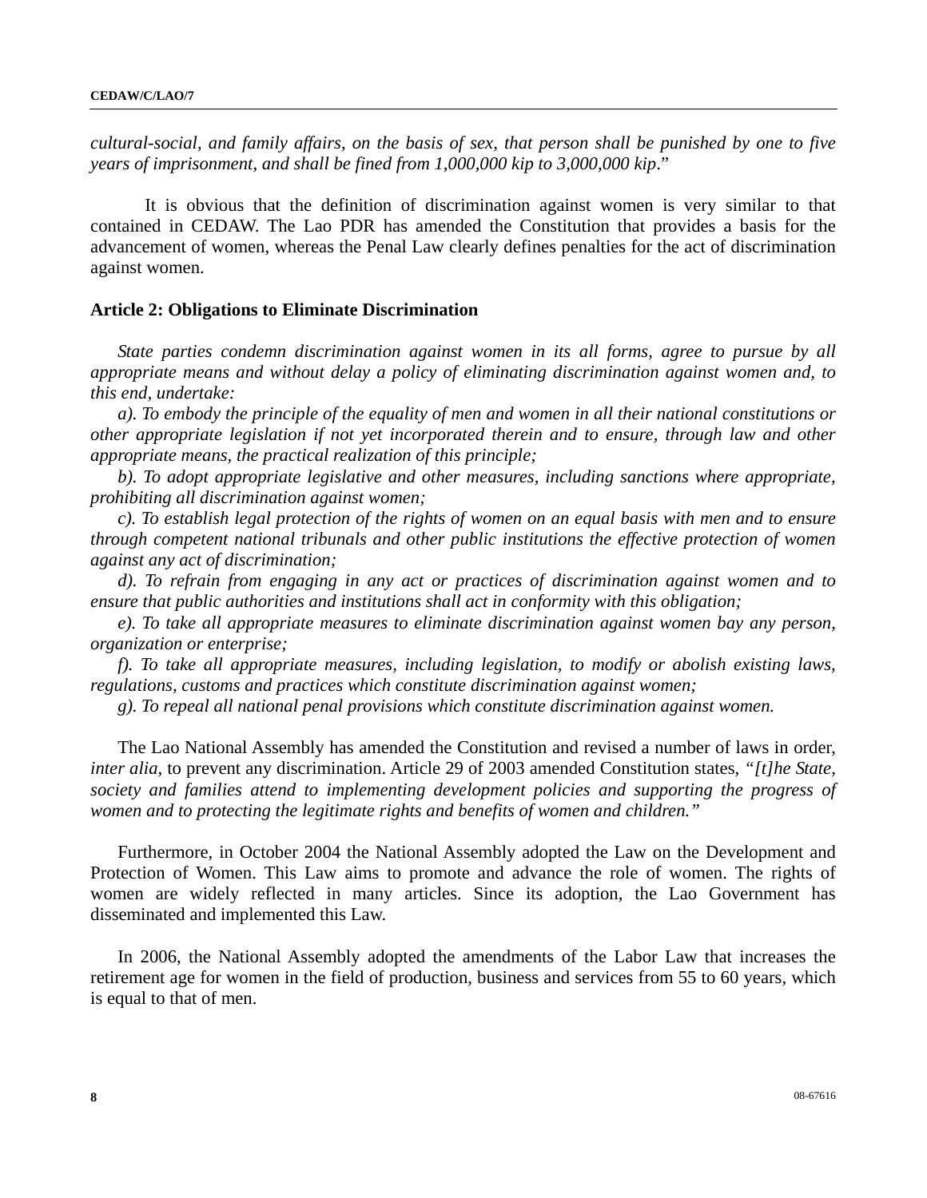*cultural-social, and family affairs, on the basis of sex, that person shall be punished by one to five years of imprisonment, and shall be fined from 1,000,000 kip to 3,000,000 kip*."

It is obvious that the definition of discrimination against women is very similar to that contained in CEDAW. The Lao PDR has amended the Constitution that provides a basis for the advancement of women, whereas the Penal Law clearly defines penalties for the act of discrimination against women.

### Article 2: Obligations to Eliminate Discrimination

*State parties condemn discrimination against women in its all forms, agree to pursue by all appropriate means and without delay a policy of eliminating discrimination against women and, to this end, undertake:*

*a). To embody the principle of the equality of men and women in all their national constitutions or other appropriate legislation if not yet incorporated therein and to ensure, through law and other appropriate means, the practical realization of this principle;*

*b). To adopt appropriate legislative and other measures, including sanctions where appropriate, prohibiting all discrimination against women;*

*c). To establish legal protection of the rights of women on an equal basis with men and to ensure through competent national tribunals and other public institutions the effective protection of women against any act of discrimination;*

*d). To refrain from engaging in any act or practices of discrimination against women and to ensure that public authorities and institutions shall act in conformity with this obligation;*

*e). To take all appropriate measures to eliminate discrimination against women bay any person, organization or enterprise;*

*f). To take all appropriate measures, including legislation, to modify or abolish existing laws, regulations, customs and practices which constitute discrimination against women;*

*g). To repeal all national penal provisions which constitute discrimination against women.*

The Lao National Assembly has amended the Constitution and revised a number of laws in order, *inter alia*, to prevent any discrimination. Article 29 of 2003 amended Constitution states, *"[t]he State, society and families attend to implementing development policies and supporting the progress of women and to protecting the legitimate rights and benefits of women and children."*

Furthermore, in October 2004 the National Assembly adopted the Law on the Development and Protection of Women. This Law aims to promote and advance the role of women. The rights of women are widely reflected in many articles. Since its adoption, the Lao Government has disseminated and implemented this Law.

In 2006, the National Assembly adopted the amendments of the Labor Law that increases the retirement age for women in the field of production, business and services from 55 to 60 years, which is equal to that of men.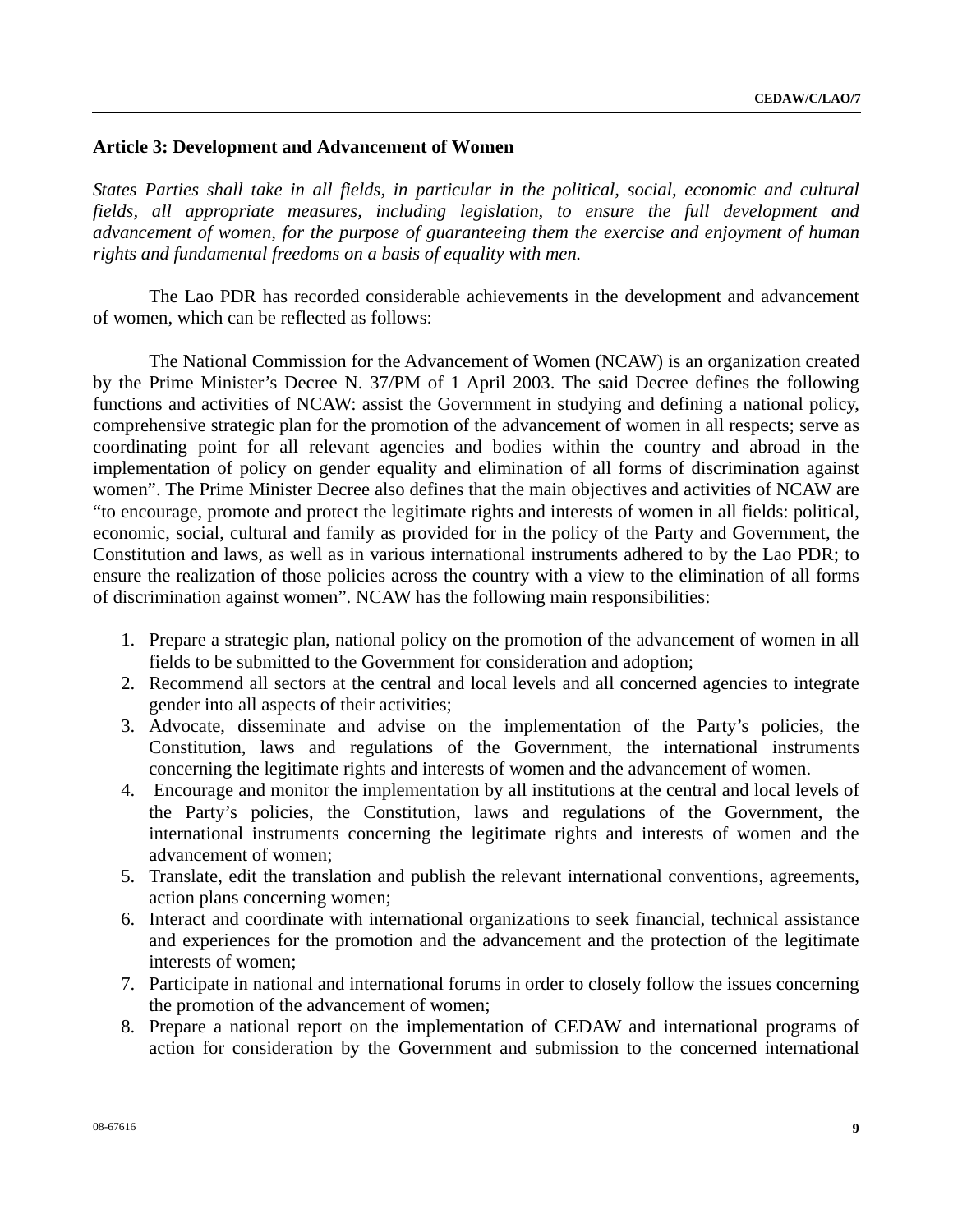**Article 3: Development and Advancement of Women**

*States Parties shall take in all fields, in particular in the political, social, economic and cultural fields, all appropriate measures, including legislation, to ensure the full development and advancement of women, for the purpose of guaranteeing them the exercise and enjoyment of human rights and fundamental freedoms on a basis of equality with men.*

The Lao PDR has recorded considerable achievements in the development and advancement of women, which can be reflected as follows:

The National Commission for the Advancement of Women (NCAW) is an organization created by the Prime Minister's Decree N. 37/PM of 1 April 2003. The said Decree defines the following functions and activities of NCAW: assist the Government in studying and defining a national policy, comprehensive strategic plan for the promotion of the advancement of women in all respects; serve as coordinating point for all relevant agencies and bodies within the country and abroad in the implementation of policy on gender equality and elimination of all forms of discrimination against women". The Prime Minister Decree also defines that the main objectives and activities of NCAW are "to encourage, promote and protect the legitimate rights and interests of women in all fields: political, economic, social, cultural and family as provided for in the policy of the Party and Government, the Constitution and laws, as well as in various international instruments adhered to by the Lao PDR; to ensure the realization of those policies across the country with a view to the elimination of all forms of discrimination against women". NCAW has the following main responsibilities:

1. Prepare a strategic plan, national policy on the promotion of the advancement of women in all fields to be submitted to the Government for consideration and adoption;
2. Recommend all sectors at the central and local levels and all concerned agencies to integrate gender into all aspects of their activities;
3. Advocate, disseminate and advise on the implementation of the Party's policies, the Constitution, laws and regulations of the Government, the international instruments concerning the legitimate rights and interests of women and the advancement of women.
4. Encourage and monitor the implementation by all institutions at the central and local levels of the Party's policies, the Constitution, laws and regulations of the Government, the international instruments concerning the legitimate rights and interests of women and the advancement of women;
5. Translate, edit the translation and publish the relevant international conventions, agreements, action plans concerning women;
6. Interact and coordinate with international organizations to seek financial, technical assistance and experiences for the promotion and the advancement and the protection of the legitimate interests of women;
7. Participate in national and international forums in order to closely follow the issues concerning the promotion of the advancement of women;
8. Prepare a national report on the implementation of CEDAW and international programs of action for consideration by the Government and submission to the concerned international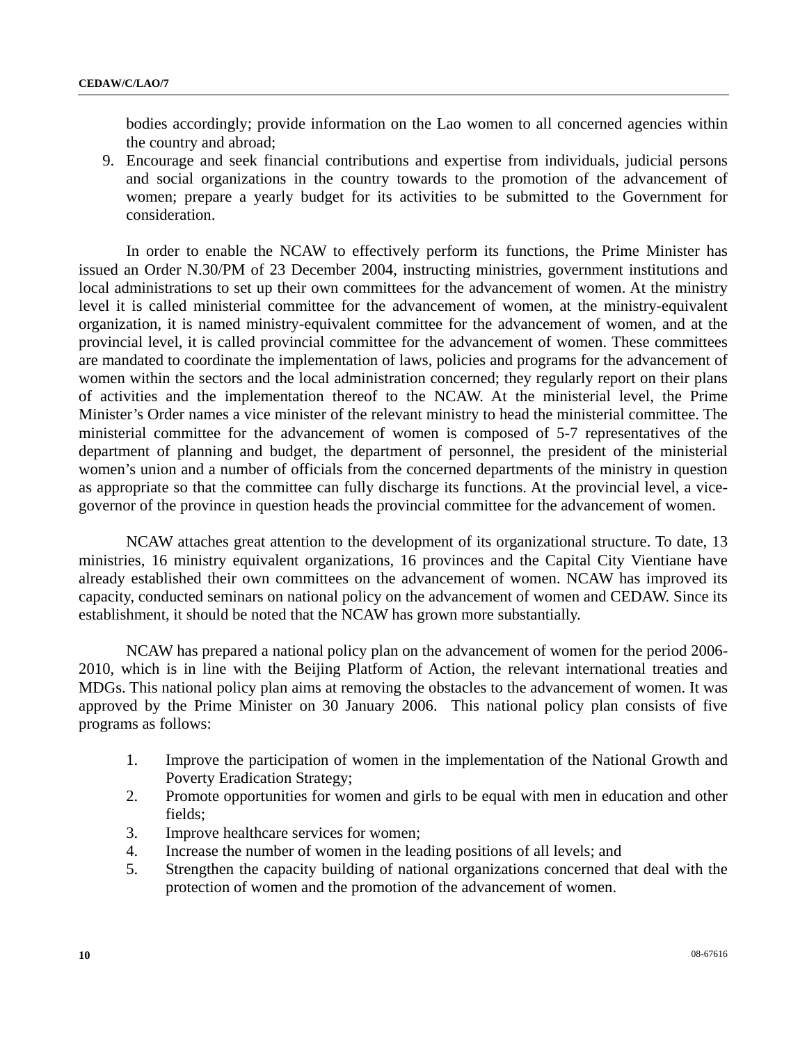bodies accordingly; provide information on the Lao women to all concerned agencies within the country and abroad;

9. Encourage and seek financial contributions and expertise from individuals, judicial persons and social organizations in the country towards to the promotion of the advancement of women; prepare a yearly budget for its activities to be submitted to the Government for consideration.

In order to enable the NCAW to effectively perform its functions, the Prime Minister has issued an Order N.30/PM of 23 December 2004, instructing ministries, government institutions and local administrations to set up their own committees for the advancement of women. At the ministry level it is called ministerial committee for the advancement of women, at the ministry-equivalent organization, it is named ministry-equivalent committee for the advancement of women, and at the provincial level, it is called provincial committee for the advancement of women. These committees are mandated to coordinate the implementation of laws, policies and programs for the advancement of women within the sectors and the local administration concerned; they regularly report on their plans of activities and the implementation thereof to the NCAW. At the ministerial level, the Prime Minister's Order names a vice minister of the relevant ministry to head the ministerial committee. The ministerial committee for the advancement of women is composed of 5-7 representatives of the department of planning and budget, the department of personnel, the president of the ministerial women's union and a number of officials from the concerned departments of the ministry in question as appropriate so that the committee can fully discharge its functions. At the provincial level, a vice-governor of the province in question heads the provincial committee for the advancement of women.

NCAW attaches great attention to the development of its organizational structure. To date, 13 ministries, 16 ministry equivalent organizations, 16 provinces and the Capital City Vientiane have already established their own committees on the advancement of women. NCAW has improved its capacity, conducted seminars on national policy on the advancement of women and CEDAW. Since its establishment, it should be noted that the NCAW has grown more substantially.

NCAW has prepared a national policy plan on the advancement of women for the period 2006-2010, which is in line with the Beijing Platform of Action, the relevant international treaties and MDGs. This national policy plan aims at removing the obstacles to the advancement of women. It was approved by the Prime Minister on 30 January 2006. This national policy plan consists of five programs as follows:

1. Improve the participation of women in the implementation of the National Growth and Poverty Eradication Strategy;
2. Promote opportunities for women and girls to be equal with men in education and other fields;
3. Improve healthcare services for women;
4. Increase the number of women in the leading positions of all levels; and
5. Strengthen the capacity building of national organizations concerned that deal with the protection of women and the promotion of the advancement of women.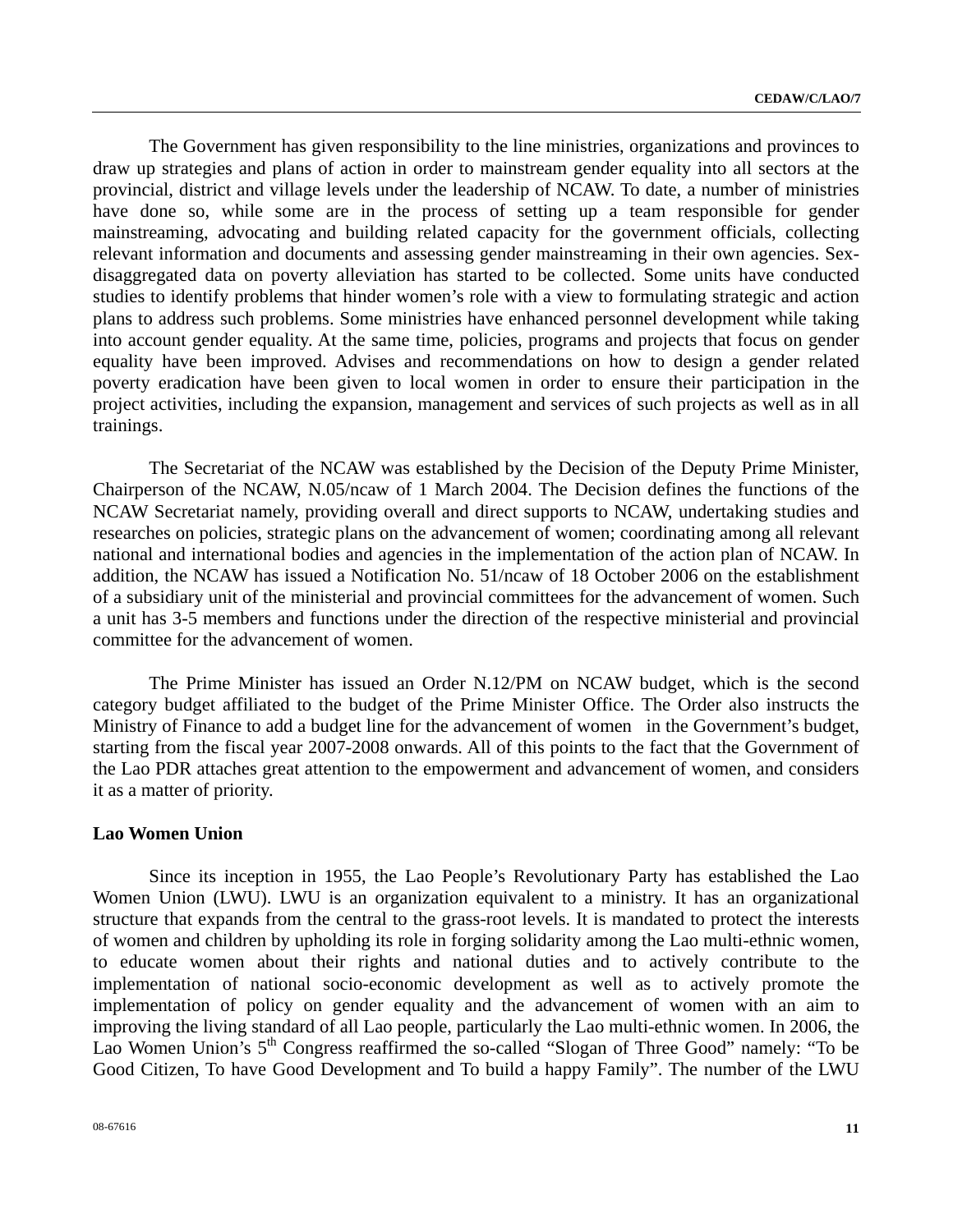The Government has given responsibility to the line ministries, organizations and provinces to draw up strategies and plans of action in order to mainstream gender equality into all sectors at the provincial, district and village levels under the leadership of NCAW. To date, a number of ministries have done so, while some are in the process of setting up a team responsible for gender mainstreaming, advocating and building related capacity for the government officials, collecting relevant information and documents and assessing gender mainstreaming in their own agencies. Sex-disaggregated data on poverty alleviation has started to be collected. Some units have conducted studies to identify problems that hinder women's role with a view to formulating strategic and action plans to address such problems. Some ministries have enhanced personnel development while taking into account gender equality. At the same time, policies, programs and projects that focus on gender equality have been improved. Advises and recommendations on how to design a gender related poverty eradication have been given to local women in order to ensure their participation in the project activities, including the expansion, management and services of such projects as well as in all trainings.

The Secretariat of the NCAW was established by the Decision of the Deputy Prime Minister, Chairperson of the NCAW, N.05/ncaw of 1 March 2004. The Decision defines the functions of the NCAW Secretariat namely, providing overall and direct supports to NCAW, undertaking studies and researches on policies, strategic plans on the advancement of women; coordinating among all relevant national and international bodies and agencies in the implementation of the action plan of NCAW. In addition, the NCAW has issued a Notification No. 51/ncaw of 18 October 2006 on the establishment of a subsidiary unit of the ministerial and provincial committees for the advancement of women. Such a unit has 3-5 members and functions under the direction of the respective ministerial and provincial committee for the advancement of women.

The Prime Minister has issued an Order N.12/PM on NCAW budget, which is the second category budget affiliated to the budget of the Prime Minister Office. The Order also instructs the Ministry of Finance to add a budget line for the advancement of women in the Government's budget, starting from the fiscal year 2007-2008 onwards. All of this points to the fact that the Government of the Lao PDR attaches great attention to the empowerment and advancement of women, and considers it as a matter of priority.

**Lao Women Union**

Since its inception in 1955, the Lao People's Revolutionary Party has established the Lao Women Union (LWU). LWU is an organization equivalent to a ministry. It has an organizational structure that expands from the central to the grass-root levels. It is mandated to protect the interests of women and children by upholding its role in forging solidarity among the Lao multi-ethnic women, to educate women about their rights and national duties and to actively contribute to the implementation of national socio-economic development as well as to actively promote the implementation of policy on gender equality and the advancement of women with an aim to improving the living standard of all Lao people, particularly the Lao multi-ethnic women. In 2006, the Lao Women Union's 5th Congress reaffirmed the so-called "Slogan of Three Good" namely: "To be Good Citizen, To have Good Development and To build a happy Family". The number of the LWU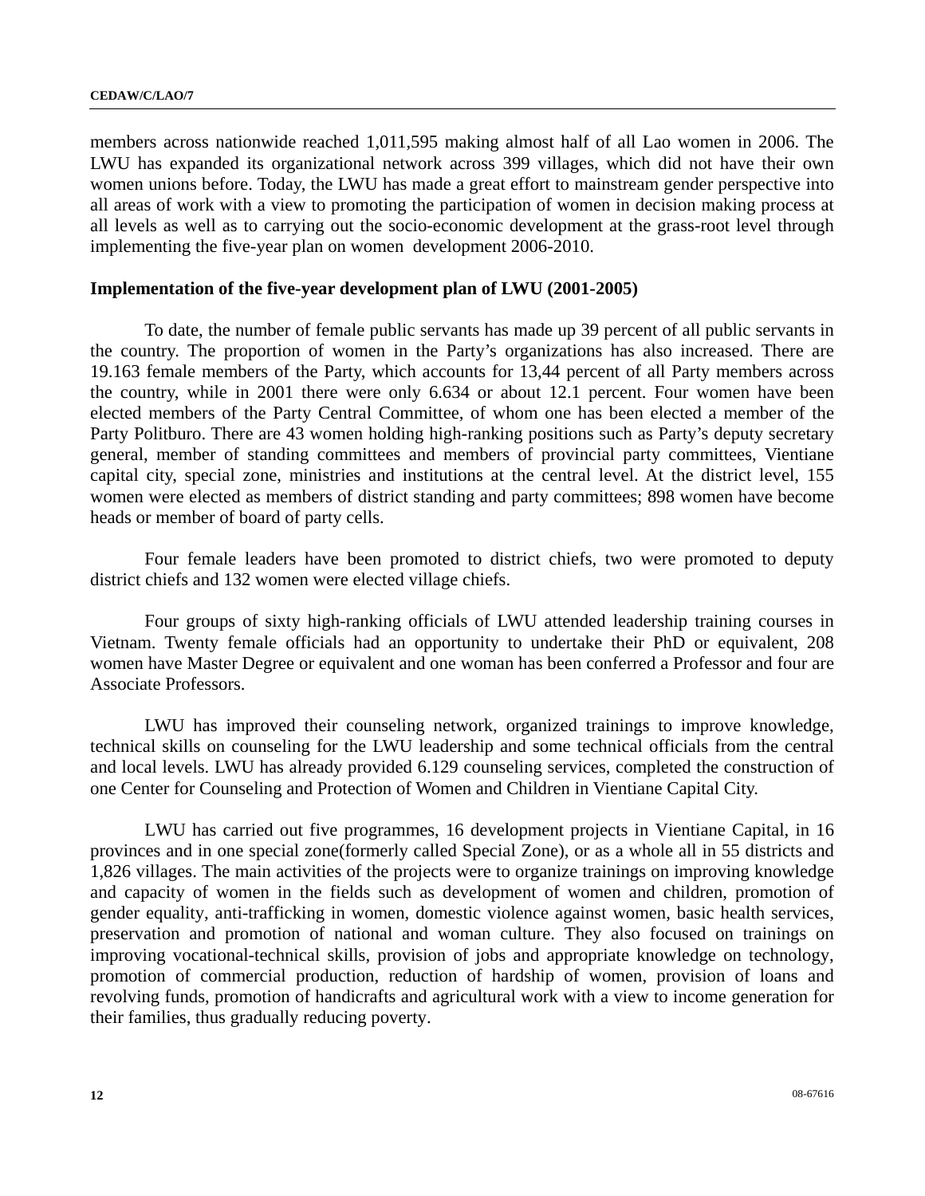members across nationwide reached 1,011,595 making almost half of all Lao women in 2006. The LWU has expanded its organizational network across 399 villages, which did not have their own women unions before. Today, the LWU has made a great effort to mainstream gender perspective into all areas of work with a view to promoting the participation of women in decision making process at all levels as well as to carrying out the socio-economic development at the grass-root level through implementing the five-year plan on women development 2006-2010.

**Implementation of the five-year development plan of LWU (2001-2005)**

To date, the number of female public servants has made up 39 percent of all public servants in the country. The proportion of women in the Party's organizations has also increased. There are 19.163 female members of the Party, which accounts for 13,44 percent of all Party members across the country, while in 2001 there were only 6.634 or about 12.1 percent. Four women have been elected members of the Party Central Committee, of whom one has been elected a member of the Party Politburo. There are 43 women holding high-ranking positions such as Party's deputy secretary general, member of standing committees and members of provincial party committees, Vientiane capital city, special zone, ministries and institutions at the central level. At the district level, 155 women were elected as members of district standing and party committees; 898 women have become heads or member of board of party cells.

Four female leaders have been promoted to district chiefs, two were promoted to deputy district chiefs and 132 women were elected village chiefs.

Four groups of sixty high-ranking officials of LWU attended leadership training courses in Vietnam. Twenty female officials had an opportunity to undertake their PhD or equivalent, 208 women have Master Degree or equivalent and one woman has been conferred a Professor and four are Associate Professors.

LWU has improved their counseling network, organized trainings to improve knowledge, technical skills on counseling for the LWU leadership and some technical officials from the central and local levels. LWU has already provided 6.129 counseling services, completed the construction of one Center for Counseling and Protection of Women and Children in Vientiane Capital City.

LWU has carried out five programmes, 16 development projects in Vientiane Capital, in 16 provinces and in one special zone(formerly called Special Zone), or as a whole all in 55 districts and 1,826 villages. The main activities of the projects were to organize trainings on improving knowledge and capacity of women in the fields such as development of women and children, promotion of gender equality, anti-trafficking in women, domestic violence against women, basic health services, preservation and promotion of national and woman culture. They also focused on trainings on improving vocational-technical skills, provision of jobs and appropriate knowledge on technology, promotion of commercial production, reduction of hardship of women, provision of loans and revolving funds, promotion of handicrafts and agricultural work with a view to income generation for their families, thus gradually reducing poverty.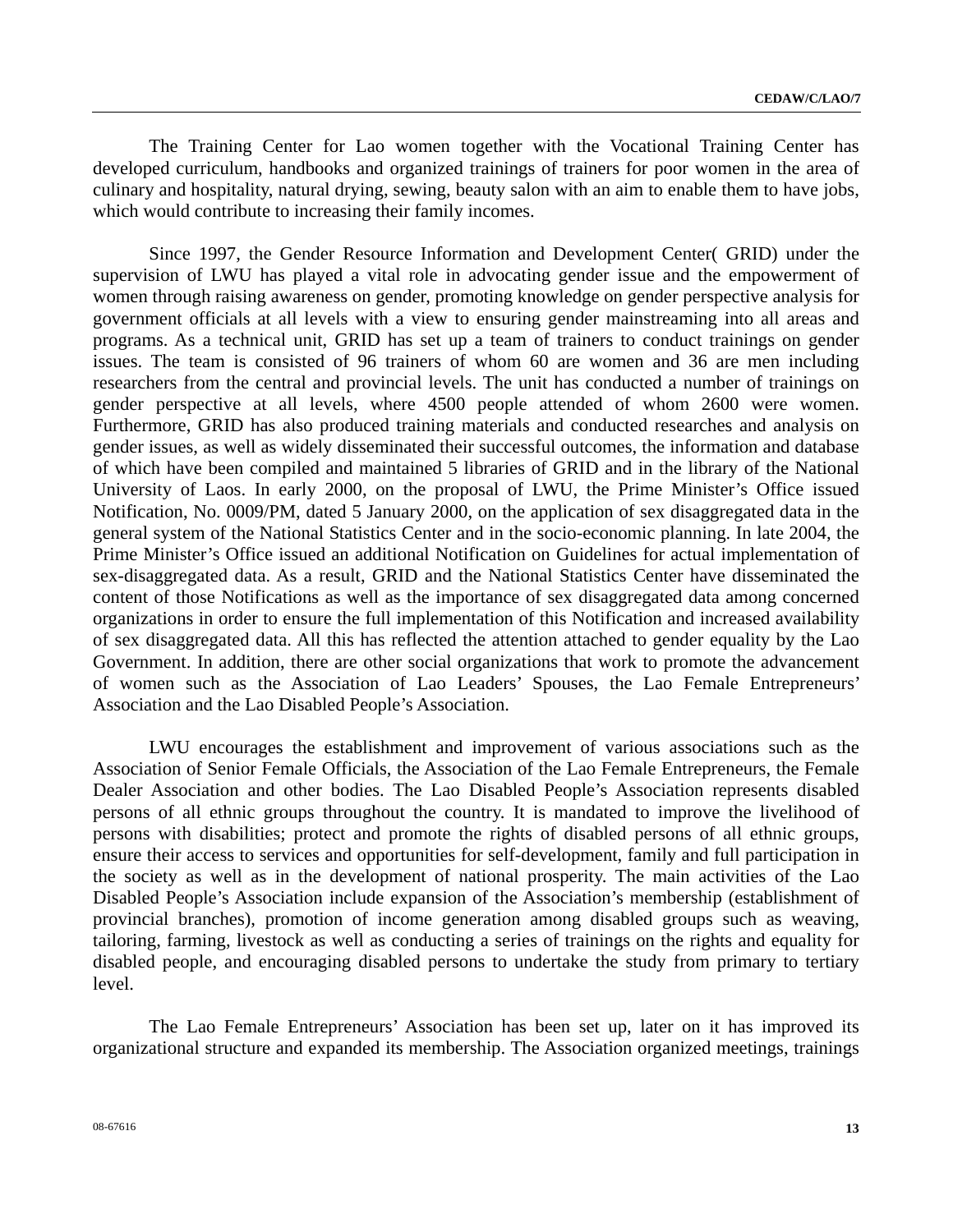The Training Center for Lao women together with the Vocational Training Center has developed curriculum, handbooks and organized trainings of trainers for poor women in the area of culinary and hospitality, natural drying, sewing, beauty salon with an aim to enable them to have jobs, which would contribute to increasing their family incomes.

Since 1997, the Gender Resource Information and Development Center( GRID) under the supervision of LWU has played a vital role in advocating gender issue and the empowerment of women through raising awareness on gender, promoting knowledge on gender perspective analysis for government officials at all levels with a view to ensuring gender mainstreaming into all areas and programs. As a technical unit, GRID has set up a team of trainers to conduct trainings on gender issues. The team is consisted of 96 trainers of whom 60 are women and 36 are men including researchers from the central and provincial levels. The unit has conducted a number of trainings on gender perspective at all levels, where 4500 people attended of whom 2600 were women. Furthermore, GRID has also produced training materials and conducted researches and analysis on gender issues, as well as widely disseminated their successful outcomes, the information and database of which have been compiled and maintained 5 libraries of GRID and in the library of the National University of Laos. In early 2000, on the proposal of LWU, the Prime Minister's Office issued Notification, No. 0009/PM, dated 5 January 2000, on the application of sex disaggregated data in the general system of the National Statistics Center and in the socio-economic planning. In late 2004, the Prime Minister's Office issued an additional Notification on Guidelines for actual implementation of sex-disaggregated data. As a result, GRID and the National Statistics Center have disseminated the content of those Notifications as well as the importance of sex disaggregated data among concerned organizations in order to ensure the full implementation of this Notification and increased availability of sex disaggregated data. All this has reflected the attention attached to gender equality by the Lao Government. In addition, there are other social organizations that work to promote the advancement of women such as the Association of Lao Leaders' Spouses, the Lao Female Entrepreneurs' Association and the Lao Disabled People's Association.

LWU encourages the establishment and improvement of various associations such as the Association of Senior Female Officials, the Association of the Lao Female Entrepreneurs, the Female Dealer Association and other bodies. The Lao Disabled People's Association represents disabled persons of all ethnic groups throughout the country. It is mandated to improve the livelihood of persons with disabilities; protect and promote the rights of disabled persons of all ethnic groups, ensure their access to services and opportunities for self-development, family and full participation in the society as well as in the development of national prosperity. The main activities of the Lao Disabled People's Association include expansion of the Association's membership (establishment of provincial branches), promotion of income generation among disabled groups such as weaving, tailoring, farming, livestock as well as conducting a series of trainings on the rights and equality for disabled people, and encouraging disabled persons to undertake the study from primary to tertiary level.

The Lao Female Entrepreneurs' Association has been set up, later on it has improved its organizational structure and expanded its membership. The Association organized meetings, trainings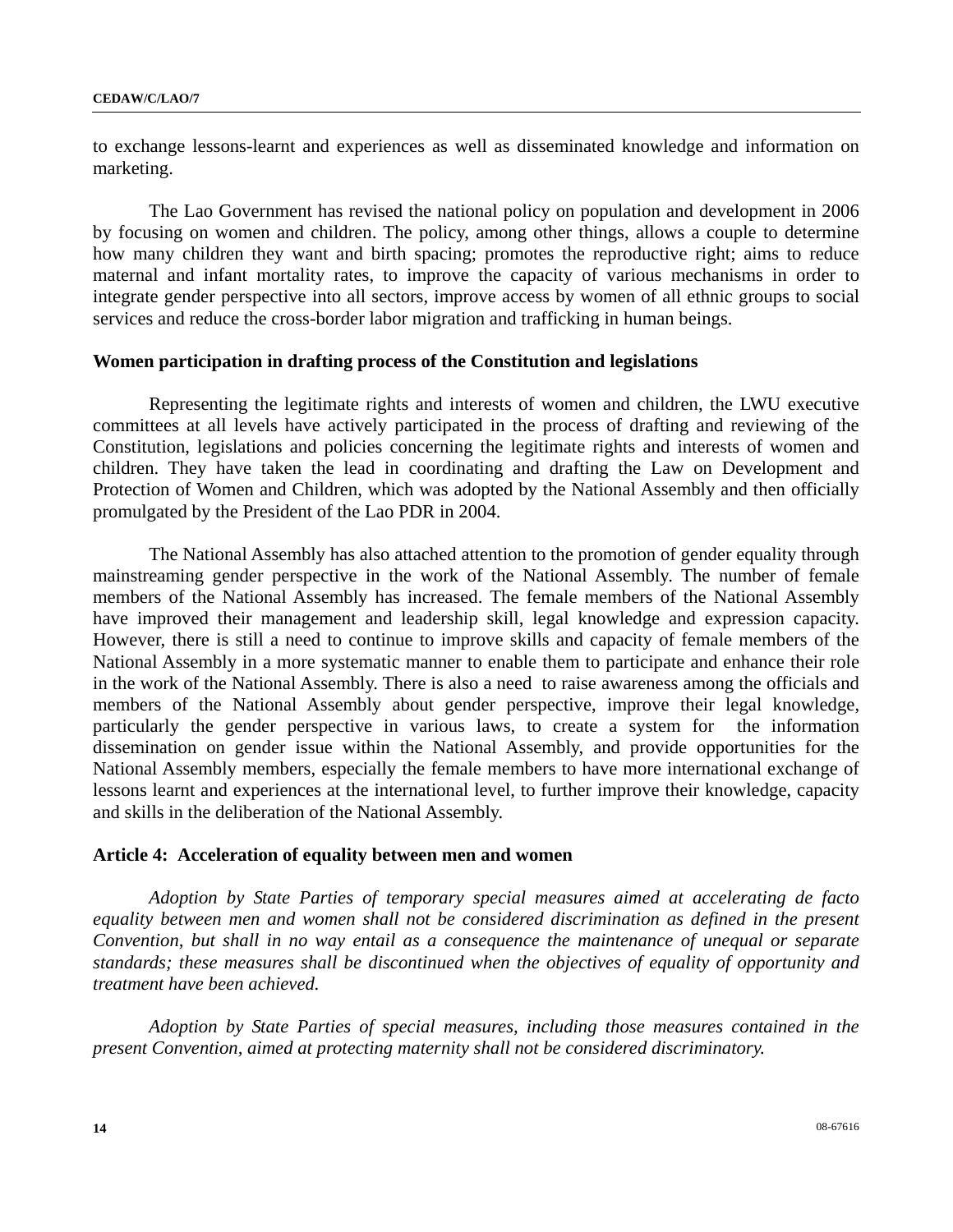to exchange lessons-learnt and experiences as well as disseminated knowledge and information on marketing.

The Lao Government has revised the national policy on population and development in 2006 by focusing on women and children. The policy, among other things, allows a couple to determine how many children they want and birth spacing; promotes the reproductive right; aims to reduce maternal and infant mortality rates, to improve the capacity of various mechanisms in order to integrate gender perspective into all sectors, improve access by women of all ethnic groups to social services and reduce the cross-border labor migration and trafficking in human beings.

**Women participation in drafting process of the Constitution and legislations**

Representing the legitimate rights and interests of women and children, the LWU executive committees at all levels have actively participated in the process of drafting and reviewing of the Constitution, legislations and policies concerning the legitimate rights and interests of women and children. They have taken the lead in coordinating and drafting the Law on Development and Protection of Women and Children, which was adopted by the National Assembly and then officially promulgated by the President of the Lao PDR in 2004.

The National Assembly has also attached attention to the promotion of gender equality through mainstreaming gender perspective in the work of the National Assembly. The number of female members of the National Assembly has increased. The female members of the National Assembly have improved their management and leadership skill, legal knowledge and expression capacity. However, there is still a need to continue to improve skills and capacity of female members of the National Assembly in a more systematic manner to enable them to participate and enhance their role in the work of the National Assembly. There is also a need to raise awareness among the officials and members of the National Assembly about gender perspective, improve their legal knowledge, particularly the gender perspective in various laws, to create a system for the information dissemination on gender issue within the National Assembly, and provide opportunities for the National Assembly members, especially the female members to have more international exchange of lessons learnt and experiences at the international level, to further improve their knowledge, capacity and skills in the deliberation of the National Assembly.

**Article 4: Acceleration of equality between men and women**

*Adoption by State Parties of temporary special measures aimed at accelerating de facto equality between men and women shall not be considered discrimination as defined in the present Convention, but shall in no way entail as a consequence the maintenance of unequal or separate standards; these measures shall be discontinued when the objectives of equality of opportunity and treatment have been achieved.*

*Adoption by State Parties of special measures, including those measures contained in the present Convention, aimed at protecting maternity shall not be considered discriminatory.*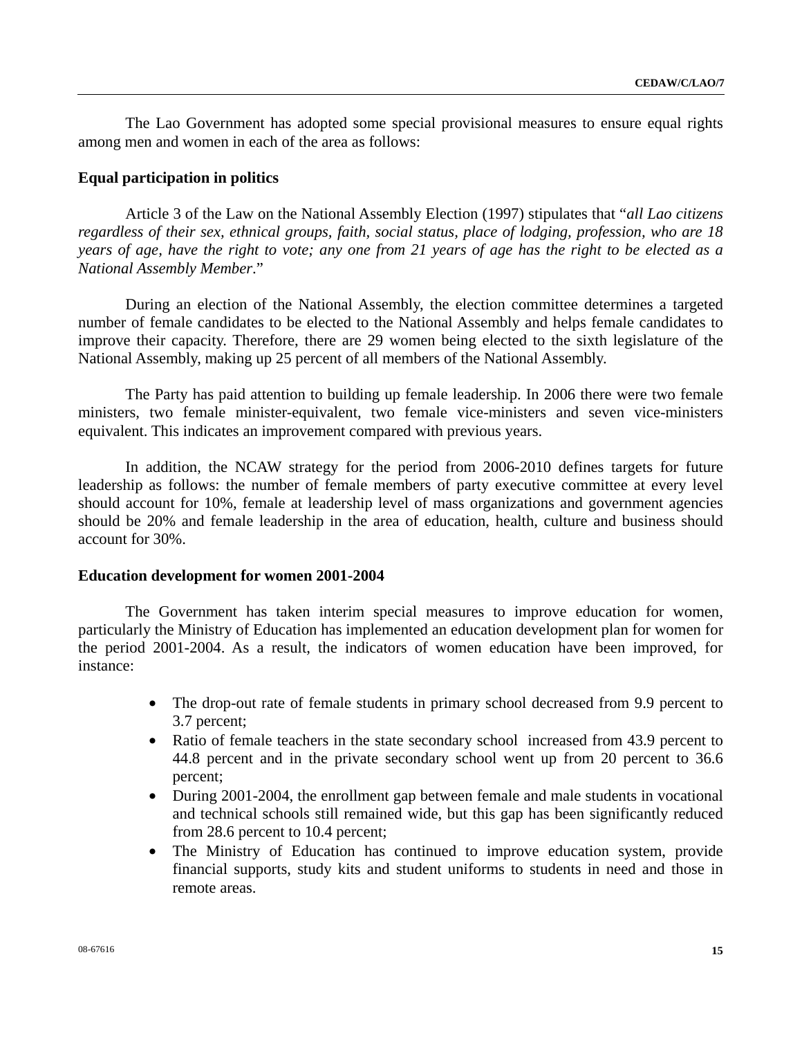The Lao Government has adopted some special provisional measures to ensure equal rights among men and women in each of the area as follows:

**Equal participation in politics**

Article 3 of the Law on the National Assembly Election (1997) stipulates that "*all Lao citizens regardless of their sex, ethnical groups, faith, social status, place of lodging, profession, who are 18 years of age, have the right to vote; any one from 21 years of age has the right to be elected as a National Assembly Member*."

During an election of the National Assembly, the election committee determines a targeted number of female candidates to be elected to the National Assembly and helps female candidates to improve their capacity. Therefore, there are 29 women being elected to the sixth legislature of the National Assembly, making up 25 percent of all members of the National Assembly.

The Party has paid attention to building up female leadership. In 2006 there were two female ministers, two female minister-equivalent, two female vice-ministers and seven vice-ministers equivalent. This indicates an improvement compared with previous years.

In addition, the NCAW strategy for the period from 2006-2010 defines targets for future leadership as follows: the number of female members of party executive committee at every level should account for 10%, female at leadership level of mass organizations and government agencies should be 20% and female leadership in the area of education, health, culture and business should account for 30%.

**Education development for women 2001-2004**

The Government has taken interim special measures to improve education for women, particularly the Ministry of Education has implemented an education development plan for women for the period 2001-2004. As a result, the indicators of women education have been improved, for instance:

- The drop-out rate of female students in primary school decreased from 9.9 percent to 3.7 percent;
- Ratio of female teachers in the state secondary school increased from 43.9 percent to 44.8 percent and in the private secondary school went up from 20 percent to 36.6 percent;
- During 2001-2004, the enrollment gap between female and male students in vocational and technical schools still remained wide, but this gap has been significantly reduced from 28.6 percent to 10.4 percent;
- The Ministry of Education has continued to improve education system, provide financial supports, study kits and student uniforms to students in need and those in remote areas.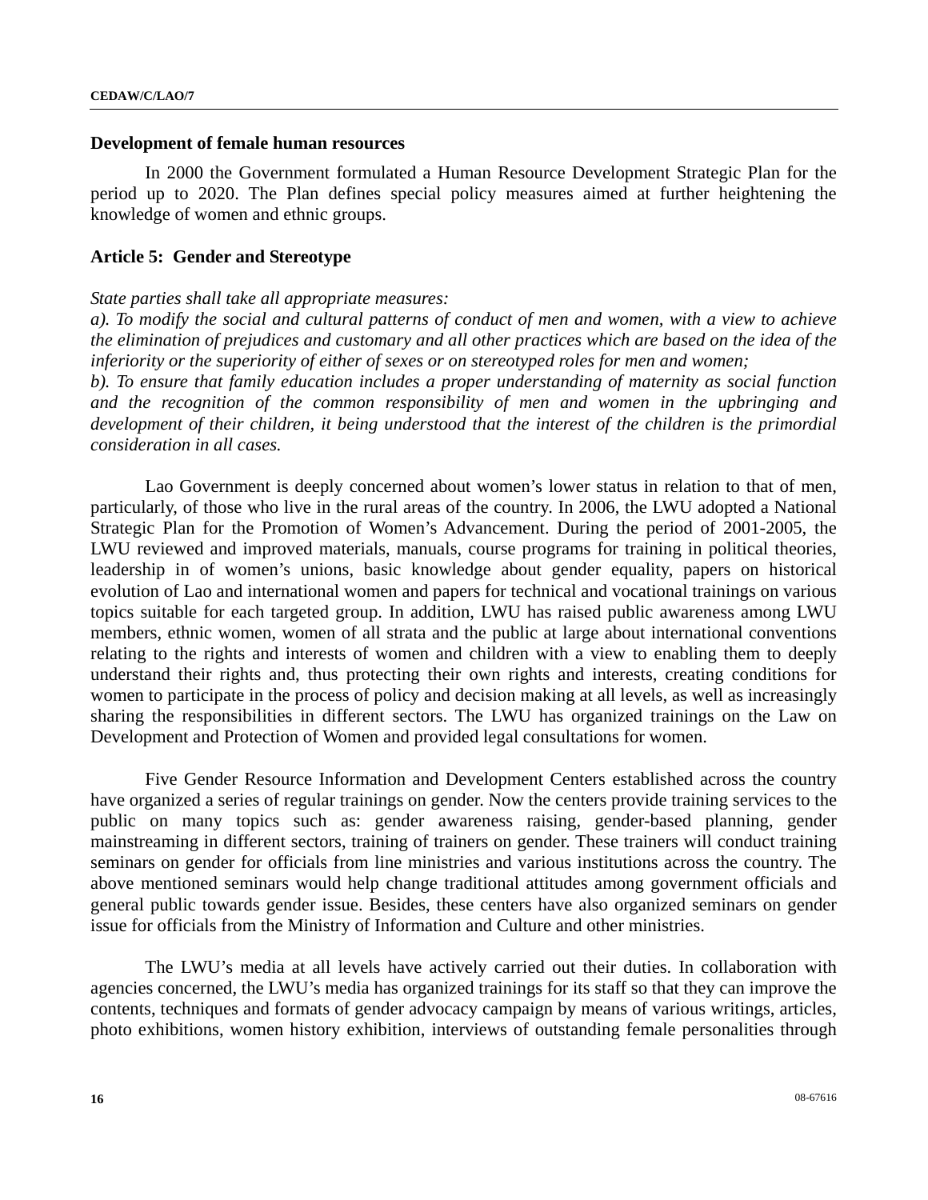**Development of female human resources**

In 2000 the Government formulated a Human Resource Development Strategic Plan for the period up to 2020. The Plan defines special policy measures aimed at further heightening the knowledge of women and ethnic groups.

## Article 5: Gender and Stereotype

*State parties shall take all appropriate measures:*
*a). To modify the social and cultural patterns of conduct of men and women, with a view to achieve the elimination of prejudices and customary and all other practices which are based on the idea of the inferiority or the superiority of either of sexes or on stereotyped roles for men and women;*
*b). To ensure that family education includes a proper understanding of maternity as social function and the recognition of the common responsibility of men and women in the upbringing and development of their children, it being understood that the interest of the children is the primordial consideration in all cases.*

Lao Government is deeply concerned about women's lower status in relation to that of men, particularly, of those who live in the rural areas of the country. In 2006, the LWU adopted a National Strategic Plan for the Promotion of Women's Advancement. During the period of 2001-2005, the LWU reviewed and improved materials, manuals, course programs for training in political theories, leadership in of women's unions, basic knowledge about gender equality, papers on historical evolution of Lao and international women and papers for technical and vocational trainings on various topics suitable for each targeted group. In addition, LWU has raised public awareness among LWU members, ethnic women, women of all strata and the public at large about international conventions relating to the rights and interests of women and children with a view to enabling them to deeply understand their rights and, thus protecting their own rights and interests, creating conditions for women to participate in the process of policy and decision making at all levels, as well as increasingly sharing the responsibilities in different sectors. The LWU has organized trainings on the Law on Development and Protection of Women and provided legal consultations for women.

Five Gender Resource Information and Development Centers established across the country have organized a series of regular trainings on gender. Now the centers provide training services to the public on many topics such as: gender awareness raising, gender-based planning, gender mainstreaming in different sectors, training of trainers on gender. These trainers will conduct training seminars on gender for officials from line ministries and various institutions across the country. The above mentioned seminars would help change traditional attitudes among government officials and general public towards gender issue. Besides, these centers have also organized seminars on gender issue for officials from the Ministry of Information and Culture and other ministries.

The LWU's media at all levels have actively carried out their duties. In collaboration with agencies concerned, the LWU's media has organized trainings for its staff so that they can improve the contents, techniques and formats of gender advocacy campaign by means of various writings, articles, photo exhibitions, women history exhibition, interviews of outstanding female personalities through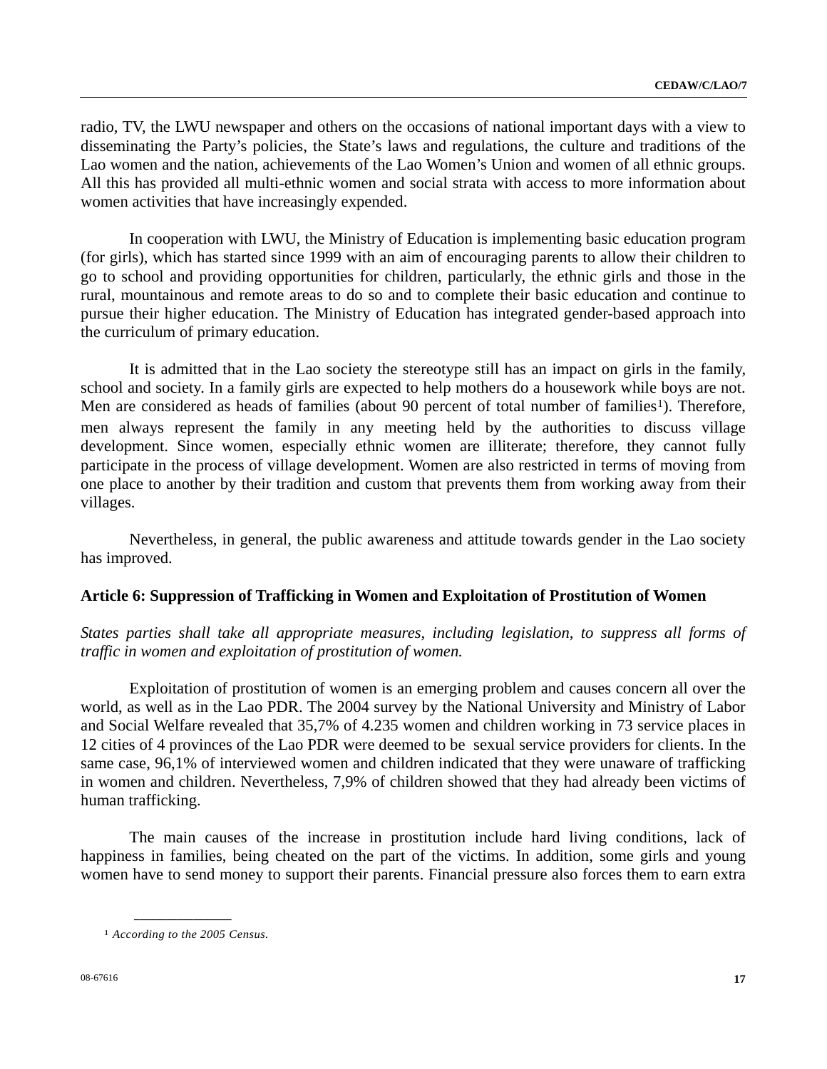radio, TV, the LWU newspaper and others on the occasions of national important days with a view to disseminating the Party's policies, the State's laws and regulations, the culture and traditions of the Lao women and the nation, achievements of the Lao Women's Union and women of all ethnic groups. All this has provided all multi-ethnic women and social strata with access to more information about women activities that have increasingly expended.

In cooperation with LWU, the Ministry of Education is implementing basic education program (for girls), which has started since 1999 with an aim of encouraging parents to allow their children to go to school and providing opportunities for children, particularly, the ethnic girls and those in the rural, mountainous and remote areas to do so and to complete their basic education and continue to pursue their higher education. The Ministry of Education has integrated gender-based approach into the curriculum of primary education.

It is admitted that in the Lao society the stereotype still has an impact on girls in the family, school and society. In a family girls are expected to help mothers do a housework while boys are not. Men are considered as heads of families (about 90 percent of total number of families[1]). Therefore, men always represent the family in any meeting held by the authorities to discuss village development. Since women, especially ethnic women are illiterate; therefore, they cannot fully participate in the process of village development. Women are also restricted in terms of moving from one place to another by their tradition and custom that prevents them from working away from their villages.

Nevertheless, in general, the public awareness and attitude towards gender in the Lao society has improved.

### Article 6: Suppression of Trafficking in Women and Exploitation of Prostitution of Women

*States parties shall take all appropriate measures, including legislation, to suppress all forms of traffic in women and exploitation of prostitution of women.*

Exploitation of prostitution of women is an emerging problem and causes concern all over the world, as well as in the Lao PDR. The 2004 survey by the National University and Ministry of Labor and Social Welfare revealed that 35,7% of 4.235 women and children working in 73 service places in 12 cities of 4 provinces of the Lao PDR were deemed to be sexual service providers for clients. In the same case, 96,1% of interviewed women and children indicated that they were unaware of trafficking in women and children. Nevertheless, 7,9% of children showed that they had already been victims of human trafficking.

The main causes of the increase in prostitution include hard living conditions, lack of happiness in families, being cheated on the part of the victims. In addition, some girls and young women have to send money to support their parents. Financial pressure also forces them to earn extra

---

[1] *According to the 2005 Census.*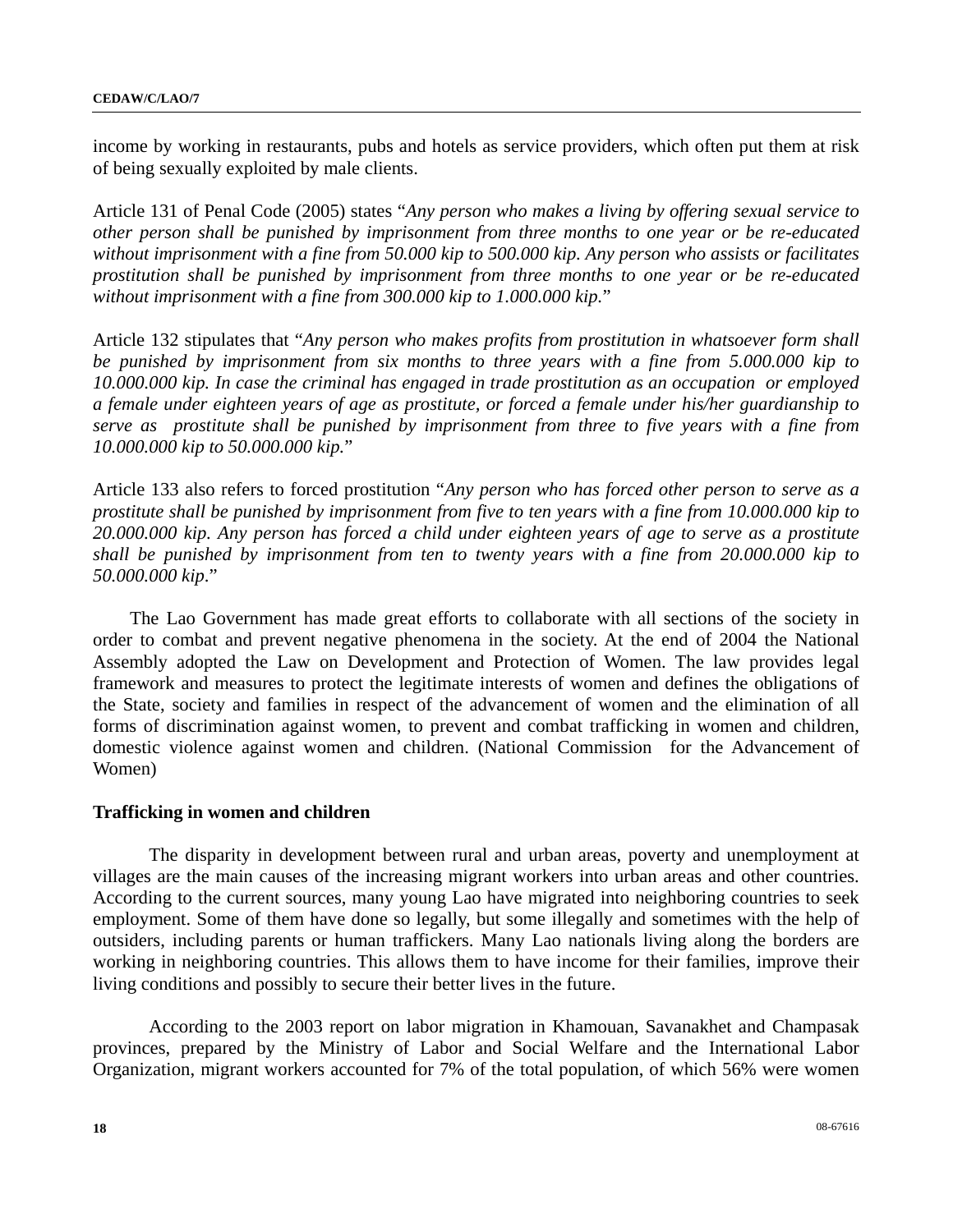income by working in restaurants, pubs and hotels as service providers, which often put them at risk of being sexually exploited by male clients.

Article 131 of Penal Code (2005) states "*Any person who makes a living by offering sexual service to other person shall be punished by imprisonment from three months to one year or be re-educated without imprisonment with a fine from 50.000 kip to 500.000 kip. Any person who assists or facilitates prostitution shall be punished by imprisonment from three months to one year or be re-educated without imprisonment with a fine from 300.000 kip to 1.000.000 kip.*"

Article 132 stipulates that "*Any person who makes profits from prostitution in whatsoever form shall be punished by imprisonment from six months to three years with a fine from 5.000.000 kip to 10.000.000 kip. In case the criminal has engaged in trade prostitution as an occupation or employed a female under eighteen years of age as prostitute, or forced a female under his/her guardianship to serve as prostitute shall be punished by imprisonment from three to five years with a fine from 10.000.000 kip to 50.000.000 kip.*"

Article 133 also refers to forced prostitution "*Any person who has forced other person to serve as a prostitute shall be punished by imprisonment from five to ten years with a fine from 10.000.000 kip to 20.000.000 kip. Any person has forced a child under eighteen years of age to serve as a prostitute shall be punished by imprisonment from ten to twenty years with a fine from 20.000.000 kip to 50.000.000 kip*."

The Lao Government has made great efforts to collaborate with all sections of the society in order to combat and prevent negative phenomena in the society. At the end of 2004 the National Assembly adopted the Law on Development and Protection of Women. The law provides legal framework and measures to protect the legitimate interests of women and defines the obligations of the State, society and families in respect of the advancement of women and the elimination of all forms of discrimination against women, to prevent and combat trafficking in women and children, domestic violence against women and children. (National Commission for the Advancement of Women)

**Trafficking in women and children**

The disparity in development between rural and urban areas, poverty and unemployment at villages are the main causes of the increasing migrant workers into urban areas and other countries. According to the current sources, many young Lao have migrated into neighboring countries to seek employment. Some of them have done so legally, but some illegally and sometimes with the help of outsiders, including parents or human traffickers. Many Lao nationals living along the borders are working in neighboring countries. This allows them to have income for their families, improve their living conditions and possibly to secure their better lives in the future.

According to the 2003 report on labor migration in Khamouan, Savanakhet and Champasak provinces, prepared by the Ministry of Labor and Social Welfare and the International Labor Organization, migrant workers accounted for 7% of the total population, of which 56% were women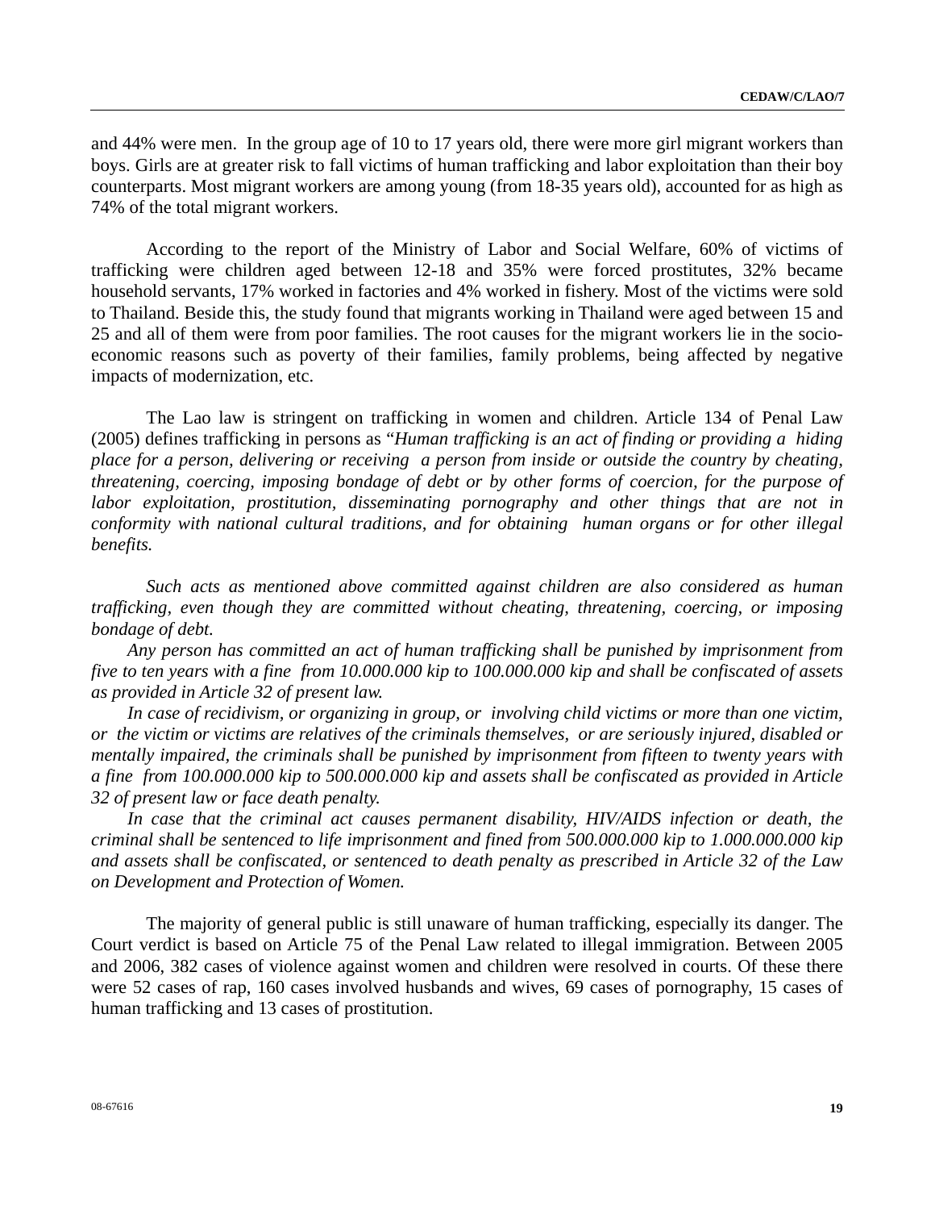and 44% were men. In the group age of 10 to 17 years old, there were more girl migrant workers than boys. Girls are at greater risk to fall victims of human trafficking and labor exploitation than their boy counterparts. Most migrant workers are among young (from 18-35 years old), accounted for as high as 74% of the total migrant workers.

According to the report of the Ministry of Labor and Social Welfare, 60% of victims of trafficking were children aged between 12-18 and 35% were forced prostitutes, 32% became household servants, 17% worked in factories and 4% worked in fishery. Most of the victims were sold to Thailand. Beside this, the study found that migrants working in Thailand were aged between 15 and 25 and all of them were from poor families. The root causes for the migrant workers lie in the socio-economic reasons such as poverty of their families, family problems, being affected by negative impacts of modernization, etc.

The Lao law is stringent on trafficking in women and children. Article 134 of Penal Law (2005) defines trafficking in persons as "*Human trafficking is an act of finding or providing a hiding place for a person, delivering or receiving a person from inside or outside the country by cheating, threatening, coercing, imposing bondage of debt or by other forms of coercion, for the purpose of labor exploitation, prostitution, disseminating pornography and other things that are not in conformity with national cultural traditions, and for obtaining human organs or for other illegal benefits.*

*Such acts as mentioned above committed against children are also considered as human trafficking, even though they are committed without cheating, threatening, coercing, or imposing bondage of debt.*

*Any person has committed an act of human trafficking shall be punished by imprisonment from five to ten years with a fine from 10.000.000 kip to 100.000.000 kip and shall be confiscated of assets as provided in Article 32 of present law.*

*In case of recidivism, or organizing in group, or involving child victims or more than one victim, or the victim or victims are relatives of the criminals themselves, or are seriously injured, disabled or mentally impaired, the criminals shall be punished by imprisonment from fifteen to twenty years with a fine from 100.000.000 kip to 500.000.000 kip and assets shall be confiscated as provided in Article 32 of present law or face death penalty.*

*In case that the criminal act causes permanent disability, HIV/AIDS infection or death, the criminal shall be sentenced to life imprisonment and fined from 500.000.000 kip to 1.000.000.000 kip and assets shall be confiscated, or sentenced to death penalty as prescribed in Article 32 of the Law on Development and Protection of Women.*

The majority of general public is still unaware of human trafficking, especially its danger. The Court verdict is based on Article 75 of the Penal Law related to illegal immigration. Between 2005 and 2006, 382 cases of violence against women and children were resolved in courts. Of these there were 52 cases of rap, 160 cases involved husbands and wives, 69 cases of pornography, 15 cases of human trafficking and 13 cases of prostitution.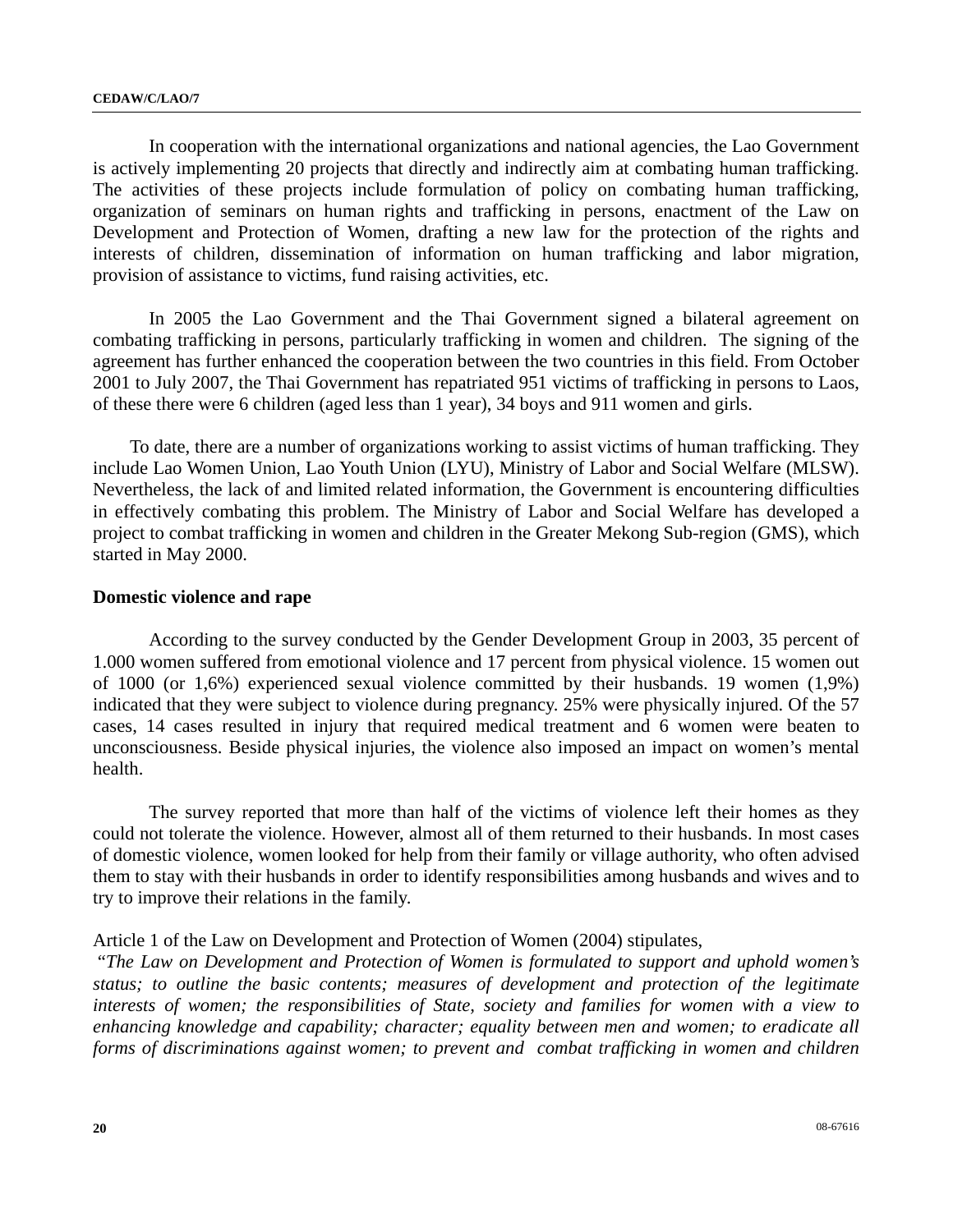In cooperation with the international organizations and national agencies, the Lao Government is actively implementing 20 projects that directly and indirectly aim at combating human trafficking. The activities of these projects include formulation of policy on combating human trafficking, organization of seminars on human rights and trafficking in persons, enactment of the Law on Development and Protection of Women, drafting a new law for the protection of the rights and interests of children, dissemination of information on human trafficking and labor migration, provision of assistance to victims, fund raising activities, etc.

In 2005 the Lao Government and the Thai Government signed a bilateral agreement on combating trafficking in persons, particularly trafficking in women and children. The signing of the agreement has further enhanced the cooperation between the two countries in this field. From October 2001 to July 2007, the Thai Government has repatriated 951 victims of trafficking in persons to Laos, of these there were 6 children (aged less than 1 year), 34 boys and 911 women and girls.

To date, there are a number of organizations working to assist victims of human trafficking. They include Lao Women Union, Lao Youth Union (LYU), Ministry of Labor and Social Welfare (MLSW). Nevertheless, the lack of and limited related information, the Government is encountering difficulties in effectively combating this problem. The Ministry of Labor and Social Welfare has developed a project to combat trafficking in women and children in the Greater Mekong Sub-region (GMS), which started in May 2000.

**Domestic violence and rape**

According to the survey conducted by the Gender Development Group in 2003, 35 percent of 1.000 women suffered from emotional violence and 17 percent from physical violence. 15 women out of 1000 (or 1,6%) experienced sexual violence committed by their husbands. 19 women (1,9%) indicated that they were subject to violence during pregnancy. 25% were physically injured. Of the 57 cases, 14 cases resulted in injury that required medical treatment and 6 women were beaten to unconsciousness. Beside physical injuries, the violence also imposed an impact on women's mental health.

The survey reported that more than half of the victims of violence left their homes as they could not tolerate the violence. However, almost all of them returned to their husbands. In most cases of domestic violence, women looked for help from their family or village authority, who often advised them to stay with their husbands in order to identify responsibilities among husbands and wives and to try to improve their relations in the family.

Article 1 of the Law on Development and Protection of Women (2004) stipulates,

*"The Law on Development and Protection of Women is formulated to support and uphold women's status; to outline the basic contents; measures of development and protection of the legitimate interests of women; the responsibilities of State, society and families for women with a view to enhancing knowledge and capability; character; equality between men and women; to eradicate all forms of discriminations against women; to prevent and combat trafficking in women and children*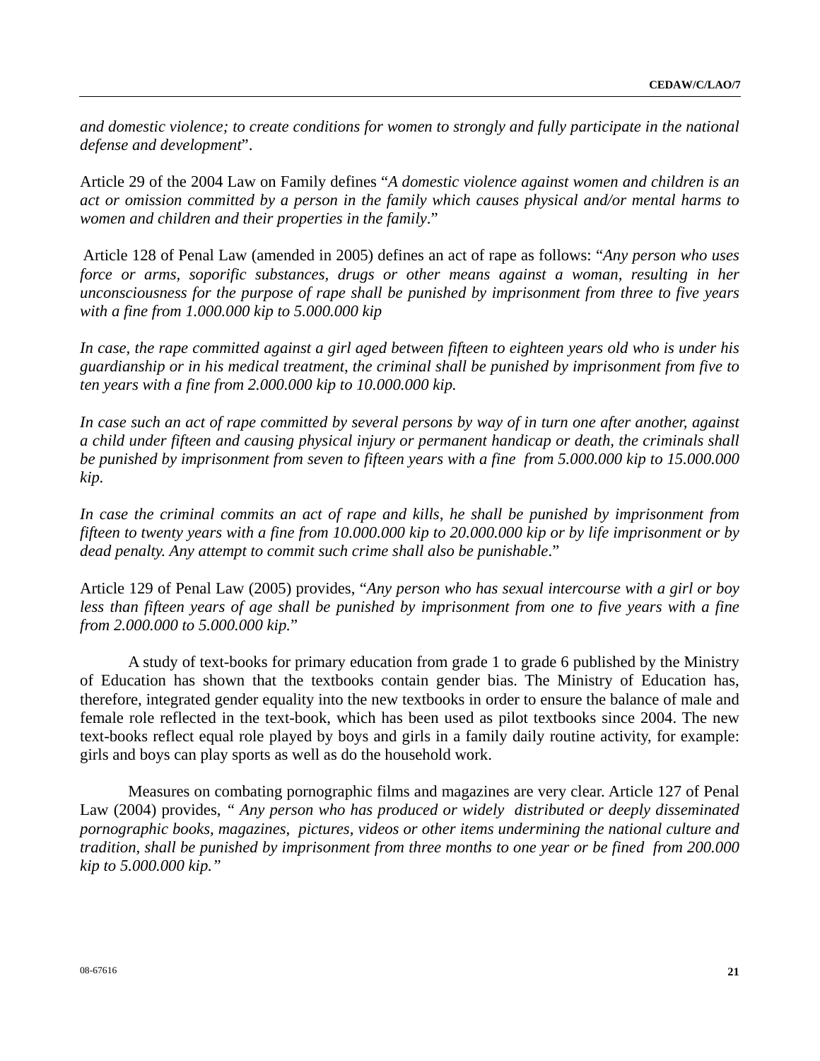*and domestic violence; to create conditions for women to strongly and fully participate in the national defense and development*".

Article 29 of the 2004 Law on Family defines "*A domestic violence against women and children is an act or omission committed by a person in the family which causes physical and/or mental harms to women and children and their properties in the family*."

Article 128 of Penal Law (amended in 2005) defines an act of rape as follows: "*Any person who uses force or arms, soporific substances, drugs or other means against a woman, resulting in her unconsciousness for the purpose of rape shall be punished by imprisonment from three to five years with a fine from 1.000.000 kip to 5.000.000 kip*

*In case, the rape committed against a girl aged between fifteen to eighteen years old who is under his guardianship or in his medical treatment, the criminal shall be punished by imprisonment from five to ten years with a fine from 2.000.000 kip to 10.000.000 kip.*

*In case such an act of rape committed by several persons by way of in turn one after another, against a child under fifteen and causing physical injury or permanent handicap or death, the criminals shall be punished by imprisonment from seven to fifteen years with a fine from 5.000.000 kip to 15.000.000 kip.*

*In case the criminal commits an act of rape and kills, he shall be punished by imprisonment from fifteen to twenty years with a fine from 10.000.000 kip to 20.000.000 kip or by life imprisonment or by dead penalty. Any attempt to commit such crime shall also be punishable*."

Article 129 of Penal Law (2005) provides, "*Any person who has sexual intercourse with a girl or boy less than fifteen years of age shall be punished by imprisonment from one to five years with a fine from 2.000.000 to 5.000.000 kip.*"

A study of text-books for primary education from grade 1 to grade 6 published by the Ministry of Education has shown that the textbooks contain gender bias. The Ministry of Education has, therefore, integrated gender equality into the new textbooks in order to ensure the balance of male and female role reflected in the text-book, which has been used as pilot textbooks since 2004. The new text-books reflect equal role played by boys and girls in a family daily routine activity, for example: girls and boys can play sports as well as do the household work.

Measures on combating pornographic films and magazines are very clear. Article 127 of Penal Law (2004) provides, *" Any person who has produced or widely distributed or deeply disseminated pornographic books, magazines, pictures, videos or other items undermining the national culture and tradition, shall be punished by imprisonment from three months to one year or be fined from 200.000 kip to 5.000.000 kip."*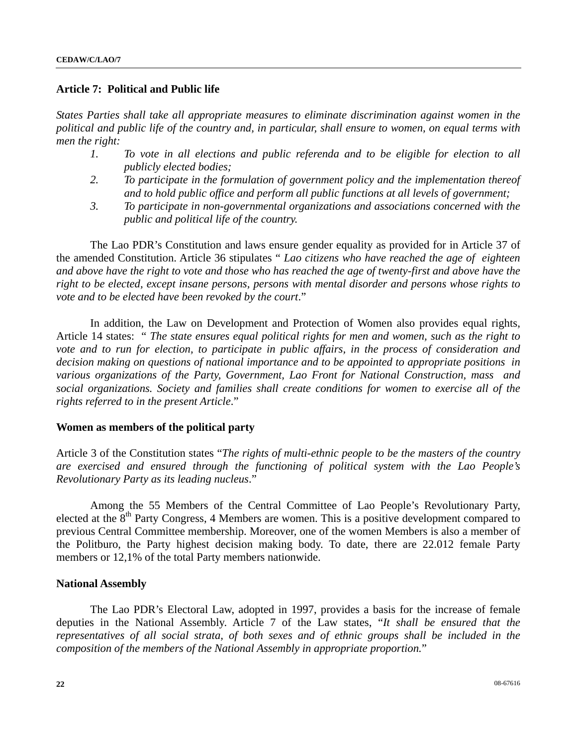**Article 7: Political and Public life**

*States Parties shall take all appropriate measures to eliminate discrimination against women in the political and public life of the country and, in particular, shall ensure to women, on equal terms with men the right:*

1. *To vote in all elections and public referenda and to be eligible for election to all publicly elected bodies;*
2. *To participate in the formulation of government policy and the implementation thereof and to hold public office and perform all public functions at all levels of government;*
3. *To participate in non-governmental organizations and associations concerned with the public and political life of the country.*

The Lao PDR's Constitution and laws ensure gender equality as provided for in Article 37 of the amended Constitution. Article 36 stipulates " *Lao citizens who have reached the age of eighteen and above have the right to vote and those who has reached the age of twenty-first and above have the right to be elected, except insane persons, persons with mental disorder and persons whose rights to vote and to be elected have been revoked by the court*."

In addition, the Law on Development and Protection of Women also provides equal rights, Article 14 states: " *The state ensures equal political rights for men and women, such as the right to vote and to run for election, to participate in public affairs, in the process of consideration and decision making on questions of national importance and to be appointed to appropriate positions in various organizations of the Party, Government, Lao Front for National Construction, mass and social organizations. Society and families shall create conditions for women to exercise all of the rights referred to in the present Article*."

**Women as members of the political party**

Article 3 of the Constitution states "*The rights of multi-ethnic people to be the masters of the country are exercised and ensured through the functioning of political system with the Lao People's Revolutionary Party as its leading nucleus*."

Among the 55 Members of the Central Committee of Lao People's Revolutionary Party, elected at the 8th Party Congress, 4 Members are women. This is a positive development compared to previous Central Committee membership. Moreover, one of the women Members is also a member of the Politburo, the Party highest decision making body. To date, there are 22.012 female Party members or 12,1% of the total Party members nationwide.

**National Assembly**

The Lao PDR's Electoral Law, adopted in 1997, provides a basis for the increase of female deputies in the National Assembly. Article 7 of the Law states, "*It shall be ensured that the representatives of all social strata, of both sexes and of ethnic groups shall be included in the composition of the members of the National Assembly in appropriate proportion.*"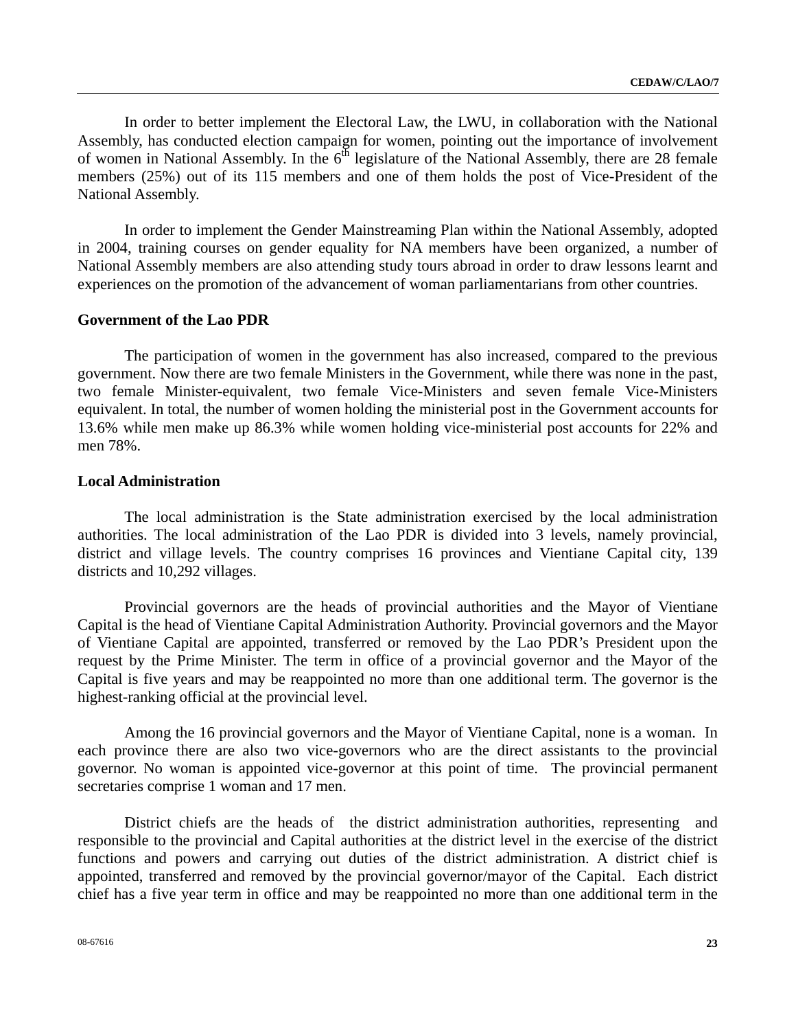In order to better implement the Electoral Law, the LWU, in collaboration with the National Assembly, has conducted election campaign for women, pointing out the importance of involvement of women in National Assembly. In the 6th legislature of the National Assembly, there are 28 female members (25%) out of its 115 members and one of them holds the post of Vice-President of the National Assembly.

In order to implement the Gender Mainstreaming Plan within the National Assembly, adopted in 2004, training courses on gender equality for NA members have been organized, a number of National Assembly members are also attending study tours abroad in order to draw lessons learnt and experiences on the promotion of the advancement of woman parliamentarians from other countries.

**Government of the Lao PDR**

The participation of women in the government has also increased, compared to the previous government. Now there are two female Ministers in the Government, while there was none in the past, two female Minister-equivalent, two female Vice-Ministers and seven female Vice-Ministers equivalent. In total, the number of women holding the ministerial post in the Government accounts for 13.6% while men make up 86.3% while women holding vice-ministerial post accounts for 22% and men 78%.

**Local Administration**

The local administration is the State administration exercised by the local administration authorities. The local administration of the Lao PDR is divided into 3 levels, namely provincial, district and village levels. The country comprises 16 provinces and Vientiane Capital city, 139 districts and 10,292 villages.

Provincial governors are the heads of provincial authorities and the Mayor of Vientiane Capital is the head of Vientiane Capital Administration Authority. Provincial governors and the Mayor of Vientiane Capital are appointed, transferred or removed by the Lao PDR's President upon the request by the Prime Minister. The term in office of a provincial governor and the Mayor of the Capital is five years and may be reappointed no more than one additional term. The governor is the highest-ranking official at the provincial level.

Among the 16 provincial governors and the Mayor of Vientiane Capital, none is a woman. In each province there are also two vice-governors who are the direct assistants to the provincial governor. No woman is appointed vice-governor at this point of time. The provincial permanent secretaries comprise 1 woman and 17 men.

District chiefs are the heads of the district administration authorities, representing and responsible to the provincial and Capital authorities at the district level in the exercise of the district functions and powers and carrying out duties of the district administration. A district chief is appointed, transferred and removed by the provincial governor/mayor of the Capital. Each district chief has a five year term in office and may be reappointed no more than one additional term in the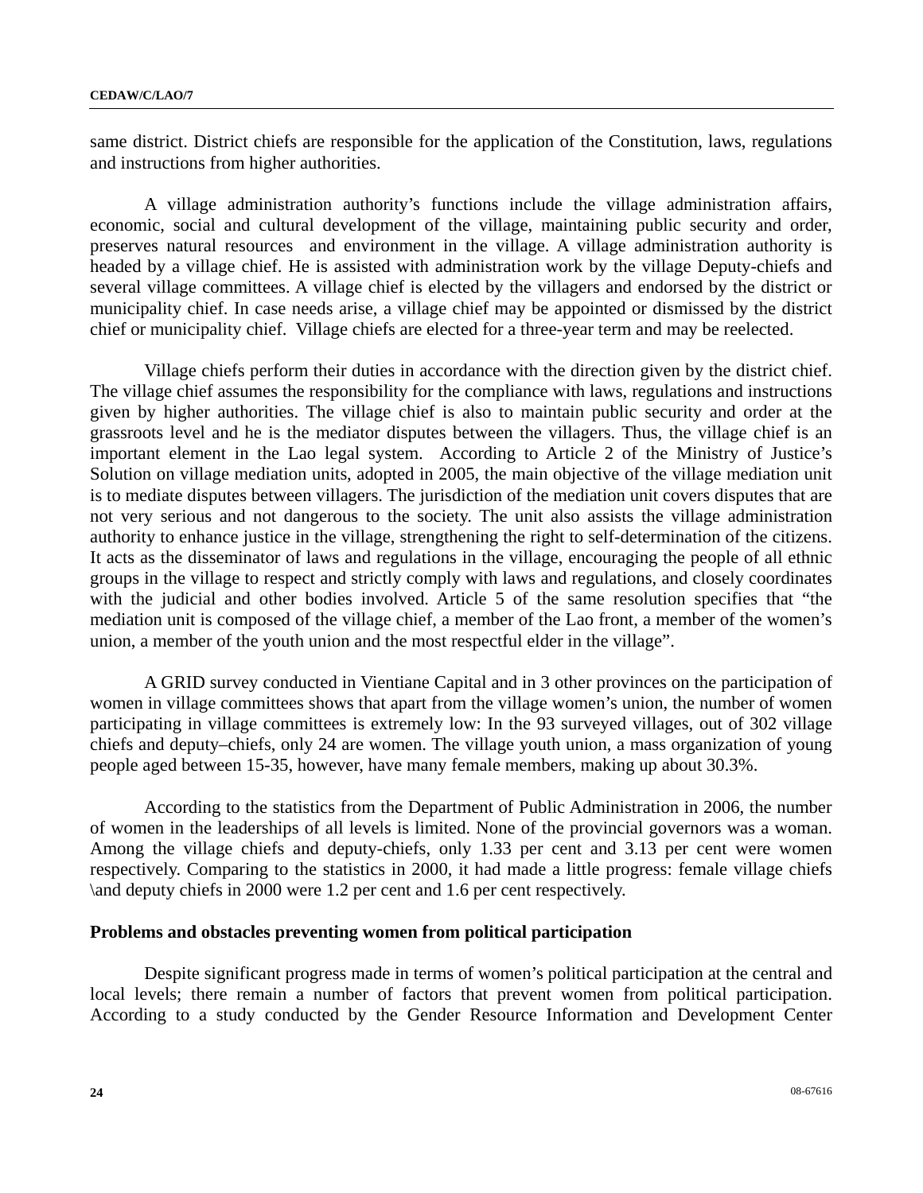same district. District chiefs are responsible for the application of the Constitution, laws, regulations and instructions from higher authorities.

A village administration authority's functions include the village administration affairs, economic, social and cultural development of the village, maintaining public security and order, preserves natural resources and environment in the village. A village administration authority is headed by a village chief. He is assisted with administration work by the village Deputy-chiefs and several village committees. A village chief is elected by the villagers and endorsed by the district or municipality chief. In case needs arise, a village chief may be appointed or dismissed by the district chief or municipality chief. Village chiefs are elected for a three-year term and may be reelected.

Village chiefs perform their duties in accordance with the direction given by the district chief. The village chief assumes the responsibility for the compliance with laws, regulations and instructions given by higher authorities. The village chief is also to maintain public security and order at the grassroots level and he is the mediator disputes between the villagers. Thus, the village chief is an important element in the Lao legal system. According to Article 2 of the Ministry of Justice's Solution on village mediation units, adopted in 2005, the main objective of the village mediation unit is to mediate disputes between villagers. The jurisdiction of the mediation unit covers disputes that are not very serious and not dangerous to the society. The unit also assists the village administration authority to enhance justice in the village, strengthening the right to self-determination of the citizens. It acts as the disseminator of laws and regulations in the village, encouraging the people of all ethnic groups in the village to respect and strictly comply with laws and regulations, and closely coordinates with the judicial and other bodies involved. Article 5 of the same resolution specifies that "the mediation unit is composed of the village chief, a member of the Lao front, a member of the women's union, a member of the youth union and the most respectful elder in the village".

A GRID survey conducted in Vientiane Capital and in 3 other provinces on the participation of women in village committees shows that apart from the village women's union, the number of women participating in village committees is extremely low: In the 93 surveyed villages, out of 302 village chiefs and deputy–chiefs, only 24 are women. The village youth union, a mass organization of young people aged between 15-35, however, have many female members, making up about 30.3%.

According to the statistics from the Department of Public Administration in 2006, the number of women in the leaderships of all levels is limited. None of the provincial governors was a woman. Among the village chiefs and deputy-chiefs, only 1.33 per cent and 3.13 per cent were women respectively. Comparing to the statistics in 2000, it had made a little progress: female village chiefs \and deputy chiefs in 2000 were 1.2 per cent and 1.6 per cent respectively.

**Problems and obstacles preventing women from political participation**

Despite significant progress made in terms of women's political participation at the central and local levels; there remain a number of factors that prevent women from political participation. According to a study conducted by the Gender Resource Information and Development Center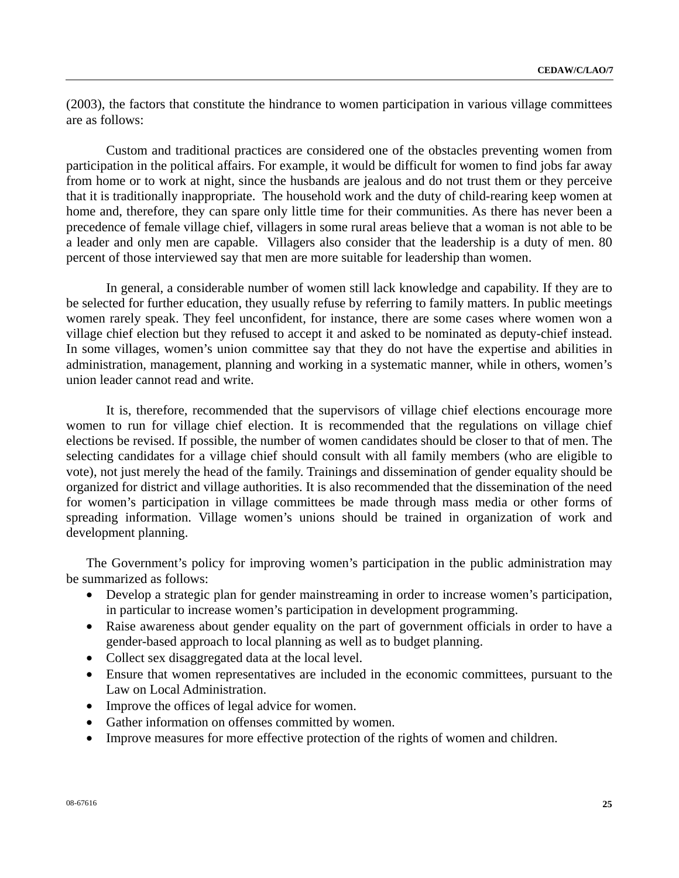(2003), the factors that constitute the hindrance to women participation in various village committees are as follows:

Custom and traditional practices are considered one of the obstacles preventing women from participation in the political affairs. For example, it would be difficult for women to find jobs far away from home or to work at night, since the husbands are jealous and do not trust them or they perceive that it is traditionally inappropriate. The household work and the duty of child-rearing keep women at home and, therefore, they can spare only little time for their communities. As there has never been a precedence of female village chief, villagers in some rural areas believe that a woman is not able to be a leader and only men are capable. Villagers also consider that the leadership is a duty of men. 80 percent of those interviewed say that men are more suitable for leadership than women.

In general, a considerable number of women still lack knowledge and capability. If they are to be selected for further education, they usually refuse by referring to family matters. In public meetings women rarely speak. They feel unconfident, for instance, there are some cases where women won a village chief election but they refused to accept it and asked to be nominated as deputy-chief instead. In some villages, women's union committee say that they do not have the expertise and abilities in administration, management, planning and working in a systematic manner, while in others, women's union leader cannot read and write.

It is, therefore, recommended that the supervisors of village chief elections encourage more women to run for village chief election. It is recommended that the regulations on village chief elections be revised. If possible, the number of women candidates should be closer to that of men. The selecting candidates for a village chief should consult with all family members (who are eligible to vote), not just merely the head of the family. Trainings and dissemination of gender equality should be organized for district and village authorities. It is also recommended that the dissemination of the need for women's participation in village committees be made through mass media or other forms of spreading information. Village women's unions should be trained in organization of work and development planning.

The Government's policy for improving women's participation in the public administration may be summarized as follows:

- Develop a strategic plan for gender mainstreaming in order to increase women's participation, in particular to increase women's participation in development programming.
- Raise awareness about gender equality on the part of government officials in order to have a gender-based approach to local planning as well as to budget planning.
- Collect sex disaggregated data at the local level.
- Ensure that women representatives are included in the economic committees, pursuant to the Law on Local Administration.
- Improve the offices of legal advice for women.
- Gather information on offenses committed by women.
- Improve measures for more effective protection of the rights of women and children.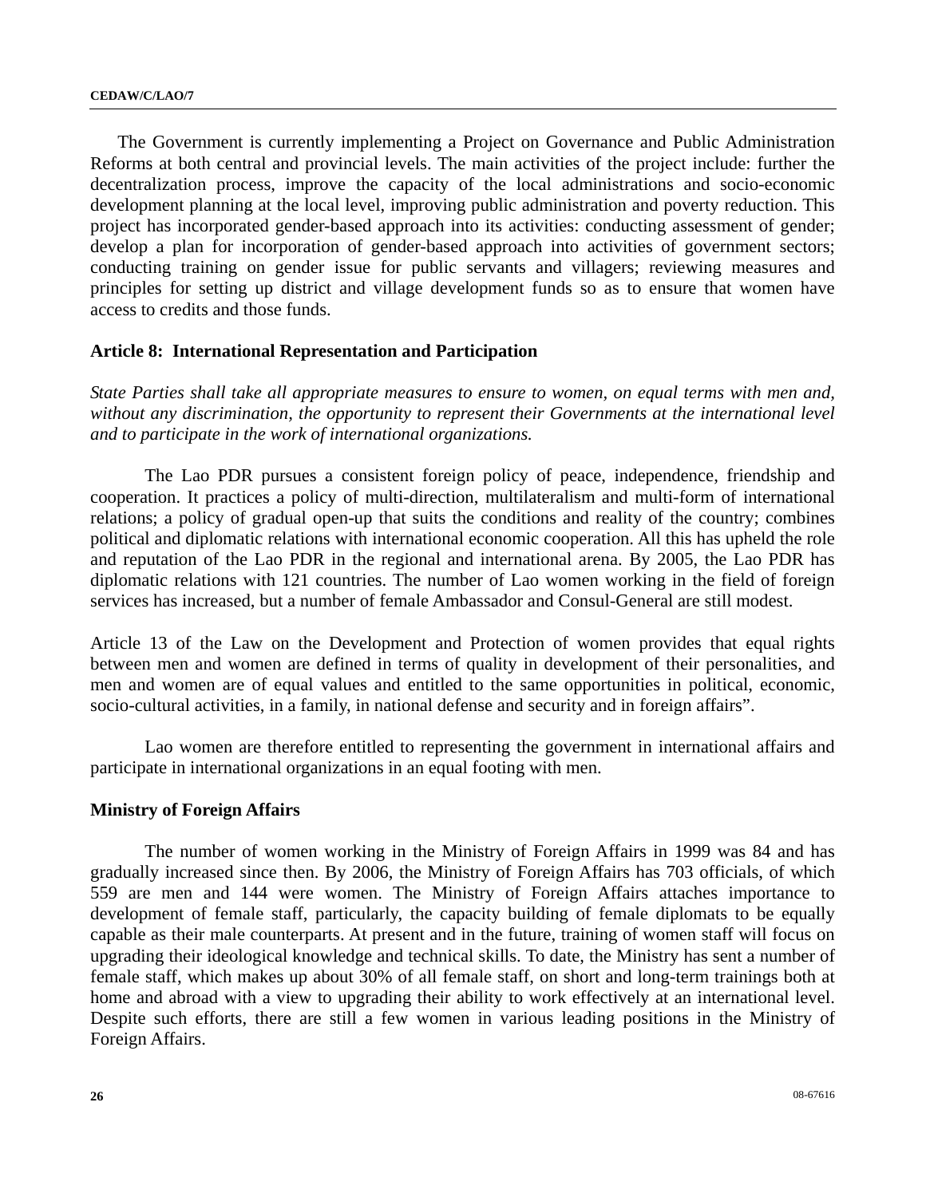The Government is currently implementing a Project on Governance and Public Administration Reforms at both central and provincial levels. The main activities of the project include: further the decentralization process, improve the capacity of the local administrations and socio-economic development planning at the local level, improving public administration and poverty reduction. This project has incorporated gender-based approach into its activities: conducting assessment of gender; develop a plan for incorporation of gender-based approach into activities of government sectors; conducting training on gender issue for public servants and villagers; reviewing measures and principles for setting up district and village development funds so as to ensure that women have access to credits and those funds.

### Article 8: International Representation and Participation

*State Parties shall take all appropriate measures to ensure to women, on equal terms with men and, without any discrimination, the opportunity to represent their Governments at the international level and to participate in the work of international organizations.*

The Lao PDR pursues a consistent foreign policy of peace, independence, friendship and cooperation. It practices a policy of multi-direction, multilateralism and multi-form of international relations; a policy of gradual open-up that suits the conditions and reality of the country; combines political and diplomatic relations with international economic cooperation. All this has upheld the role and reputation of the Lao PDR in the regional and international arena. By 2005, the Lao PDR has diplomatic relations with 121 countries. The number of Lao women working in the field of foreign services has increased, but a number of female Ambassador and Consul-General are still modest.

Article 13 of the Law on the Development and Protection of women provides that equal rights between men and women are defined in terms of quality in development of their personalities, and men and women are of equal values and entitled to the same opportunities in political, economic, socio-cultural activities, in a family, in national defense and security and in foreign affairs".

Lao women are therefore entitled to representing the government in international affairs and participate in international organizations in an equal footing with men.

### Ministry of Foreign Affairs

The number of women working in the Ministry of Foreign Affairs in 1999 was 84 and has gradually increased since then. By 2006, the Ministry of Foreign Affairs has 703 officials, of which 559 are men and 144 were women. The Ministry of Foreign Affairs attaches importance to development of female staff, particularly, the capacity building of female diplomats to be equally capable as their male counterparts. At present and in the future, training of women staff will focus on upgrading their ideological knowledge and technical skills. To date, the Ministry has sent a number of female staff, which makes up about 30% of all female staff, on short and long-term trainings both at home and abroad with a view to upgrading their ability to work effectively at an international level. Despite such efforts, there are still a few women in various leading positions in the Ministry of Foreign Affairs.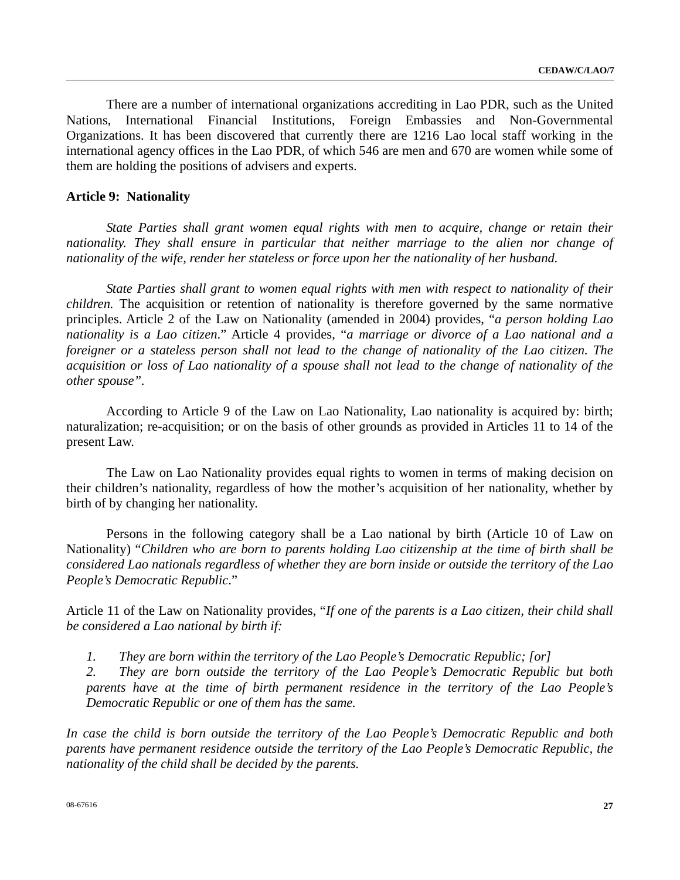There are a number of international organizations accrediting in Lao PDR, such as the United Nations, International Financial Institutions, Foreign Embassies and Non-Governmental Organizations. It has been discovered that currently there are 1216 Lao local staff working in the international agency offices in the Lao PDR, of which 546 are men and 670 are women while some of them are holding the positions of advisers and experts.

**Article 9: Nationality**

*State Parties shall grant women equal rights with men to acquire, change or retain their nationality. They shall ensure in particular that neither marriage to the alien nor change of nationality of the wife, render her stateless or force upon her the nationality of her husband.*

*State Parties shall grant to women equal rights with men with respect to nationality of their children.* The acquisition or retention of nationality is therefore governed by the same normative principles. Article 2 of the Law on Nationality (amended in 2004) provides, "*a person holding Lao nationality is a Lao citizen*." Article 4 provides, "*a marriage or divorce of a Lao national and a foreigner or a stateless person shall not lead to the change of nationality of the Lao citizen. The acquisition or loss of Lao nationality of a spouse shall not lead to the change of nationality of the other spouse"*.

According to Article 9 of the Law on Lao Nationality, Lao nationality is acquired by: birth; naturalization; re-acquisition; or on the basis of other grounds as provided in Articles 11 to 14 of the present Law.

The Law on Lao Nationality provides equal rights to women in terms of making decision on their children's nationality, regardless of how the mother's acquisition of her nationality, whether by birth of by changing her nationality.

Persons in the following category shall be a Lao national by birth (Article 10 of Law on Nationality) "*Children who are born to parents holding Lao citizenship at the time of birth shall be considered Lao nationals regardless of whether they are born inside or outside the territory of the Lao People's Democratic Republic*."

Article 11 of the Law on Nationality provides, "*If one of the parents is a Lao citizen, their child shall be considered a Lao national by birth if:*

1. *They are born within the territory of the Lao People's Democratic Republic; [or]*
2. *They are born outside the territory of the Lao People's Democratic Republic but both parents have at the time of birth permanent residence in the territory of the Lao People's Democratic Republic or one of them has the same.*

*In case the child is born outside the territory of the Lao People's Democratic Republic and both parents have permanent residence outside the territory of the Lao People's Democratic Republic, the nationality of the child shall be decided by the parents.*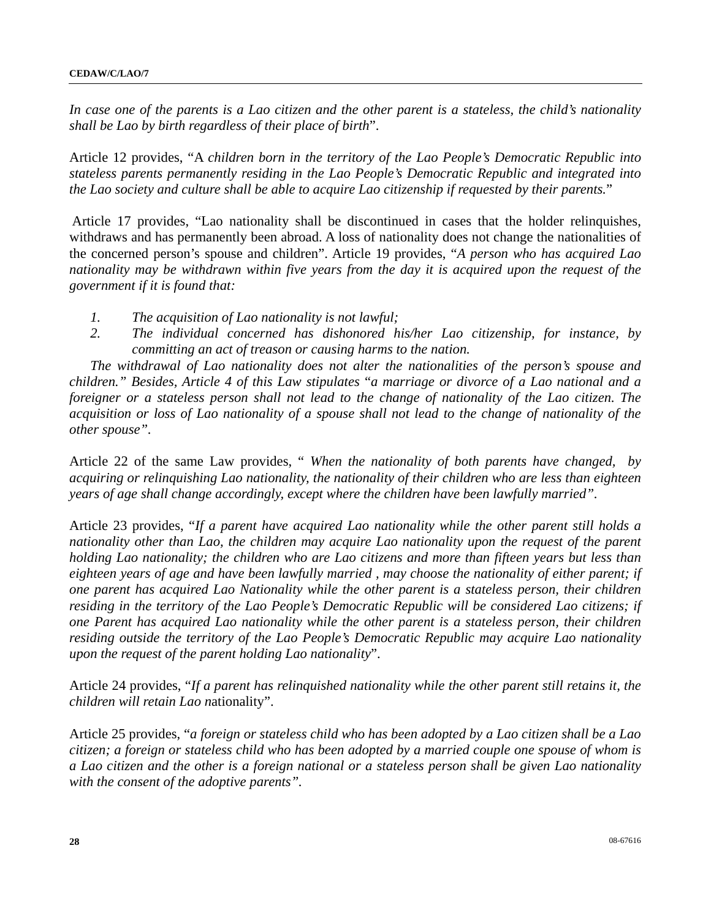*In case one of the parents is a Lao citizen and the other parent is a stateless, the child's nationality shall be Lao by birth regardless of their place of birth*".

Article 12 provides, "A *children born in the territory of the Lao People's Democratic Republic into stateless parents permanently residing in the Lao People's Democratic Republic and integrated into the Lao society and culture shall be able to acquire Lao citizenship if requested by their parents.*"

Article 17 provides, "Lao nationality shall be discontinued in cases that the holder relinquishes, withdraws and has permanently been abroad. A loss of nationality does not change the nationalities of the concerned person's spouse and children". Article 19 provides, "*A person who has acquired Lao nationality may be withdrawn within five years from the day it is acquired upon the request of the government if it is found that:*

1. *The acquisition of Lao nationality is not lawful;*
2. *The individual concerned has dishonored his/her Lao citizenship, for instance, by committing an act of treason or causing harms to the nation.*

*The withdrawal of Lao nationality does not alter the nationalities of the person's spouse and children." Besides, Article 4 of this Law stipulates "a marriage or divorce of a Lao national and a foreigner or a stateless person shall not lead to the change of nationality of the Lao citizen. The acquisition or loss of Lao nationality of a spouse shall not lead to the change of nationality of the other spouse".*

Article 22 of the same Law provides, " *When the nationality of both parents have changed, by acquiring or relinquishing Lao nationality, the nationality of their children who are less than eighteen years of age shall change accordingly, except where the children have been lawfully married".*

Article 23 provides, "*If a parent have acquired Lao nationality while the other parent still holds a nationality other than Lao, the children may acquire Lao nationality upon the request of the parent holding Lao nationality; the children who are Lao citizens and more than fifteen years but less than eighteen years of age and have been lawfully married , may choose the nationality of either parent; if one parent has acquired Lao Nationality while the other parent is a stateless person, their children residing in the territory of the Lao People's Democratic Republic will be considered Lao citizens; if one Parent has acquired Lao nationality while the other parent is a stateless person, their children residing outside the territory of the Lao People's Democratic Republic may acquire Lao nationality upon the request of the parent holding Lao nationality*".

Article 24 provides, "*If a parent has relinquished nationality while the other parent still retains it, the children will retain Lao n*ationality".

Article 25 provides, "*a foreign or stateless child who has been adopted by a Lao citizen shall be a Lao citizen; a foreign or stateless child who has been adopted by a married couple one spouse of whom is a Lao citizen and the other is a foreign national or a stateless person shall be given Lao nationality with the consent of the adoptive parents".*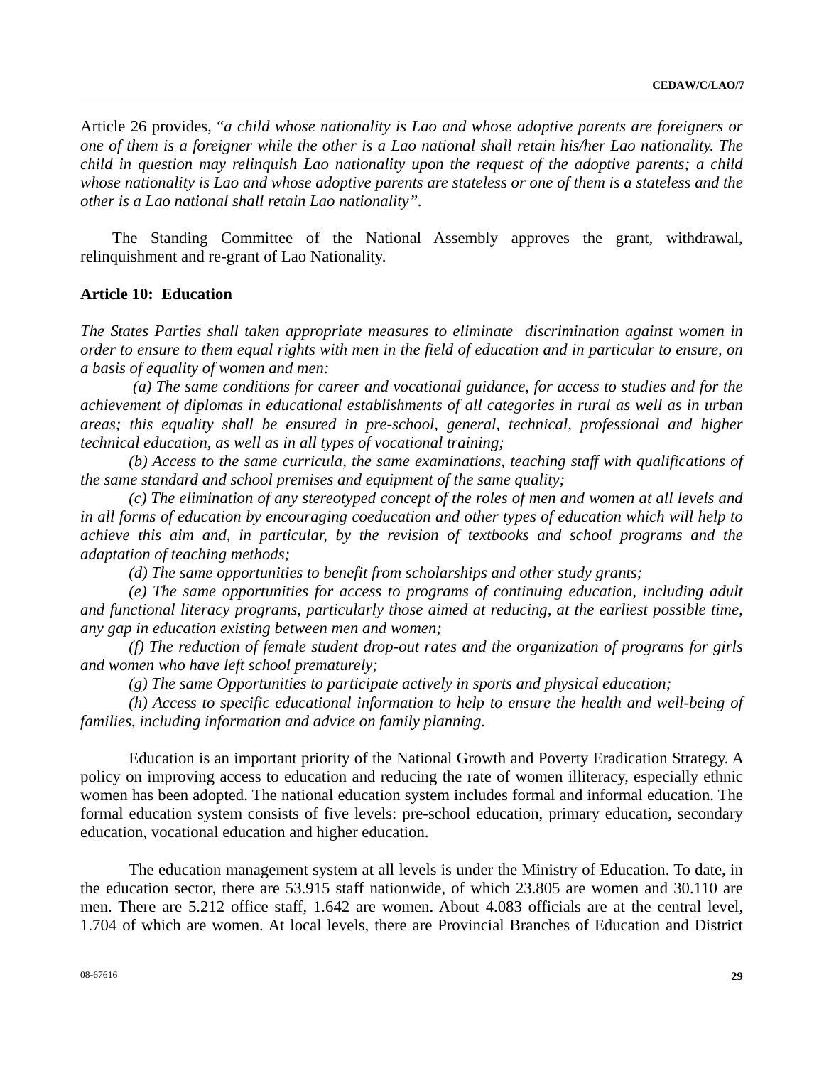Article 26 provides, "*a child whose nationality is Lao and whose adoptive parents are foreigners or one of them is a foreigner while the other is a Lao national shall retain his/her Lao nationality. The child in question may relinquish Lao nationality upon the request of the adoptive parents; a child whose nationality is Lao and whose adoptive parents are stateless or one of them is a stateless and the other is a Lao national shall retain Lao nationality"*.

The Standing Committee of the National Assembly approves the grant, withdrawal, relinquishment and re-grant of Lao Nationality.

**Article 10: Education**

*The States Parties shall taken appropriate measures to eliminate discrimination against women in order to ensure to them equal rights with men in the field of education and in particular to ensure, on a basis of equality of women and men:*

*(a) The same conditions for career and vocational guidance, for access to studies and for the achievement of diplomas in educational establishments of all categories in rural as well as in urban areas; this equality shall be ensured in pre-school, general, technical, professional and higher technical education, as well as in all types of vocational training;*

*(b) Access to the same curricula, the same examinations, teaching staff with qualifications of the same standard and school premises and equipment of the same quality;*

*(c) The elimination of any stereotyped concept of the roles of men and women at all levels and in all forms of education by encouraging coeducation and other types of education which will help to achieve this aim and, in particular, by the revision of textbooks and school programs and the adaptation of teaching methods;*

*(d) The same opportunities to benefit from scholarships and other study grants;*

*(e) The same opportunities for access to programs of continuing education, including adult and functional literacy programs, particularly those aimed at reducing, at the earliest possible time, any gap in education existing between men and women;*

*(f) The reduction of female student drop-out rates and the organization of programs for girls and women who have left school prematurely;*

*(g) The same Opportunities to participate actively in sports and physical education;*

*(h) Access to specific educational information to help to ensure the health and well-being of families, including information and advice on family planning.*

Education is an important priority of the National Growth and Poverty Eradication Strategy. A policy on improving access to education and reducing the rate of women illiteracy, especially ethnic women has been adopted. The national education system includes formal and informal education. The formal education system consists of five levels: pre-school education, primary education, secondary education, vocational education and higher education.

The education management system at all levels is under the Ministry of Education. To date, in the education sector, there are 53.915 staff nationwide, of which 23.805 are women and 30.110 are men. There are 5.212 office staff, 1.642 are women. About 4.083 officials are at the central level, 1.704 of which are women. At local levels, there are Provincial Branches of Education and District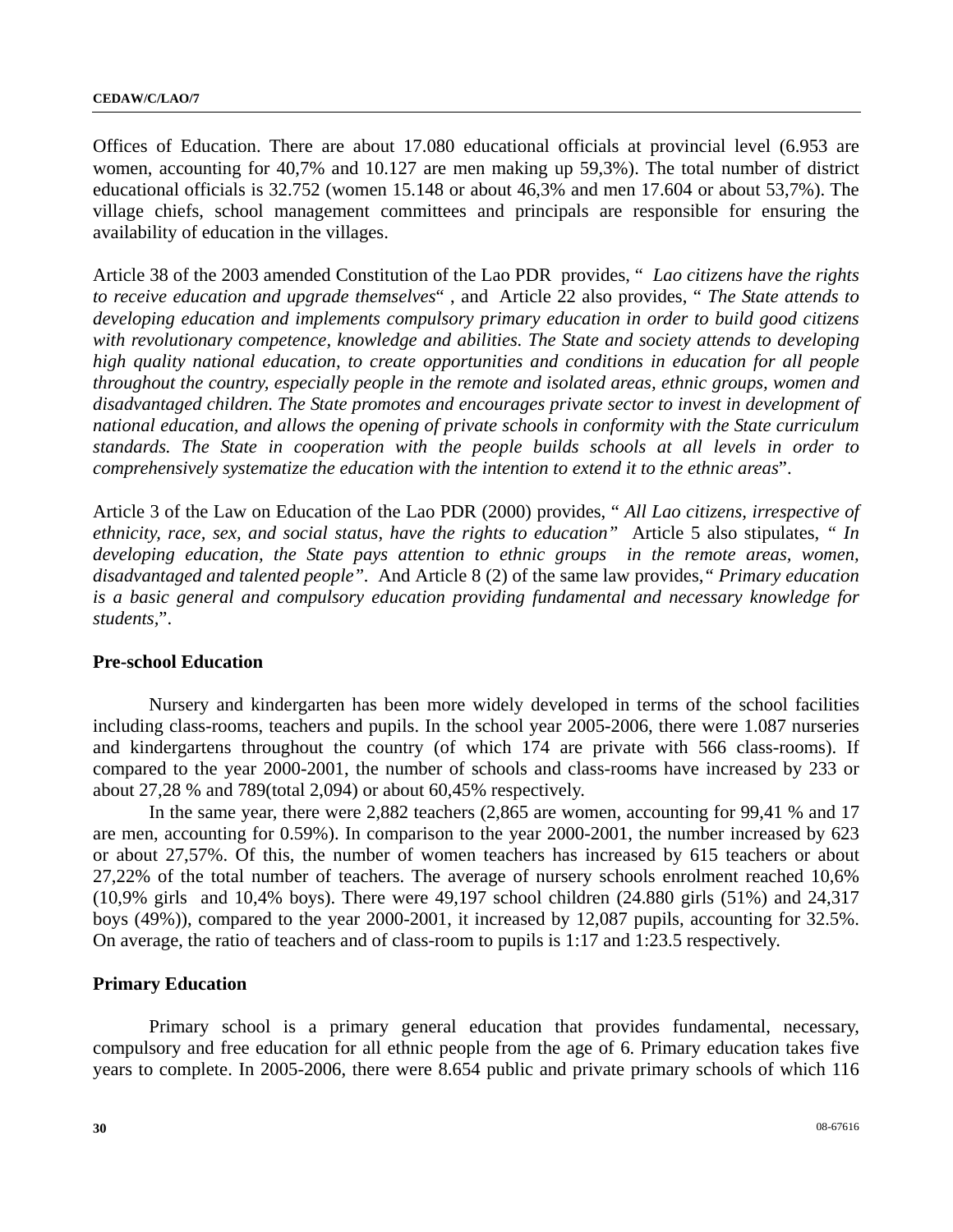Offices of Education. There are about 17.080 educational officials at provincial level (6.953 are women, accounting for 40,7% and 10.127 are men making up 59,3%). The total number of district educational officials is 32.752 (women 15.148 or about 46,3% and men 17.604 or about 53,7%). The village chiefs, school management committees and principals are responsible for ensuring the availability of education in the villages.

Article 38 of the 2003 amended Constitution of the Lao PDR provides, " *Lao citizens have the rights to receive education and upgrade themselves*" , and Article 22 also provides, " *The State attends to developing education and implements compulsory primary education in order to build good citizens with revolutionary competence, knowledge and abilities. The State and society attends to developing high quality national education, to create opportunities and conditions in education for all people throughout the country, especially people in the remote and isolated areas, ethnic groups, women and disadvantaged children. The State promotes and encourages private sector to invest in development of national education, and allows the opening of private schools in conformity with the State curriculum standards. The State in cooperation with the people builds schools at all levels in order to comprehensively systematize the education with the intention to extend it to the ethnic areas*".

Article 3 of the Law on Education of the Lao PDR (2000) provides, " *All Lao citizens, irrespective of ethnicity, race, sex, and social status, have the rights to education"* Article 5 also stipulates, *" In developing education, the State pays attention to ethnic groups in the remote areas, women, disadvantaged and talented people".* And Article 8 (2) of the same law provides,*" Primary education is a basic general and compulsory education providing fundamental and necessary knowledge for students,*".

**Pre-school Education**

Nursery and kindergarten has been more widely developed in terms of the school facilities including class-rooms, teachers and pupils. In the school year 2005-2006, there were 1.087 nurseries and kindergartens throughout the country (of which 174 are private with 566 class-rooms). If compared to the year 2000-2001, the number of schools and class-rooms have increased by 233 or about 27,28 % and 789(total 2,094) or about 60,45% respectively.

In the same year, there were 2,882 teachers (2,865 are women, accounting for 99,41 % and 17 are men, accounting for 0.59%). In comparison to the year 2000-2001, the number increased by 623 or about 27,57%. Of this, the number of women teachers has increased by 615 teachers or about 27,22% of the total number of teachers. The average of nursery schools enrolment reached 10,6% (10,9% girls and 10,4% boys). There were 49,197 school children (24.880 girls (51%) and 24,317 boys (49%)), compared to the year 2000-2001, it increased by 12,087 pupils, accounting for 32.5%. On average, the ratio of teachers and of class-room to pupils is 1:17 and 1:23.5 respectively.

**Primary Education**

Primary school is a primary general education that provides fundamental, necessary, compulsory and free education for all ethnic people from the age of 6. Primary education takes five years to complete. In 2005-2006, there were 8.654 public and private primary schools of which 116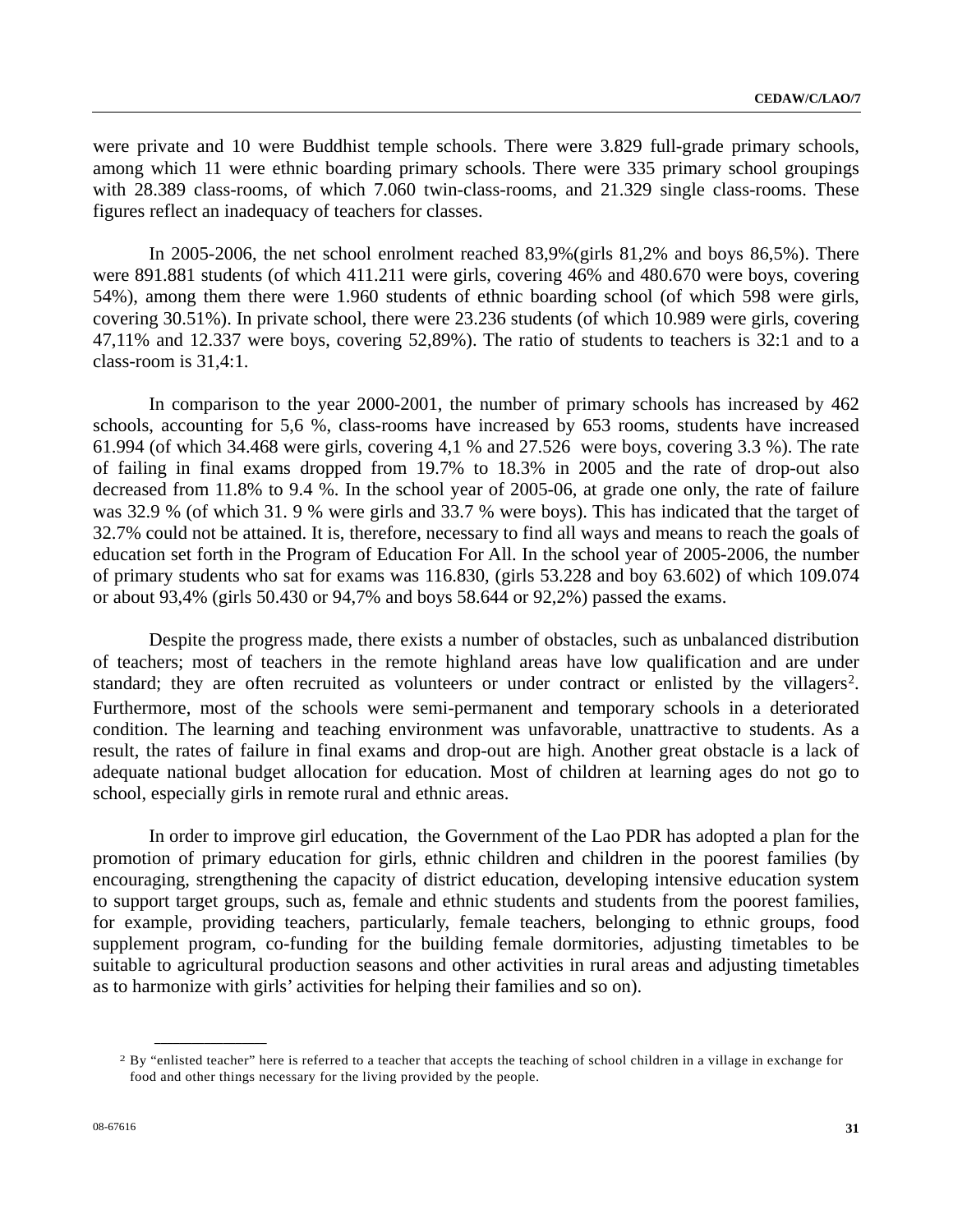were private and 10 were Buddhist temple schools. There were 3.829 full-grade primary schools, among which 11 were ethnic boarding primary schools. There were 335 primary school groupings with 28.389 class-rooms, of which 7.060 twin-class-rooms, and 21.329 single class-rooms. These figures reflect an inadequacy of teachers for classes.

In 2005-2006, the net school enrolment reached 83,9%(girls 81,2% and boys 86,5%). There were 891.881 students (of which 411.211 were girls, covering 46% and 480.670 were boys, covering 54%), among them there were 1.960 students of ethnic boarding school (of which 598 were girls, covering 30.51%). In private school, there were 23.236 students (of which 10.989 were girls, covering 47,11% and 12.337 were boys, covering 52,89%). The ratio of students to teachers is 32:1 and to a class-room is 31,4:1.

In comparison to the year 2000-2001, the number of primary schools has increased by 462 schools, accounting for 5,6 %, class-rooms have increased by 653 rooms, students have increased 61.994 (of which 34.468 were girls, covering 4,1 % and 27.526 were boys, covering 3.3 %). The rate of failing in final exams dropped from 19.7% to 18.3% in 2005 and the rate of drop-out also decreased from 11.8% to 9.4 %. In the school year of 2005-06, at grade one only, the rate of failure was 32.9 % (of which 31. 9 % were girls and 33.7 % were boys). This has indicated that the target of 32.7% could not be attained. It is, therefore, necessary to find all ways and means to reach the goals of education set forth in the Program of Education For All. In the school year of 2005-2006, the number of primary students who sat for exams was 116.830, (girls 53.228 and boy 63.602) of which 109.074 or about 93,4% (girls 50.430 or 94,7% and boys 58.644 or 92,2%) passed the exams.

Despite the progress made, there exists a number of obstacles, such as unbalanced distribution of teachers; most of teachers in the remote highland areas have low qualification and are under standard; they are often recruited as volunteers or under contract or enlisted by the villagers[2]. Furthermore, most of the schools were semi-permanent and temporary schools in a deteriorated condition. The learning and teaching environment was unfavorable, unattractive to students. As a result, the rates of failure in final exams and drop-out are high. Another great obstacle is a lack of adequate national budget allocation for education. Most of children at learning ages do not go to school, especially girls in remote rural and ethnic areas.

In order to improve girl education, the Government of the Lao PDR has adopted a plan for the promotion of primary education for girls, ethnic children and children in the poorest families (by encouraging, strengthening the capacity of district education, developing intensive education system to support target groups, such as, female and ethnic students and students from the poorest families, for example, providing teachers, particularly, female teachers, belonging to ethnic groups, food supplement program, co-funding for the building female dormitories, adjusting timetables to be suitable to agricultural production seasons and other activities in rural areas and adjusting timetables as to harmonize with girls' activities for helping their families and so on).

---

[2] By "enlisted teacher" here is referred to a teacher that accepts the teaching of school children in a village in exchange for food and other things necessary for the living provided by the people.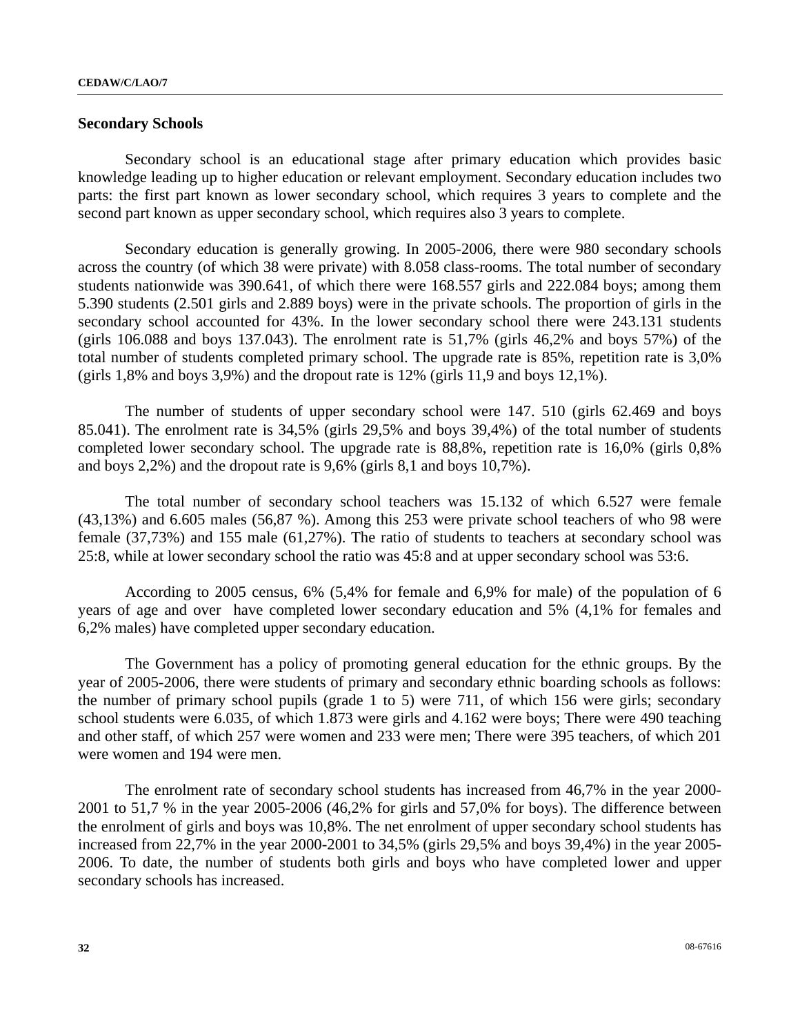## Secondary Schools

Secondary school is an educational stage after primary education which provides basic knowledge leading up to higher education or relevant employment. Secondary education includes two parts: the first part known as lower secondary school, which requires 3 years to complete and the second part known as upper secondary school, which requires also 3 years to complete.

Secondary education is generally growing. In 2005-2006, there were 980 secondary schools across the country (of which 38 were private) with 8.058 class-rooms. The total number of secondary students nationwide was 390.641, of which there were 168.557 girls and 222.084 boys; among them 5.390 students (2.501 girls and 2.889 boys) were in the private schools. The proportion of girls in the secondary school accounted for 43%. In the lower secondary school there were 243.131 students (girls 106.088 and boys 137.043). The enrolment rate is 51,7% (girls 46,2% and boys 57%) of the total number of students completed primary school. The upgrade rate is 85%, repetition rate is 3,0% (girls 1,8% and boys 3,9%) and the dropout rate is 12% (girls 11,9 and boys 12,1%).

The number of students of upper secondary school were 147. 510 (girls 62.469 and boys 85.041). The enrolment rate is 34,5% (girls 29,5% and boys 39,4%) of the total number of students completed lower secondary school. The upgrade rate is 88,8%, repetition rate is 16,0% (girls 0,8% and boys 2,2%) and the dropout rate is 9,6% (girls 8,1 and boys 10,7%).

The total number of secondary school teachers was 15.132 of which 6.527 were female (43,13%) and 6.605 males (56,87 %). Among this 253 were private school teachers of who 98 were female (37,73%) and 155 male (61,27%). The ratio of students to teachers at secondary school was 25:8, while at lower secondary school the ratio was 45:8 and at upper secondary school was 53:6.

According to 2005 census, 6% (5,4% for female and 6,9% for male) of the population of 6 years of age and over have completed lower secondary education and 5% (4,1% for females and 6,2% males) have completed upper secondary education.

The Government has a policy of promoting general education for the ethnic groups. By the year of 2005-2006, there were students of primary and secondary ethnic boarding schools as follows: the number of primary school pupils (grade 1 to 5) were 711, of which 156 were girls; secondary school students were 6.035, of which 1.873 were girls and 4.162 were boys; There were 490 teaching and other staff, of which 257 were women and 233 were men; There were 395 teachers, of which 201 were women and 194 were men.

The enrolment rate of secondary school students has increased from 46,7% in the year 2000-2001 to 51,7 % in the year 2005-2006 (46,2% for girls and 57,0% for boys). The difference between the enrolment of girls and boys was 10,8%. The net enrolment of upper secondary school students has increased from 22,7% in the year 2000-2001 to 34,5% (girls 29,5% and boys 39,4%) in the year 2005-2006. To date, the number of students both girls and boys who have completed lower and upper secondary schools has increased.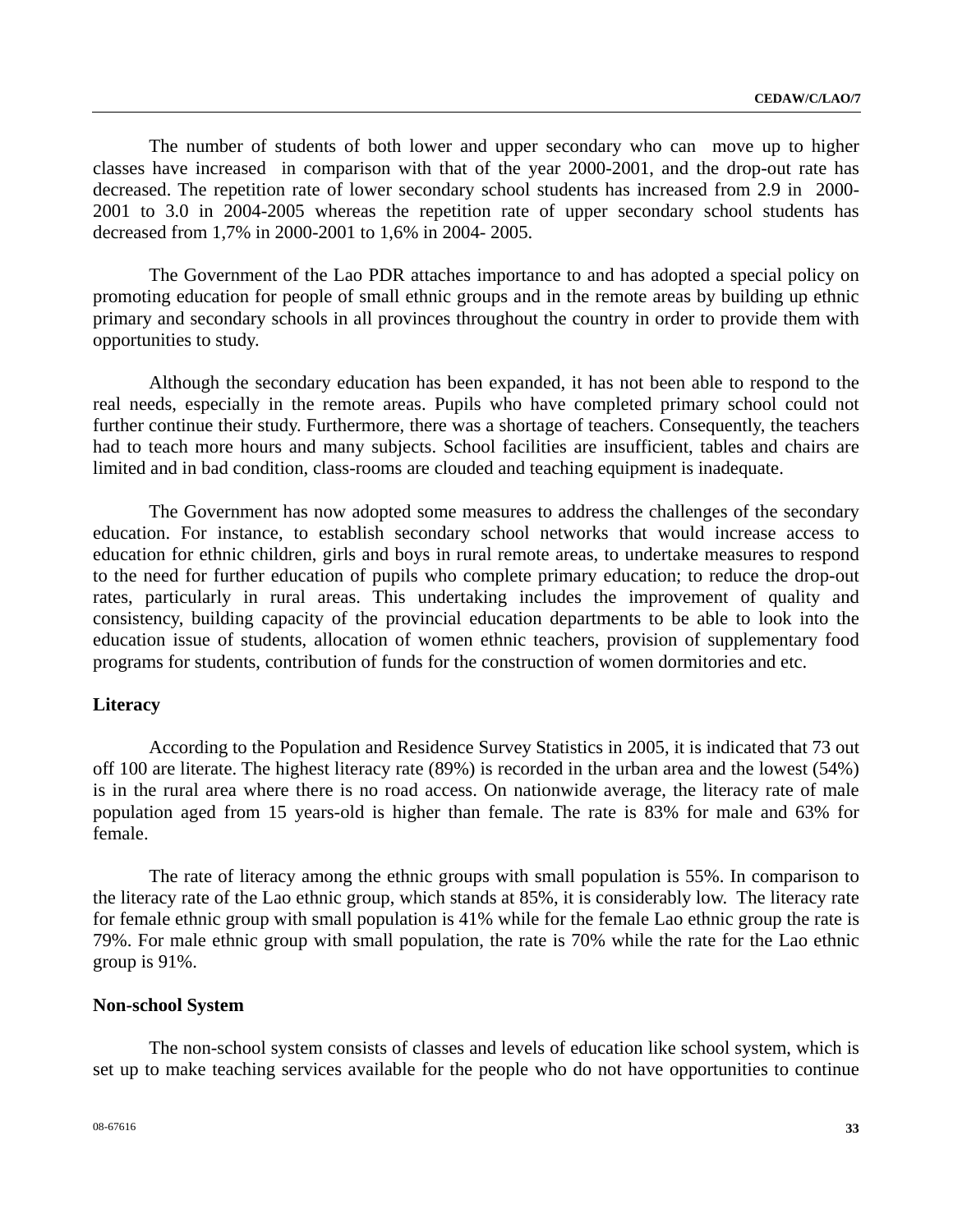The number of students of both lower and upper secondary who can move up to higher classes have increased in comparison with that of the year 2000-2001, and the drop-out rate has decreased. The repetition rate of lower secondary school students has increased from 2.9 in 2000-2001 to 3.0 in 2004-2005 whereas the repetition rate of upper secondary school students has decreased from 1,7% in 2000-2001 to 1,6% in 2004- 2005.

The Government of the Lao PDR attaches importance to and has adopted a special policy on promoting education for people of small ethnic groups and in the remote areas by building up ethnic primary and secondary schools in all provinces throughout the country in order to provide them with opportunities to study.

Although the secondary education has been expanded, it has not been able to respond to the real needs, especially in the remote areas. Pupils who have completed primary school could not further continue their study. Furthermore, there was a shortage of teachers. Consequently, the teachers had to teach more hours and many subjects. School facilities are insufficient, tables and chairs are limited and in bad condition, class-rooms are clouded and teaching equipment is inadequate.

The Government has now adopted some measures to address the challenges of the secondary education. For instance, to establish secondary school networks that would increase access to education for ethnic children, girls and boys in rural remote areas, to undertake measures to respond to the need for further education of pupils who complete primary education; to reduce the drop-out rates, particularly in rural areas. This undertaking includes the improvement of quality and consistency, building capacity of the provincial education departments to be able to look into the education issue of students, allocation of women ethnic teachers, provision of supplementary food programs for students, contribution of funds for the construction of women dormitories and etc.

**Literacy**

According to the Population and Residence Survey Statistics in 2005, it is indicated that 73 out off 100 are literate. The highest literacy rate (89%) is recorded in the urban area and the lowest (54%) is in the rural area where there is no road access. On nationwide average, the literacy rate of male population aged from 15 years-old is higher than female. The rate is 83% for male and 63% for female.

The rate of literacy among the ethnic groups with small population is 55%. In comparison to the literacy rate of the Lao ethnic group, which stands at 85%, it is considerably low. The literacy rate for female ethnic group with small population is 41% while for the female Lao ethnic group the rate is 79%. For male ethnic group with small population, the rate is 70% while the rate for the Lao ethnic group is 91%.

**Non-school System**

The non-school system consists of classes and levels of education like school system, which is set up to make teaching services available for the people who do not have opportunities to continue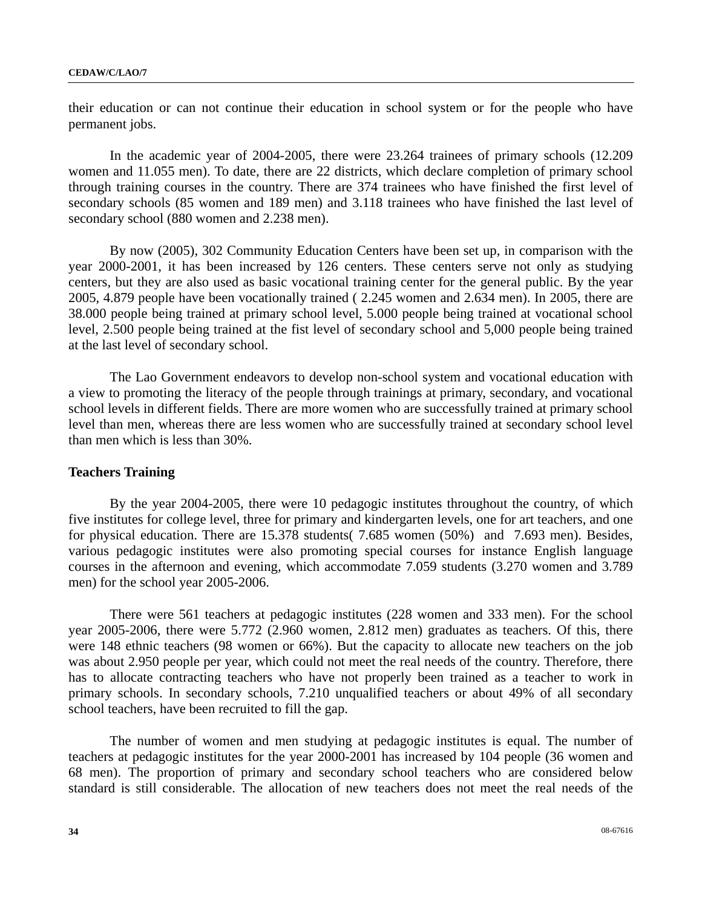their education or can not continue their education in school system or for the people who have permanent jobs.

In the academic year of 2004-2005, there were 23.264 trainees of primary schools (12.209 women and 11.055 men). To date, there are 22 districts, which declare completion of primary school through training courses in the country. There are 374 trainees who have finished the first level of secondary schools (85 women and 189 men) and 3.118 trainees who have finished the last level of secondary school (880 women and 2.238 men).

By now (2005), 302 Community Education Centers have been set up, in comparison with the year 2000-2001, it has been increased by 126 centers. These centers serve not only as studying centers, but they are also used as basic vocational training center for the general public. By the year 2005, 4.879 people have been vocationally trained ( 2.245 women and 2.634 men). In 2005, there are 38.000 people being trained at primary school level, 5.000 people being trained at vocational school level, 2.500 people being trained at the fist level of secondary school and 5,000 people being trained at the last level of secondary school.

The Lao Government endeavors to develop non-school system and vocational education with a view to promoting the literacy of the people through trainings at primary, secondary, and vocational school levels in different fields. There are more women who are successfully trained at primary school level than men, whereas there are less women who are successfully trained at secondary school level than men which is less than 30%.

**Teachers Training**

By the year 2004-2005, there were 10 pedagogic institutes throughout the country, of which five institutes for college level, three for primary and kindergarten levels, one for art teachers, and one for physical education. There are 15.378 students( 7.685 women (50%) and 7.693 men). Besides, various pedagogic institutes were also promoting special courses for instance English language courses in the afternoon and evening, which accommodate 7.059 students (3.270 women and 3.789 men) for the school year 2005-2006.

There were 561 teachers at pedagogic institutes (228 women and 333 men). For the school year 2005-2006, there were 5.772 (2.960 women, 2.812 men) graduates as teachers. Of this, there were 148 ethnic teachers (98 women or 66%). But the capacity to allocate new teachers on the job was about 2.950 people per year, which could not meet the real needs of the country. Therefore, there has to allocate contracting teachers who have not properly been trained as a teacher to work in primary schools. In secondary schools, 7.210 unqualified teachers or about 49% of all secondary school teachers, have been recruited to fill the gap.

The number of women and men studying at pedagogic institutes is equal. The number of teachers at pedagogic institutes for the year 2000-2001 has increased by 104 people (36 women and 68 men). The proportion of primary and secondary school teachers who are considered below standard is still considerable. The allocation of new teachers does not meet the real needs of the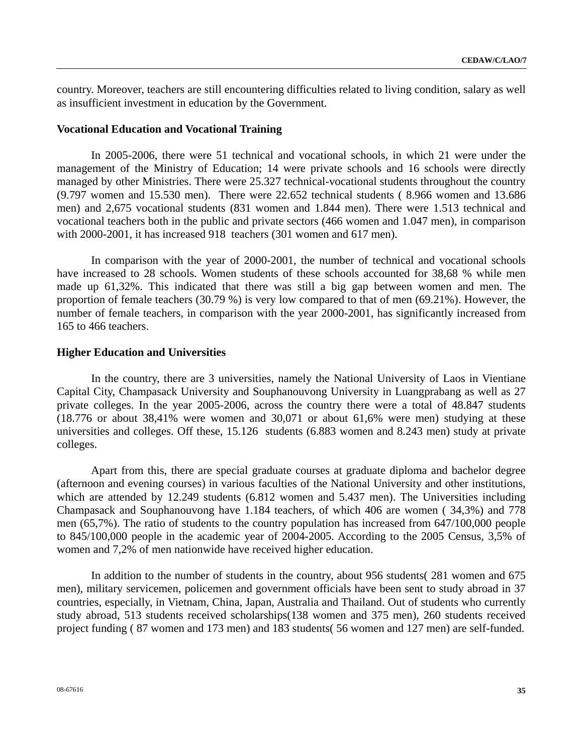country. Moreover, teachers are still encountering difficulties related to living condition, salary as well as insufficient investment in education by the Government.

**Vocational Education and Vocational Training**

In 2005-2006, there were 51 technical and vocational schools, in which 21 were under the management of the Ministry of Education; 14 were private schools and 16 schools were directly managed by other Ministries. There were 25.327 technical-vocational students throughout the country (9.797 women and 15.530 men). There were 22.652 technical students ( 8.966 women and 13.686 men) and 2,675 vocational students (831 women and 1.844 men). There were 1.513 technical and vocational teachers both in the public and private sectors (466 women and 1.047 men), in comparison with 2000-2001, it has increased 918 teachers (301 women and 617 men).

In comparison with the year of 2000-2001, the number of technical and vocational schools have increased to 28 schools. Women students of these schools accounted for 38,68 % while men made up 61,32%. This indicated that there was still a big gap between women and men. The proportion of female teachers (30.79 %) is very low compared to that of men (69.21%). However, the number of female teachers, in comparison with the year 2000-2001, has significantly increased from 165 to 466 teachers.

**Higher Education and Universities**

In the country, there are 3 universities, namely the National University of Laos in Vientiane Capital City, Champasack University and Souphanouvong University in Luangprabang as well as 27 private colleges. In the year 2005-2006, across the country there were a total of 48.847 students (18.776 or about 38,41% were women and 30,071 or about 61,6% were men) studying at these universities and colleges. Off these, 15.126 students (6.883 women and 8.243 men) study at private colleges.

Apart from this, there are special graduate courses at graduate diploma and bachelor degree (afternoon and evening courses) in various faculties of the National University and other institutions, which are attended by 12.249 students (6.812 women and 5.437 men). The Universities including Champasack and Souphanouvong have 1.184 teachers, of which 406 are women ( 34,3%) and 778 men (65,7%). The ratio of students to the country population has increased from 647/100,000 people to 845/100,000 people in the academic year of 2004-2005. According to the 2005 Census, 3,5% of women and 7,2% of men nationwide have received higher education.

In addition to the number of students in the country, about 956 students( 281 women and 675 men), military servicemen, policemen and government officials have been sent to study abroad in 37 countries, especially, in Vietnam, China, Japan, Australia and Thailand. Out of students who currently study abroad, 513 students received scholarships(138 women and 375 men), 260 students received project funding ( 87 women and 173 men) and 183 students( 56 women and 127 men) are self-funded.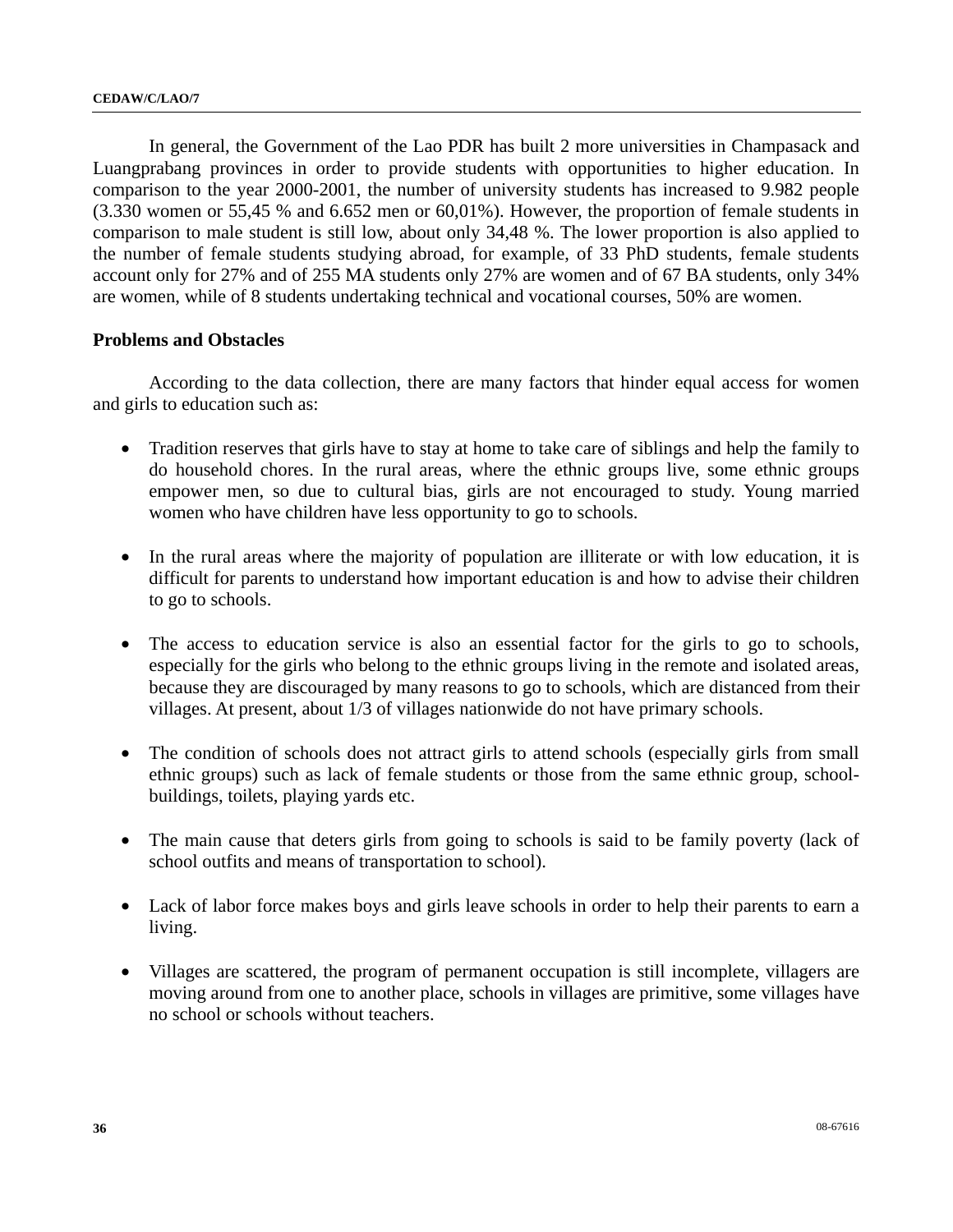In general, the Government of the Lao PDR has built 2 more universities in Champasack and Luangprabang provinces in order to provide students with opportunities to higher education. In comparison to the year 2000-2001, the number of university students has increased to 9.982 people (3.330 women or 55,45 % and 6.652 men or 60,01%). However, the proportion of female students in comparison to male student is still low, about only 34,48 %. The lower proportion is also applied to the number of female students studying abroad, for example, of 33 PhD students, female students account only for 27% and of 255 MA students only 27% are women and of 67 BA students, only 34% are women, while of 8 students undertaking technical and vocational courses, 50% are women.

**Problems and Obstacles**

According to the data collection, there are many factors that hinder equal access for women and girls to education such as:

- Tradition reserves that girls have to stay at home to take care of siblings and help the family to do household chores. In the rural areas, where the ethnic groups live, some ethnic groups empower men, so due to cultural bias, girls are not encouraged to study. Young married women who have children have less opportunity to go to schools.

- In the rural areas where the majority of population are illiterate or with low education, it is difficult for parents to understand how important education is and how to advise their children to go to schools.

- The access to education service is also an essential factor for the girls to go to schools, especially for the girls who belong to the ethnic groups living in the remote and isolated areas, because they are discouraged by many reasons to go to schools, which are distanced from their villages. At present, about 1/3 of villages nationwide do not have primary schools.

- The condition of schools does not attract girls to attend schools (especially girls from small ethnic groups) such as lack of female students or those from the same ethnic group, school-buildings, toilets, playing yards etc.

- The main cause that deters girls from going to schools is said to be family poverty (lack of school outfits and means of transportation to school).

- Lack of labor force makes boys and girls leave schools in order to help their parents to earn a living.

- Villages are scattered, the program of permanent occupation is still incomplete, villagers are moving around from one to another place, schools in villages are primitive, some villages have no school or schools without teachers.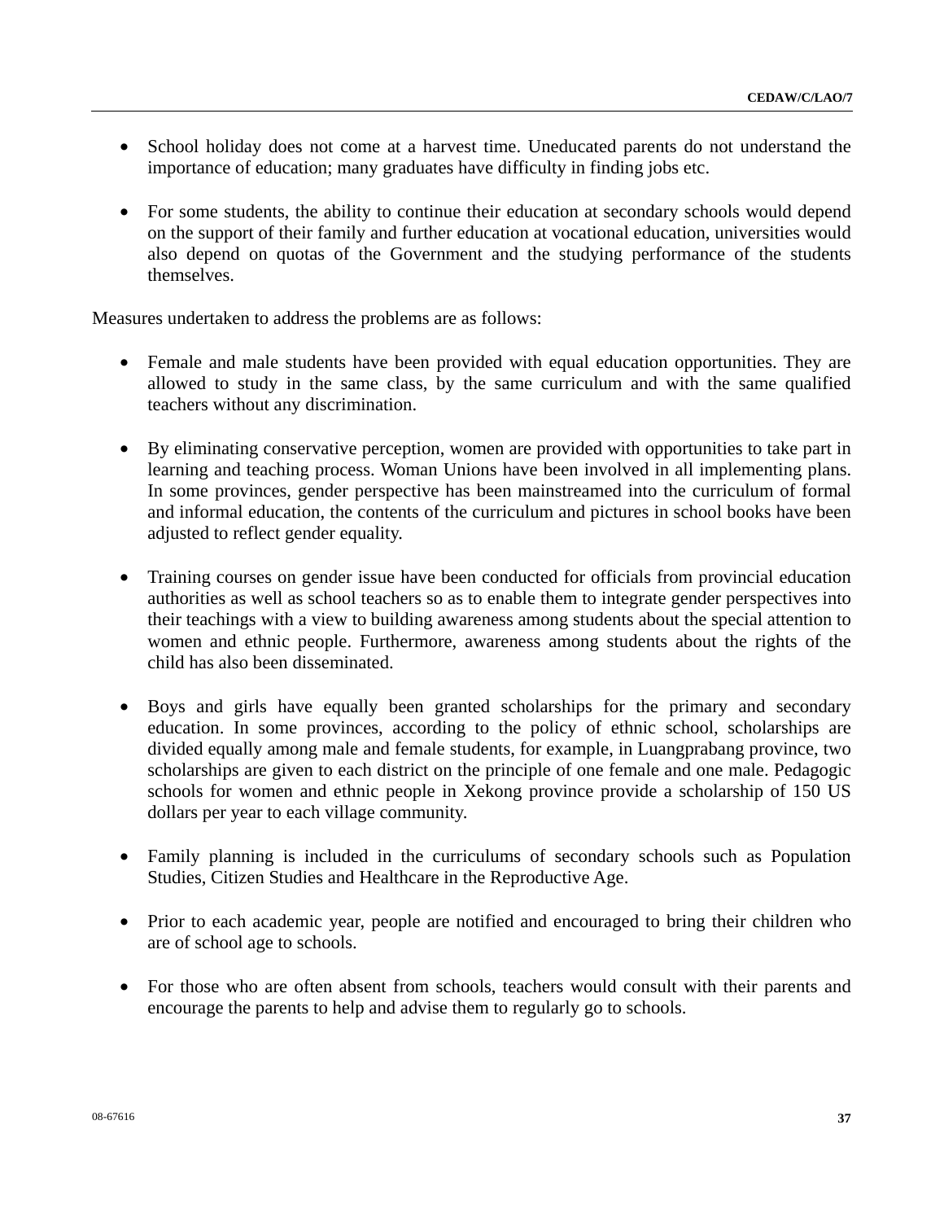- School holiday does not come at a harvest time. Uneducated parents do not understand the importance of education; many graduates have difficulty in finding jobs etc.

- For some students, the ability to continue their education at secondary schools would depend on the support of their family and further education at vocational education, universities would also depend on quotas of the Government and the studying performance of the students themselves.

Measures undertaken to address the problems are as follows:

- Female and male students have been provided with equal education opportunities. They are allowed to study in the same class, by the same curriculum and with the same qualified teachers without any discrimination.

- By eliminating conservative perception, women are provided with opportunities to take part in learning and teaching process. Woman Unions have been involved in all implementing plans. In some provinces, gender perspective has been mainstreamed into the curriculum of formal and informal education, the contents of the curriculum and pictures in school books have been adjusted to reflect gender equality.

- Training courses on gender issue have been conducted for officials from provincial education authorities as well as school teachers so as to enable them to integrate gender perspectives into their teachings with a view to building awareness among students about the special attention to women and ethnic people. Furthermore, awareness among students about the rights of the child has also been disseminated.

- Boys and girls have equally been granted scholarships for the primary and secondary education. In some provinces, according to the policy of ethnic school, scholarships are divided equally among male and female students, for example, in Luangprabang province, two scholarships are given to each district on the principle of one female and one male. Pedagogic schools for women and ethnic people in Xekong province provide a scholarship of 150 US dollars per year to each village community.

- Family planning is included in the curriculums of secondary schools such as Population Studies, Citizen Studies and Healthcare in the Reproductive Age.

- Prior to each academic year, people are notified and encouraged to bring their children who are of school age to schools.

- For those who are often absent from schools, teachers would consult with their parents and encourage the parents to help and advise them to regularly go to schools.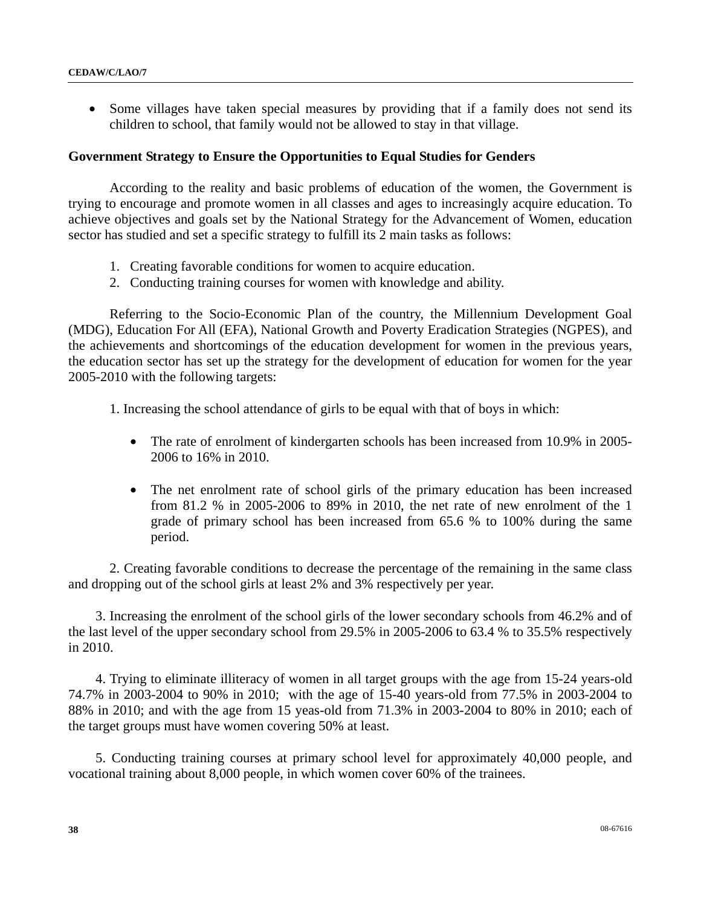- Some villages have taken special measures by providing that if a family does not send its children to school, that family would not be allowed to stay in that village.

**Government Strategy to Ensure the Opportunities to Equal Studies for Genders**

According to the reality and basic problems of education of the women, the Government is trying to encourage and promote women in all classes and ages to increasingly acquire education. To achieve objectives and goals set by the National Strategy for the Advancement of Women, education sector has studied and set a specific strategy to fulfill its 2 main tasks as follows:

1. Creating favorable conditions for women to acquire education.
2. Conducting training courses for women with knowledge and ability.

Referring to the Socio-Economic Plan of the country, the Millennium Development Goal (MDG), Education For All (EFA), National Growth and Poverty Eradication Strategies (NGPES), and the achievements and shortcomings of the education development for women in the previous years, the education sector has set up the strategy for the development of education for women for the year 2005-2010 with the following targets:

1. Increasing the school attendance of girls to be equal with that of boys in which:

   - The rate of enrolment of kindergarten schools has been increased from 10.9% in 2005-2006 to 16% in 2010.

   - The net enrolment rate of school girls of the primary education has been increased from 81.2 % in 2005-2006 to 89% in 2010, the net rate of new enrolment of the 1 grade of primary school has been increased from 65.6 % to 100% during the same period.

2. Creating favorable conditions to decrease the percentage of the remaining in the same class and dropping out of the school girls at least 2% and 3% respectively per year.

3. Increasing the enrolment of the school girls of the lower secondary schools from 46.2% and of the last level of the upper secondary school from 29.5% in 2005-2006 to 63.4 % to 35.5% respectively in 2010.

4. Trying to eliminate illiteracy of women in all target groups with the age from 15-24 years-old 74.7% in 2003-2004 to 90% in 2010; with the age of 15-40 years-old from 77.5% in 2003-2004 to 88% in 2010; and with the age from 15 yeas-old from 71.3% in 2003-2004 to 80% in 2010; each of the target groups must have women covering 50% at least.

5. Conducting training courses at primary school level for approximately 40,000 people, and vocational training about 8,000 people, in which women cover 60% of the trainees.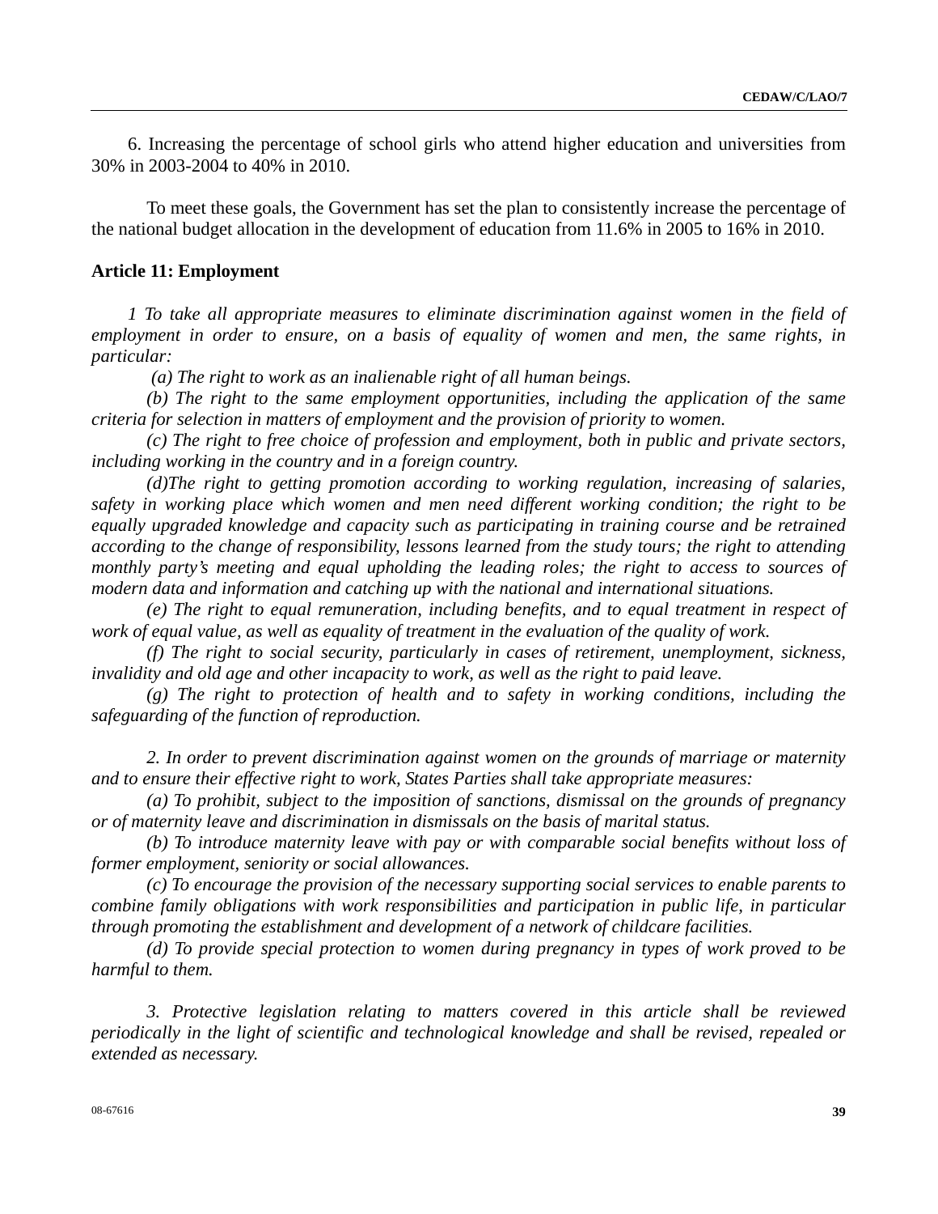6. Increasing the percentage of school girls who attend higher education and universities from 30% in 2003-2004 to 40% in 2010.

To meet these goals, the Government has set the plan to consistently increase the percentage of the national budget allocation in the development of education from 11.6% in 2005 to 16% in 2010.

**Article 11: Employment**

*1 To take all appropriate measures to eliminate discrimination against women in the field of employment in order to ensure, on a basis of equality of women and men, the same rights, in particular:*

*(a) The right to work as an inalienable right of all human beings.*

*(b) The right to the same employment opportunities, including the application of the same criteria for selection in matters of employment and the provision of priority to women.*

*(c) The right to free choice of profession and employment, both in public and private sectors, including working in the country and in a foreign country.*

*(d)The right to getting promotion according to working regulation, increasing of salaries, safety in working place which women and men need different working condition; the right to be equally upgraded knowledge and capacity such as participating in training course and be retrained according to the change of responsibility, lessons learned from the study tours; the right to attending monthly party's meeting and equal upholding the leading roles; the right to access to sources of modern data and information and catching up with the national and international situations.*

*(e) The right to equal remuneration, including benefits, and to equal treatment in respect of work of equal value, as well as equality of treatment in the evaluation of the quality of work.*

*(f) The right to social security, particularly in cases of retirement, unemployment, sickness, invalidity and old age and other incapacity to work, as well as the right to paid leave.*

*(g) The right to protection of health and to safety in working conditions, including the safeguarding of the function of reproduction.*

*2. In order to prevent discrimination against women on the grounds of marriage or maternity and to ensure their effective right to work, States Parties shall take appropriate measures:*

*(a) To prohibit, subject to the imposition of sanctions, dismissal on the grounds of pregnancy or of maternity leave and discrimination in dismissals on the basis of marital status.*

*(b) To introduce maternity leave with pay or with comparable social benefits without loss of former employment, seniority or social allowances.*

*(c) To encourage the provision of the necessary supporting social services to enable parents to combine family obligations with work responsibilities and participation in public life, in particular through promoting the establishment and development of a network of childcare facilities.*

*(d) To provide special protection to women during pregnancy in types of work proved to be harmful to them.*

*3. Protective legislation relating to matters covered in this article shall be reviewed periodically in the light of scientific and technological knowledge and shall be revised, repealed or extended as necessary.*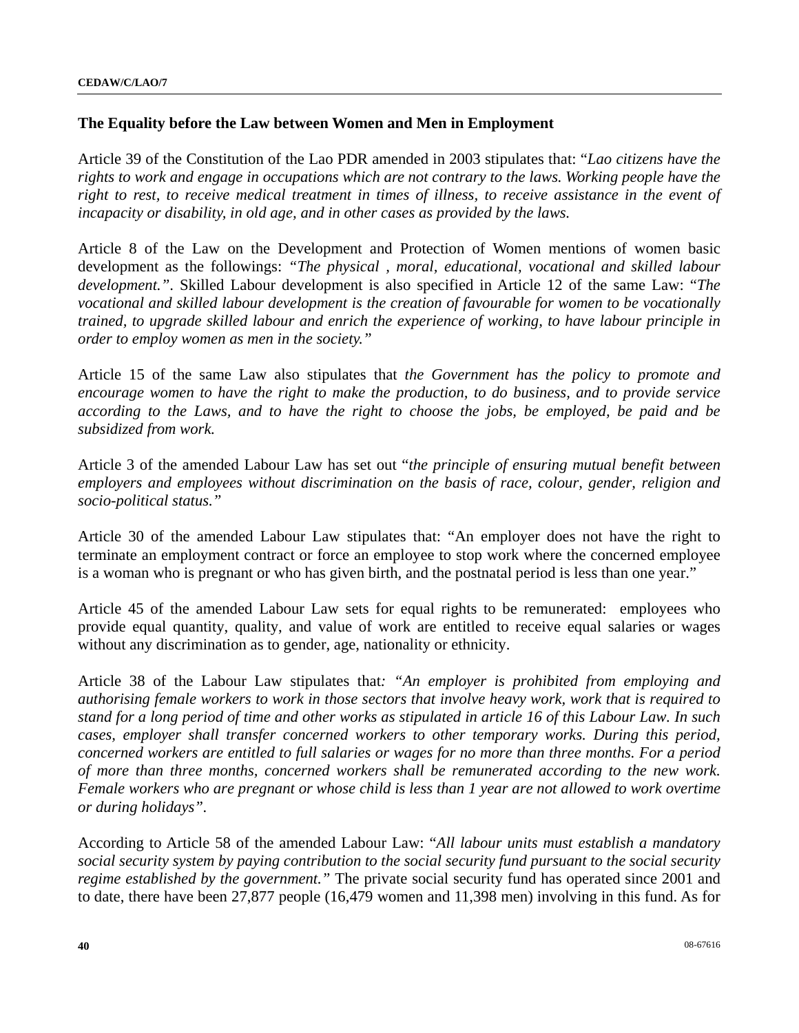### The Equality before the Law between Women and Men in Employment

Article 39 of the Constitution of the Lao PDR amended in 2003 stipulates that: "*Lao citizens have the rights to work and engage in occupations which are not contrary to the laws. Working people have the right to rest, to receive medical treatment in times of illness, to receive assistance in the event of incapacity or disability, in old age, and in other cases as provided by the laws.*

Article 8 of the Law on the Development and Protection of Women mentions of women basic development as the followings: *"The physical , moral, educational, vocational and skilled labour development."*. Skilled Labour development is also specified in Article 12 of the same Law: "*The vocational and skilled labour development is the creation of favourable for women to be vocationally trained, to upgrade skilled labour and enrich the experience of working, to have labour principle in order to employ women as men in the society."*

Article 15 of the same Law also stipulates that *the Government has the policy to promote and encourage women to have the right to make the production, to do business, and to provide service according to the Laws, and to have the right to choose the jobs, be employed, be paid and be subsidized from work.*

Article 3 of the amended Labour Law has set out "*the principle of ensuring mutual benefit between employers and employees without discrimination on the basis of race, colour, gender, religion and socio-political status."*

Article 30 of the amended Labour Law stipulates that: "An employer does not have the right to terminate an employment contract or force an employee to stop work where the concerned employee is a woman who is pregnant or who has given birth, and the postnatal period is less than one year."

Article 45 of the amended Labour Law sets for equal rights to be remunerated: employees who provide equal quantity, quality, and value of work are entitled to receive equal salaries or wages without any discrimination as to gender, age, nationality or ethnicity.

Article 38 of the Labour Law stipulates that*: "An employer is prohibited from employing and authorising female workers to work in those sectors that involve heavy work, work that is required to stand for a long period of time and other works as stipulated in article 16 of this Labour Law. In such cases, employer shall transfer concerned workers to other temporary works. During this period, concerned workers are entitled to full salaries or wages for no more than three months. For a period of more than three months, concerned workers shall be remunerated according to the new work. Female workers who are pregnant or whose child is less than 1 year are not allowed to work overtime or during holidays"*.

According to Article 58 of the amended Labour Law: "*All labour units must establish a mandatory social security system by paying contribution to the social security fund pursuant to the social security regime established by the government."* The private social security fund has operated since 2001 and to date, there have been 27,877 people (16,479 women and 11,398 men) involving in this fund. As for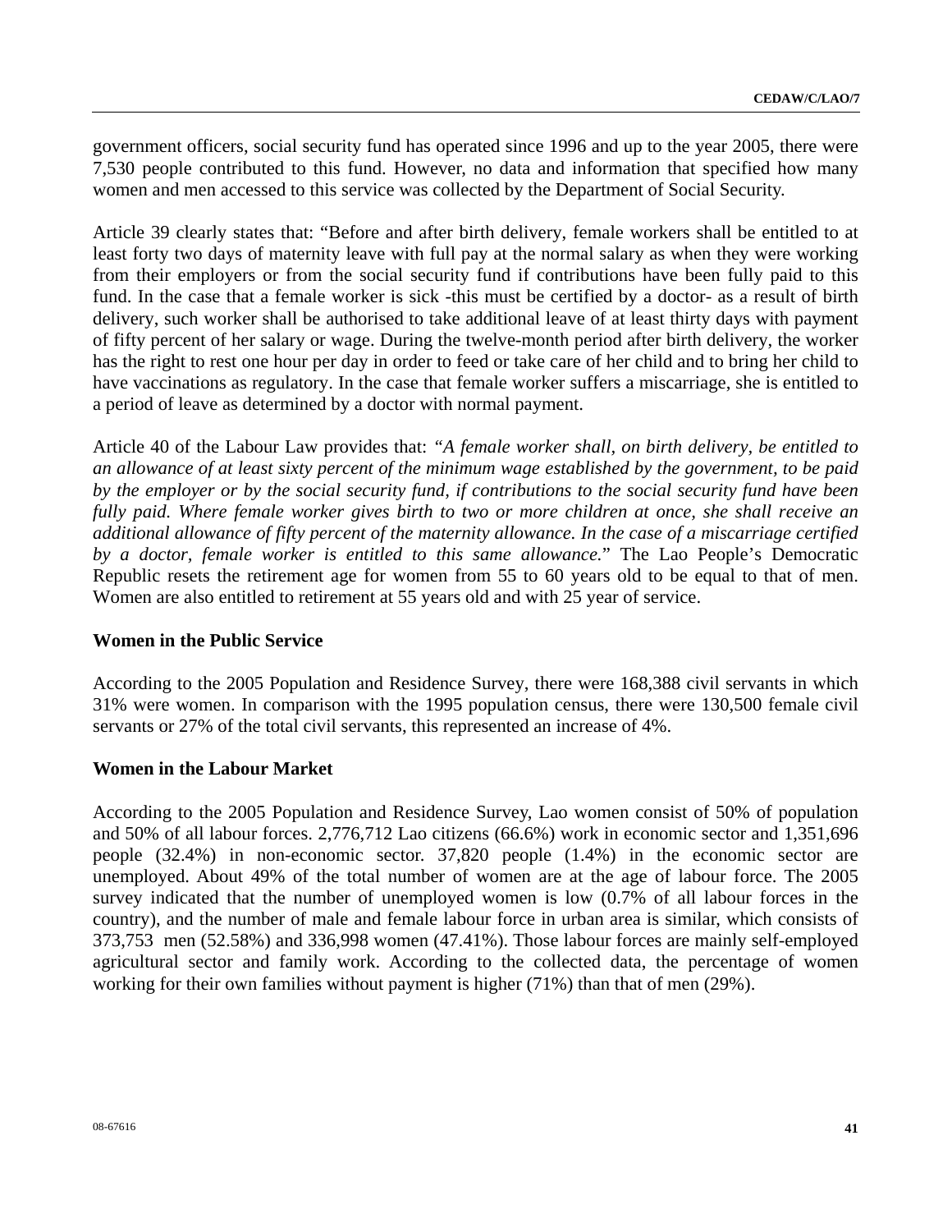government officers, social security fund has operated since 1996 and up to the year 2005, there were 7,530 people contributed to this fund. However, no data and information that specified how many women and men accessed to this service was collected by the Department of Social Security.

Article 39 clearly states that: "Before and after birth delivery, female workers shall be entitled to at least forty two days of maternity leave with full pay at the normal salary as when they were working from their employers or from the social security fund if contributions have been fully paid to this fund. In the case that a female worker is sick -this must be certified by a doctor- as a result of birth delivery, such worker shall be authorised to take additional leave of at least thirty days with payment of fifty percent of her salary or wage. During the twelve-month period after birth delivery, the worker has the right to rest one hour per day in order to feed or take care of her child and to bring her child to have vaccinations as regulatory. In the case that female worker suffers a miscarriage, she is entitled to a period of leave as determined by a doctor with normal payment.

Article 40 of the Labour Law provides that: *"A female worker shall, on birth delivery, be entitled to an allowance of at least sixty percent of the minimum wage established by the government, to be paid by the employer or by the social security fund, if contributions to the social security fund have been fully paid. Where female worker gives birth to two or more children at once, she shall receive an additional allowance of fifty percent of the maternity allowance. In the case of a miscarriage certified by a doctor, female worker is entitled to this same allowance.*" The Lao People's Democratic Republic resets the retirement age for women from 55 to 60 years old to be equal to that of men. Women are also entitled to retirement at 55 years old and with 25 year of service.

**Women in the Public Service**

According to the 2005 Population and Residence Survey, there were 168,388 civil servants in which 31% were women. In comparison with the 1995 population census, there were 130,500 female civil servants or 27% of the total civil servants, this represented an increase of 4%.

**Women in the Labour Market**

According to the 2005 Population and Residence Survey, Lao women consist of 50% of population and 50% of all labour forces. 2,776,712 Lao citizens (66.6%) work in economic sector and 1,351,696 people (32.4%) in non-economic sector. 37,820 people (1.4%) in the economic sector are unemployed. About 49% of the total number of women are at the age of labour force. The 2005 survey indicated that the number of unemployed women is low (0.7% of all labour forces in the country), and the number of male and female labour force in urban area is similar, which consists of 373,753 men (52.58%) and 336,998 women (47.41%). Those labour forces are mainly self-employed agricultural sector and family work. According to the collected data, the percentage of women working for their own families without payment is higher (71%) than that of men (29%).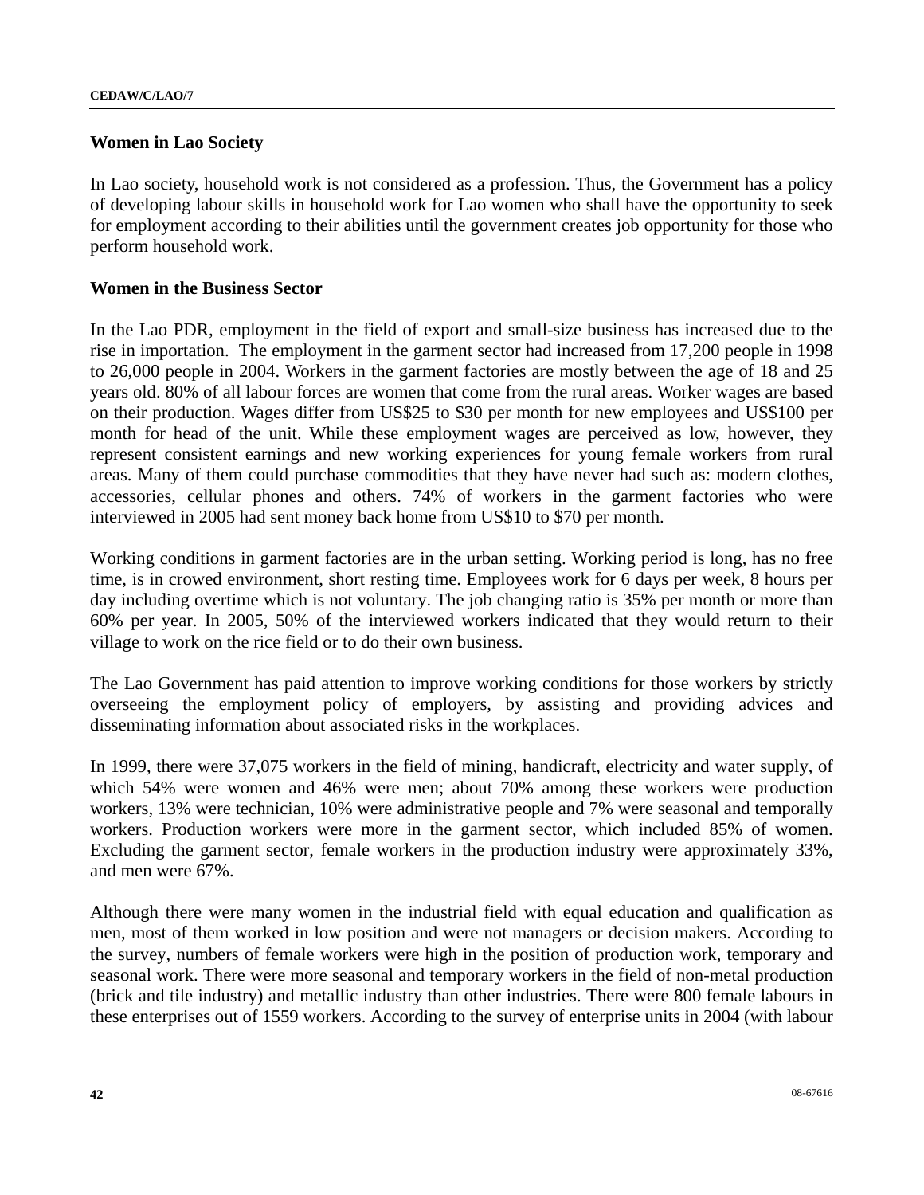**Women in Lao Society**

In Lao society, household work is not considered as a profession. Thus, the Government has a policy of developing labour skills in household work for Lao women who shall have the opportunity to seek for employment according to their abilities until the government creates job opportunity for those who perform household work.

**Women in the Business Sector**

In the Lao PDR, employment in the field of export and small-size business has increased due to the rise in importation. The employment in the garment sector had increased from 17,200 people in 1998 to 26,000 people in 2004. Workers in the garment factories are mostly between the age of 18 and 25 years old. 80% of all labour forces are women that come from the rural areas. Worker wages are based on their production. Wages differ from US$25 to $30 per month for new employees and US$100 per month for head of the unit. While these employment wages are perceived as low, however, they represent consistent earnings and new working experiences for young female workers from rural areas. Many of them could purchase commodities that they have never had such as: modern clothes, accessories, cellular phones and others. 74% of workers in the garment factories who were interviewed in 2005 had sent money back home from US$10 to $70 per month.

Working conditions in garment factories are in the urban setting. Working period is long, has no free time, is in crowed environment, short resting time. Employees work for 6 days per week, 8 hours per day including overtime which is not voluntary. The job changing ratio is 35% per month or more than 60% per year. In 2005, 50% of the interviewed workers indicated that they would return to their village to work on the rice field or to do their own business.

The Lao Government has paid attention to improve working conditions for those workers by strictly overseeing the employment policy of employers, by assisting and providing advices and disseminating information about associated risks in the workplaces.

In 1999, there were 37,075 workers in the field of mining, handicraft, electricity and water supply, of which 54% were women and 46% were men; about 70% among these workers were production workers, 13% were technician, 10% were administrative people and 7% were seasonal and temporally workers. Production workers were more in the garment sector, which included 85% of women. Excluding the garment sector, female workers in the production industry were approximately 33%, and men were 67%.

Although there were many women in the industrial field with equal education and qualification as men, most of them worked in low position and were not managers or decision makers. According to the survey, numbers of female workers were high in the position of production work, temporary and seasonal work. There were more seasonal and temporary workers in the field of non-metal production (brick and tile industry) and metallic industry than other industries. There were 800 female labours in these enterprises out of 1559 workers. According to the survey of enterprise units in 2004 (with labour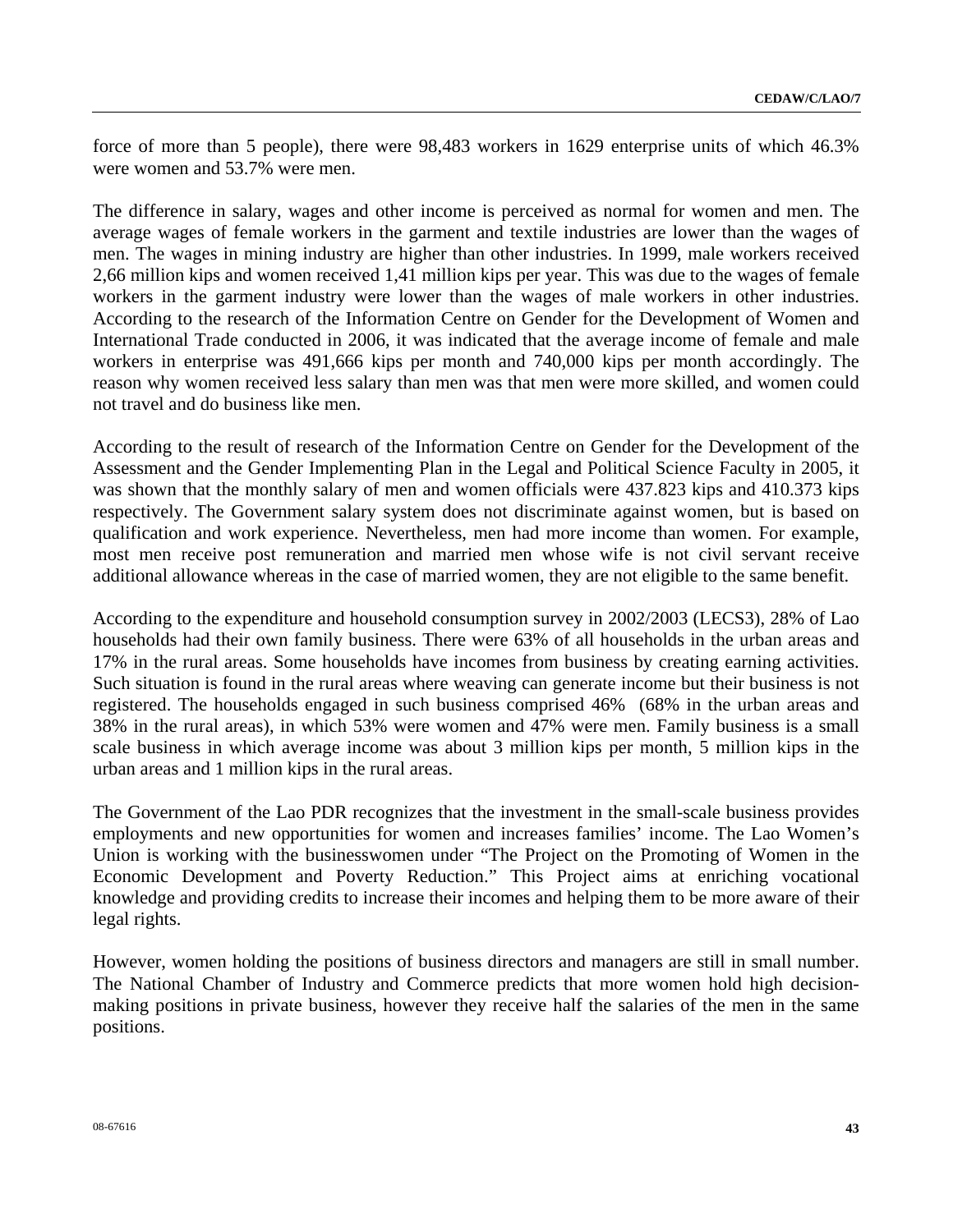force of more than 5 people), there were 98,483 workers in 1629 enterprise units of which 46.3% were women and 53.7% were men.

The difference in salary, wages and other income is perceived as normal for women and men. The average wages of female workers in the garment and textile industries are lower than the wages of men. The wages in mining industry are higher than other industries. In 1999, male workers received 2,66 million kips and women received 1,41 million kips per year. This was due to the wages of female workers in the garment industry were lower than the wages of male workers in other industries. According to the research of the Information Centre on Gender for the Development of Women and International Trade conducted in 2006, it was indicated that the average income of female and male workers in enterprise was 491,666 kips per month and 740,000 kips per month accordingly. The reason why women received less salary than men was that men were more skilled, and women could not travel and do business like men.

According to the result of research of the Information Centre on Gender for the Development of the Assessment and the Gender Implementing Plan in the Legal and Political Science Faculty in 2005, it was shown that the monthly salary of men and women officials were 437.823 kips and 410.373 kips respectively. The Government salary system does not discriminate against women, but is based on qualification and work experience. Nevertheless, men had more income than women. For example, most men receive post remuneration and married men whose wife is not civil servant receive additional allowance whereas in the case of married women, they are not eligible to the same benefit.

According to the expenditure and household consumption survey in 2002/2003 (LECS3), 28% of Lao households had their own family business. There were 63% of all households in the urban areas and 17% in the rural areas. Some households have incomes from business by creating earning activities. Such situation is found in the rural areas where weaving can generate income but their business is not registered. The households engaged in such business comprised 46% (68% in the urban areas and 38% in the rural areas), in which 53% were women and 47% were men. Family business is a small scale business in which average income was about 3 million kips per month, 5 million kips in the urban areas and 1 million kips in the rural areas.

The Government of the Lao PDR recognizes that the investment in the small-scale business provides employments and new opportunities for women and increases families' income. The Lao Women's Union is working with the businesswomen under "The Project on the Promoting of Women in the Economic Development and Poverty Reduction." This Project aims at enriching vocational knowledge and providing credits to increase their incomes and helping them to be more aware of their legal rights.

However, women holding the positions of business directors and managers are still in small number. The National Chamber of Industry and Commerce predicts that more women hold high decision-making positions in private business, however they receive half the salaries of the men in the same positions.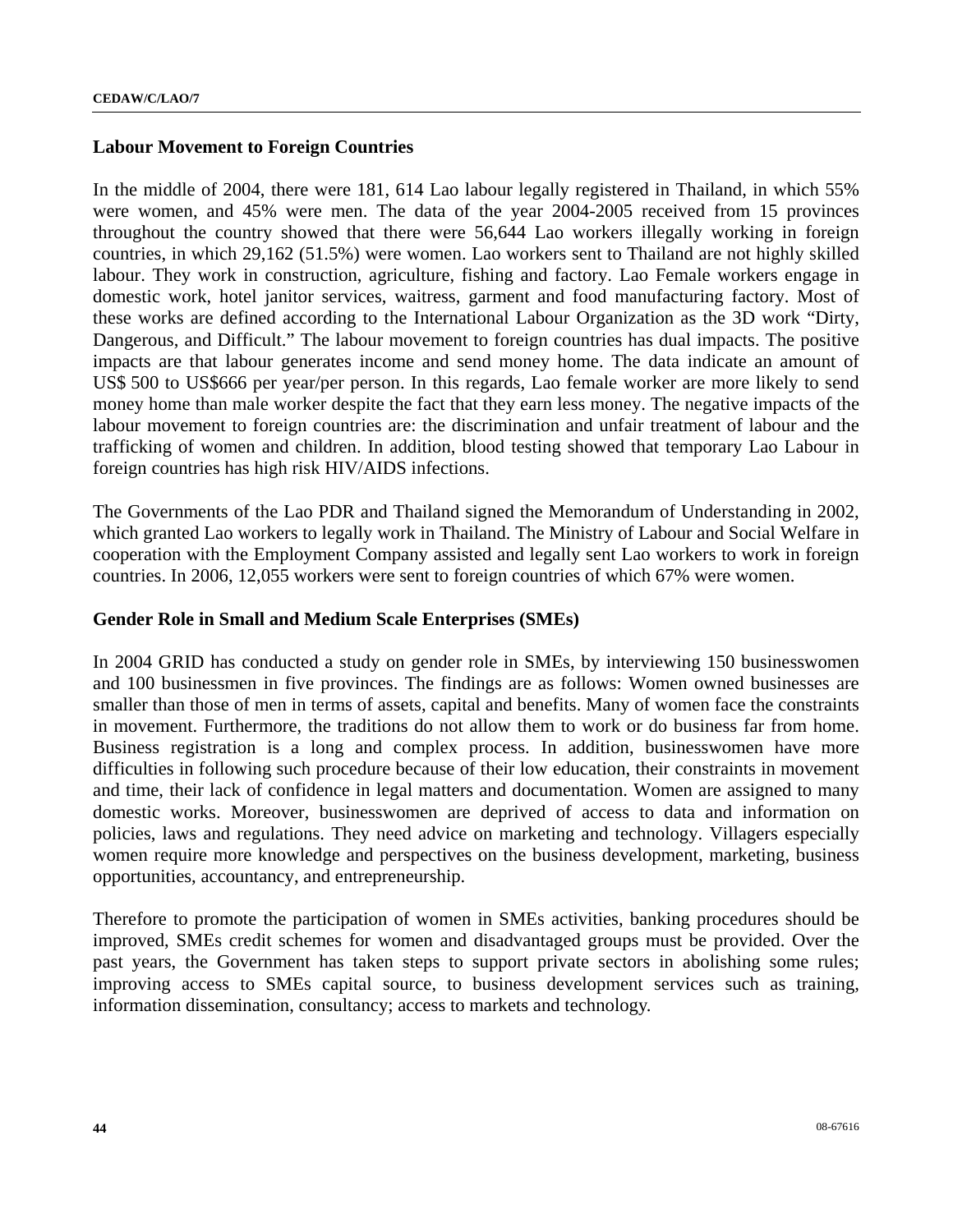### Labour Movement to Foreign Countries

In the middle of 2004, there were 181, 614 Lao labour legally registered in Thailand, in which 55% were women, and 45% were men. The data of the year 2004-2005 received from 15 provinces throughout the country showed that there were 56,644 Lao workers illegally working in foreign countries, in which 29,162 (51.5%) were women. Lao workers sent to Thailand are not highly skilled labour. They work in construction, agriculture, fishing and factory. Lao Female workers engage in domestic work, hotel janitor services, waitress, garment and food manufacturing factory. Most of these works are defined according to the International Labour Organization as the 3D work "Dirty, Dangerous, and Difficult." The labour movement to foreign countries has dual impacts. The positive impacts are that labour generates income and send money home. The data indicate an amount of US$ 500 to US$666 per year/per person. In this regards, Lao female worker are more likely to send money home than male worker despite the fact that they earn less money. The negative impacts of the labour movement to foreign countries are: the discrimination and unfair treatment of labour and the trafficking of women and children. In addition, blood testing showed that temporary Lao Labour in foreign countries has high risk HIV/AIDS infections.

The Governments of the Lao PDR and Thailand signed the Memorandum of Understanding in 2002, which granted Lao workers to legally work in Thailand. The Ministry of Labour and Social Welfare in cooperation with the Employment Company assisted and legally sent Lao workers to work in foreign countries. In 2006, 12,055 workers were sent to foreign countries of which 67% were women.

### Gender Role in Small and Medium Scale Enterprises (SMEs)

In 2004 GRID has conducted a study on gender role in SMEs, by interviewing 150 businesswomen and 100 businessmen in five provinces. The findings are as follows: Women owned businesses are smaller than those of men in terms of assets, capital and benefits. Many of women face the constraints in movement. Furthermore, the traditions do not allow them to work or do business far from home. Business registration is a long and complex process. In addition, businesswomen have more difficulties in following such procedure because of their low education, their constraints in movement and time, their lack of confidence in legal matters and documentation. Women are assigned to many domestic works. Moreover, businesswomen are deprived of access to data and information on policies, laws and regulations. They need advice on marketing and technology. Villagers especially women require more knowledge and perspectives on the business development, marketing, business opportunities, accountancy, and entrepreneurship.

Therefore to promote the participation of women in SMEs activities, banking procedures should be improved, SMEs credit schemes for women and disadvantaged groups must be provided. Over the past years, the Government has taken steps to support private sectors in abolishing some rules; improving access to SMEs capital source, to business development services such as training, information dissemination, consultancy; access to markets and technology.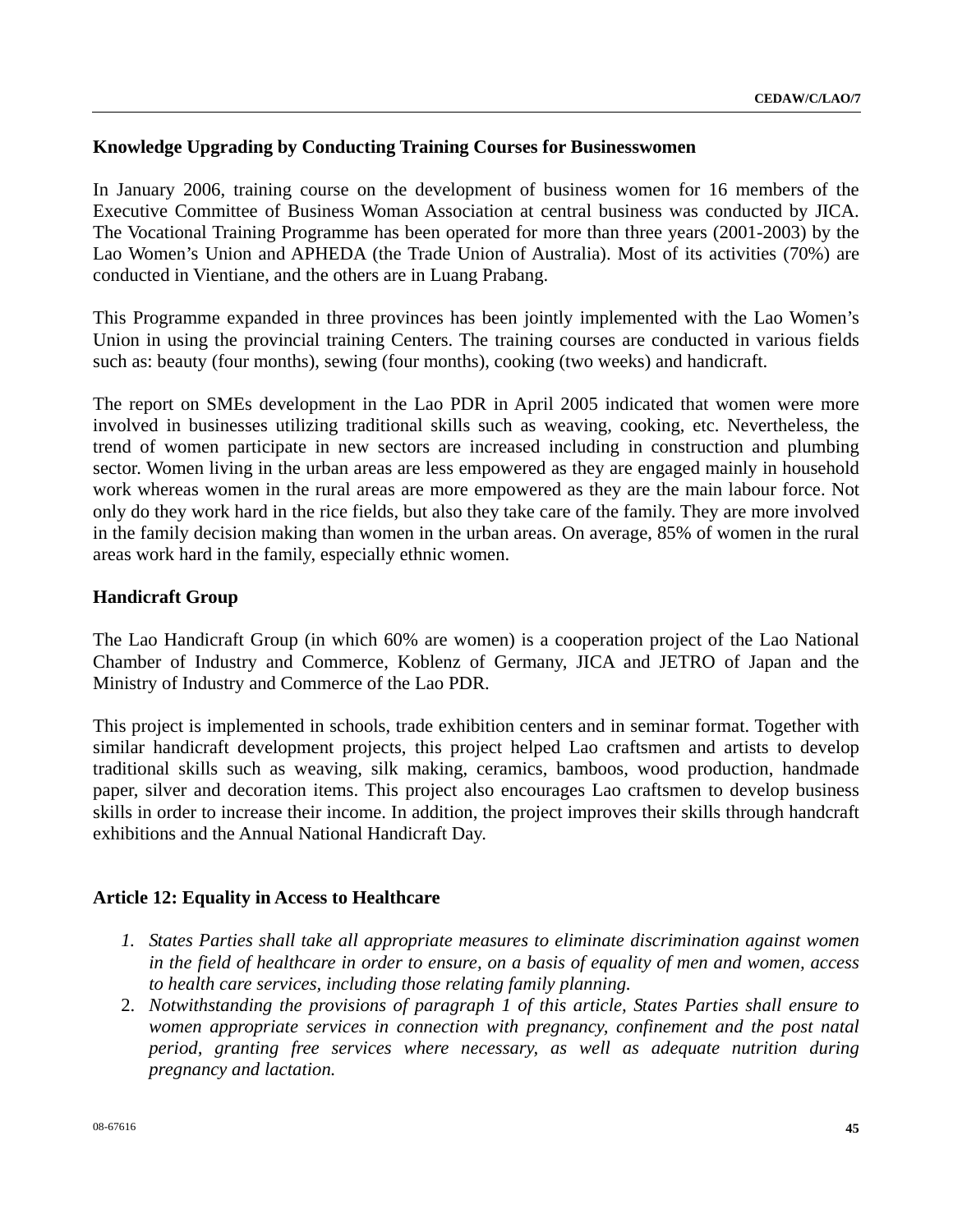**Knowledge Upgrading by Conducting Training Courses for Businesswomen**

In January 2006, training course on the development of business women for 16 members of the Executive Committee of Business Woman Association at central business was conducted by JICA. The Vocational Training Programme has been operated for more than three years (2001-2003) by the Lao Women's Union and APHEDA (the Trade Union of Australia). Most of its activities (70%) are conducted in Vientiane, and the others are in Luang Prabang.

This Programme expanded in three provinces has been jointly implemented with the Lao Women's Union in using the provincial training Centers. The training courses are conducted in various fields such as: beauty (four months), sewing (four months), cooking (two weeks) and handicraft.

The report on SMEs development in the Lao PDR in April 2005 indicated that women were more involved in businesses utilizing traditional skills such as weaving, cooking, etc. Nevertheless, the trend of women participate in new sectors are increased including in construction and plumbing sector. Women living in the urban areas are less empowered as they are engaged mainly in household work whereas women in the rural areas are more empowered as they are the main labour force. Not only do they work hard in the rice fields, but also they take care of the family. They are more involved in the family decision making than women in the urban areas. On average, 85% of women in the rural areas work hard in the family, especially ethnic women.

**Handicraft Group**

The Lao Handicraft Group (in which 60% are women) is a cooperation project of the Lao National Chamber of Industry and Commerce, Koblenz of Germany, JICA and JETRO of Japan and the Ministry of Industry and Commerce of the Lao PDR.

This project is implemented in schools, trade exhibition centers and in seminar format. Together with similar handicraft development projects, this project helped Lao craftsmen and artists to develop traditional skills such as weaving, silk making, ceramics, bamboos, wood production, handmade paper, silver and decoration items. This project also encourages Lao craftsmen to develop business skills in order to increase their income. In addition, the project improves their skills through handcraft exhibitions and the Annual National Handicraft Day.

**Article 12: Equality in Access to Healthcare**

1. *States Parties shall take all appropriate measures to eliminate discrimination against women in the field of healthcare in order to ensure, on a basis of equality of men and women, access to health care services, including those relating family planning.*
2. *Notwithstanding the provisions of paragraph 1 of this article, States Parties shall ensure to women appropriate services in connection with pregnancy, confinement and the post natal period, granting free services where necessary, as well as adequate nutrition during pregnancy and lactation.*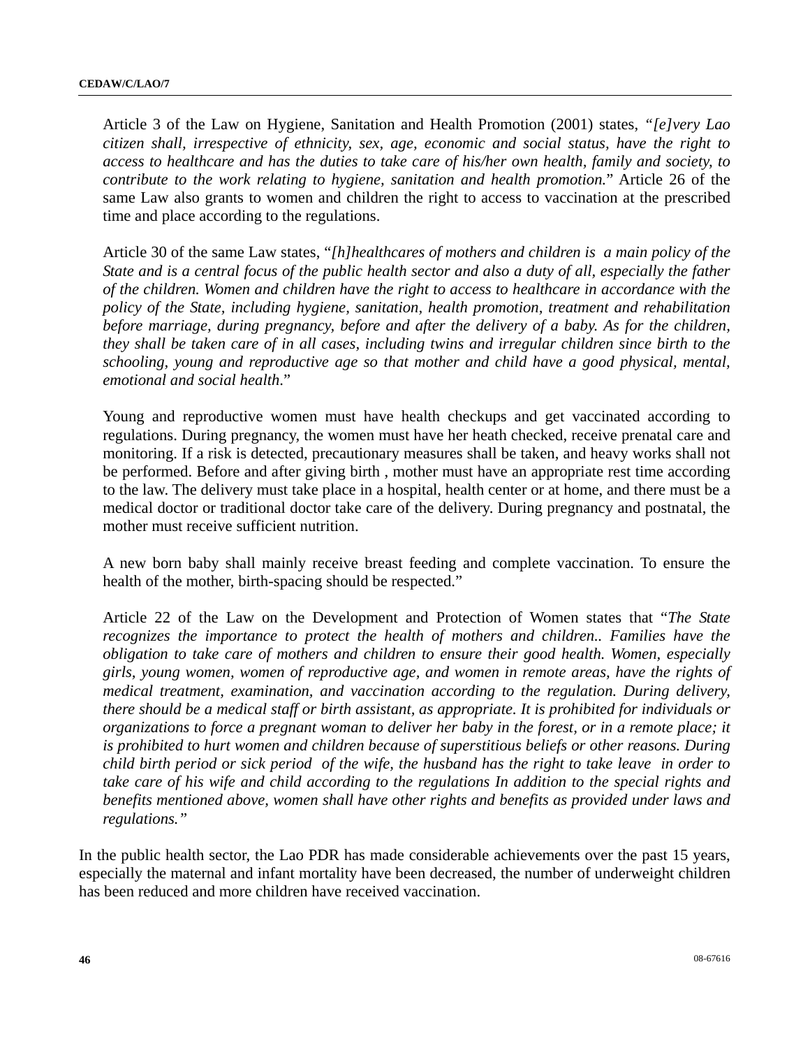Article 3 of the Law on Hygiene, Sanitation and Health Promotion (2001) states, *"[e]very Lao citizen shall, irrespective of ethnicity, sex, age, economic and social status, have the right to access to healthcare and has the duties to take care of his/her own health, family and society, to contribute to the work relating to hygiene, sanitation and health promotion.*" Article 26 of the same Law also grants to women and children the right to access to vaccination at the prescribed time and place according to the regulations.

Article 30 of the same Law states, "*[h]healthcares of mothers and children is a main policy of the State and is a central focus of the public health sector and also a duty of all, especially the father of the children. Women and children have the right to access to healthcare in accordance with the policy of the State, including hygiene, sanitation, health promotion, treatment and rehabilitation before marriage, during pregnancy, before and after the delivery of a baby. As for the children, they shall be taken care of in all cases, including twins and irregular children since birth to the schooling, young and reproductive age so that mother and child have a good physical, mental, emotional and social health*."

Young and reproductive women must have health checkups and get vaccinated according to regulations. During pregnancy, the women must have her heath checked, receive prenatal care and monitoring. If a risk is detected, precautionary measures shall be taken, and heavy works shall not be performed. Before and after giving birth , mother must have an appropriate rest time according to the law. The delivery must take place in a hospital, health center or at home, and there must be a medical doctor or traditional doctor take care of the delivery. During pregnancy and postnatal, the mother must receive sufficient nutrition.

A new born baby shall mainly receive breast feeding and complete vaccination. To ensure the health of the mother, birth-spacing should be respected."

Article 22 of the Law on the Development and Protection of Women states that "*The State recognizes the importance to protect the health of mothers and children.. Families have the obligation to take care of mothers and children to ensure their good health. Women, especially girls, young women, women of reproductive age, and women in remote areas, have the rights of medical treatment, examination, and vaccination according to the regulation. During delivery, there should be a medical staff or birth assistant, as appropriate. It is prohibited for individuals or organizations to force a pregnant woman to deliver her baby in the forest, or in a remote place; it is prohibited to hurt women and children because of superstitious beliefs or other reasons. During child birth period or sick period of the wife, the husband has the right to take leave in order to take care of his wife and child according to the regulations In addition to the special rights and benefits mentioned above, women shall have other rights and benefits as provided under laws and regulations."*

In the public health sector, the Lao PDR has made considerable achievements over the past 15 years, especially the maternal and infant mortality have been decreased, the number of underweight children has been reduced and more children have received vaccination.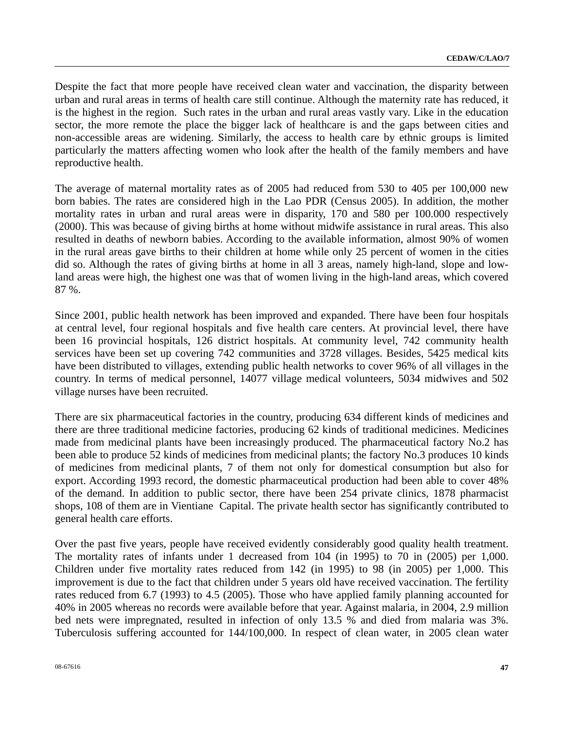Despite the fact that more people have received clean water and vaccination, the disparity between urban and rural areas in terms of health care still continue. Although the maternity rate has reduced, it is the highest in the region. Such rates in the urban and rural areas vastly vary. Like in the education sector, the more remote the place the bigger lack of healthcare is and the gaps between cities and non-accessible areas are widening. Similarly, the access to health care by ethnic groups is limited particularly the matters affecting women who look after the health of the family members and have reproductive health.

The average of maternal mortality rates as of 2005 had reduced from 530 to 405 per 100,000 new born babies. The rates are considered high in the Lao PDR (Census 2005). In addition, the mother mortality rates in urban and rural areas were in disparity, 170 and 580 per 100.000 respectively (2000). This was because of giving births at home without midwife assistance in rural areas. This also resulted in deaths of newborn babies. According to the available information, almost 90% of women in the rural areas gave births to their children at home while only 25 percent of women in the cities did so. Although the rates of giving births at home in all 3 areas, namely high-land, slope and low-land areas were high, the highest one was that of women living in the high-land areas, which covered 87 %.

Since 2001, public health network has been improved and expanded. There have been four hospitals at central level, four regional hospitals and five health care centers. At provincial level, there have been 16 provincial hospitals, 126 district hospitals. At community level, 742 community health services have been set up covering 742 communities and 3728 villages. Besides, 5425 medical kits have been distributed to villages, extending public health networks to cover 96% of all villages in the country. In terms of medical personnel, 14077 village medical volunteers, 5034 midwives and 502 village nurses have been recruited.

There are six pharmaceutical factories in the country, producing 634 different kinds of medicines and there are three traditional medicine factories, producing 62 kinds of traditional medicines. Medicines made from medicinal plants have been increasingly produced. The pharmaceutical factory No.2 has been able to produce 52 kinds of medicines from medicinal plants; the factory No.3 produces 10 kinds of medicines from medicinal plants, 7 of them not only for domestical consumption but also for export. According 1993 record, the domestic pharmaceutical production had been able to cover 48% of the demand. In addition to public sector, there have been 254 private clinics, 1878 pharmacist shops, 108 of them are in Vientiane Capital. The private health sector has significantly contributed to general health care efforts.

Over the past five years, people have received evidently considerably good quality health treatment. The mortality rates of infants under 1 decreased from 104 (in 1995) to 70 in (2005) per 1,000. Children under five mortality rates reduced from 142 (in 1995) to 98 (in 2005) per 1,000. This improvement is due to the fact that children under 5 years old have received vaccination. The fertility rates reduced from 6.7 (1993) to 4.5 (2005). Those who have applied family planning accounted for 40% in 2005 whereas no records were available before that year. Against malaria, in 2004, 2.9 million bed nets were impregnated, resulted in infection of only 13.5 % and died from malaria was 3%. Tuberculosis suffering accounted for 144/100,000. In respect of clean water, in 2005 clean water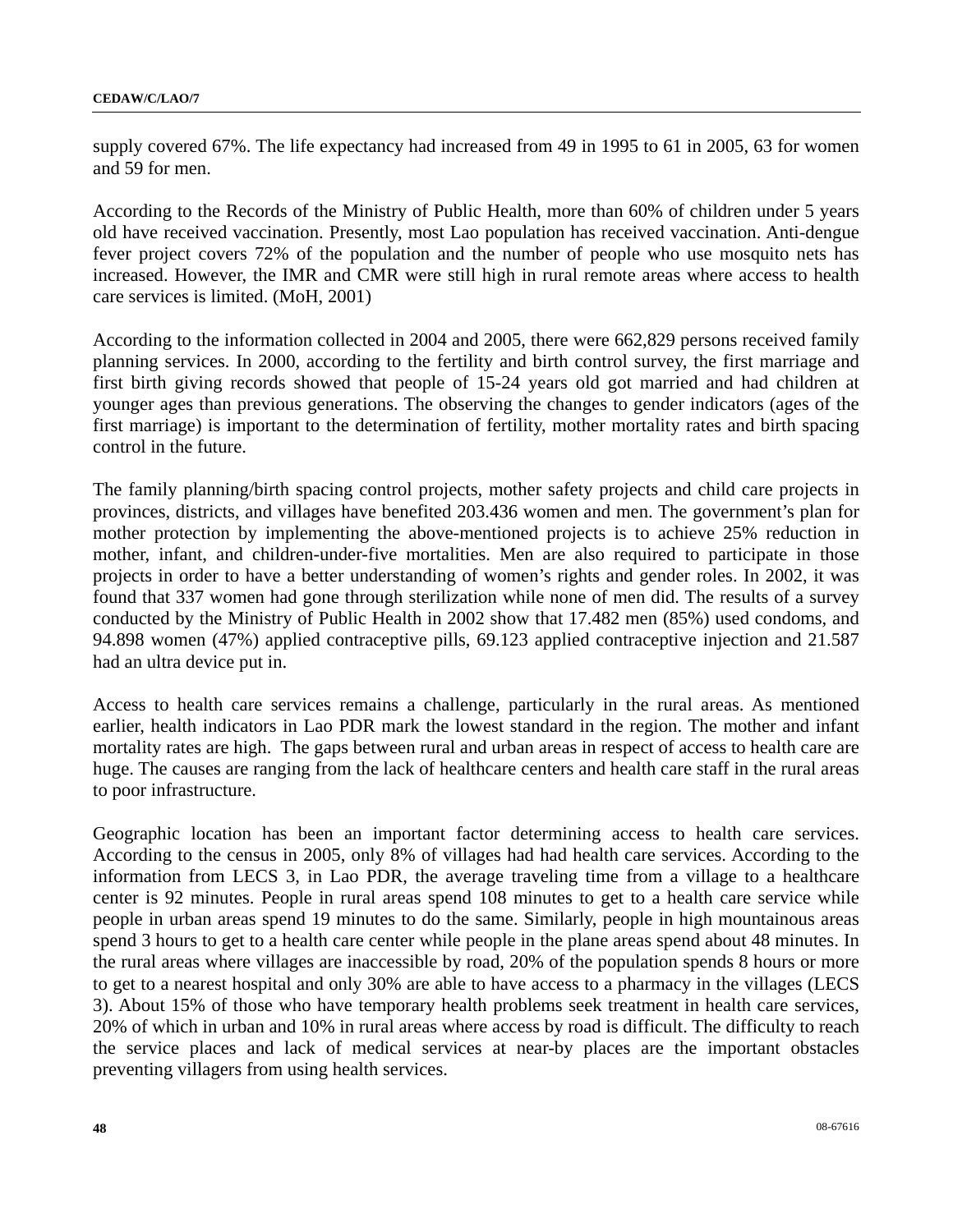supply covered 67%. The life expectancy had increased from 49 in 1995 to 61 in 2005, 63 for women and 59 for men.

According to the Records of the Ministry of Public Health, more than 60% of children under 5 years old have received vaccination. Presently, most Lao population has received vaccination. Anti-dengue fever project covers 72% of the population and the number of people who use mosquito nets has increased. However, the IMR and CMR were still high in rural remote areas where access to health care services is limited. (MoH, 2001)

According to the information collected in 2004 and 2005, there were 662,829 persons received family planning services. In 2000, according to the fertility and birth control survey, the first marriage and first birth giving records showed that people of 15-24 years old got married and had children at younger ages than previous generations. The observing the changes to gender indicators (ages of the first marriage) is important to the determination of fertility, mother mortality rates and birth spacing control in the future.

The family planning/birth spacing control projects, mother safety projects and child care projects in provinces, districts, and villages have benefited 203.436 women and men. The government's plan for mother protection by implementing the above-mentioned projects is to achieve 25% reduction in mother, infant, and children-under-five mortalities. Men are also required to participate in those projects in order to have a better understanding of women's rights and gender roles. In 2002, it was found that 337 women had gone through sterilization while none of men did. The results of a survey conducted by the Ministry of Public Health in 2002 show that 17.482 men (85%) used condoms, and 94.898 women (47%) applied contraceptive pills, 69.123 applied contraceptive injection and 21.587 had an ultra device put in.

Access to health care services remains a challenge, particularly in the rural areas. As mentioned earlier, health indicators in Lao PDR mark the lowest standard in the region. The mother and infant mortality rates are high. The gaps between rural and urban areas in respect of access to health care are huge. The causes are ranging from the lack of healthcare centers and health care staff in the rural areas to poor infrastructure.

Geographic location has been an important factor determining access to health care services. According to the census in 2005, only 8% of villages had had health care services. According to the information from LECS 3, in Lao PDR, the average traveling time from a village to a healthcare center is 92 minutes. People in rural areas spend 108 minutes to get to a health care service while people in urban areas spend 19 minutes to do the same. Similarly, people in high mountainous areas spend 3 hours to get to a health care center while people in the plane areas spend about 48 minutes. In the rural areas where villages are inaccessible by road, 20% of the population spends 8 hours or more to get to a nearest hospital and only 30% are able to have access to a pharmacy in the villages (LECS 3). About 15% of those who have temporary health problems seek treatment in health care services, 20% of which in urban and 10% in rural areas where access by road is difficult. The difficulty to reach the service places and lack of medical services at near-by places are the important obstacles preventing villagers from using health services.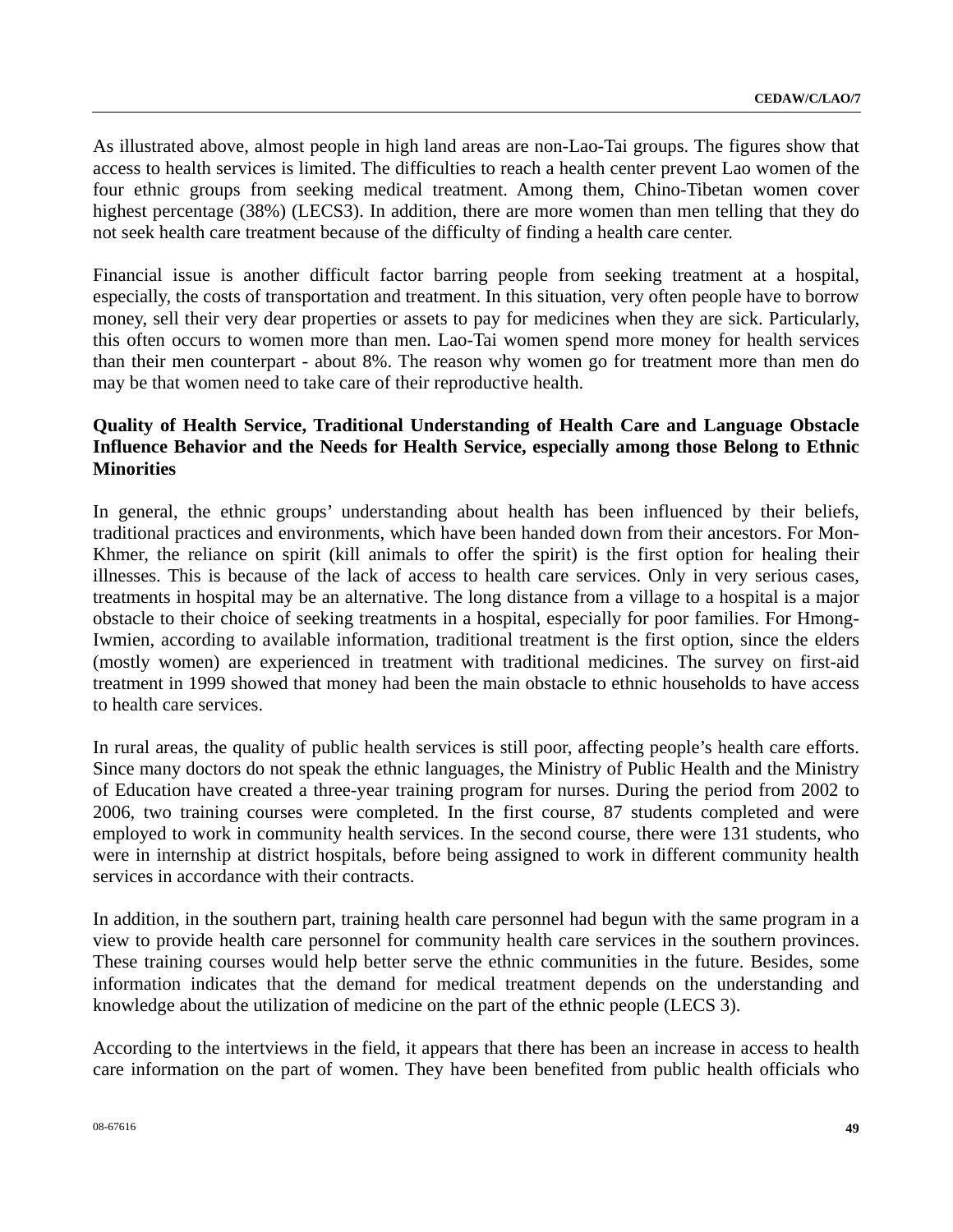As illustrated above, almost people in high land areas are non-Lao-Tai groups. The figures show that access to health services is limited. The difficulties to reach a health center prevent Lao women of the four ethnic groups from seeking medical treatment. Among them, Chino-Tibetan women cover highest percentage (38%) (LECS3). In addition, there are more women than men telling that they do not seek health care treatment because of the difficulty of finding a health care center.

Financial issue is another difficult factor barring people from seeking treatment at a hospital, especially, the costs of transportation and treatment. In this situation, very often people have to borrow money, sell their very dear properties or assets to pay for medicines when they are sick. Particularly, this often occurs to women more than men. Lao-Tai women spend more money for health services than their men counterpart - about 8%. The reason why women go for treatment more than men do may be that women need to take care of their reproductive health.

**Quality of Health Service, Traditional Understanding of Health Care and Language Obstacle Influence Behavior and the Needs for Health Service, especially among those Belong to Ethnic Minorities**

In general, the ethnic groups' understanding about health has been influenced by their beliefs, traditional practices and environments, which have been handed down from their ancestors. For Mon-Khmer, the reliance on spirit (kill animals to offer the spirit) is the first option for healing their illnesses. This is because of the lack of access to health care services. Only in very serious cases, treatments in hospital may be an alternative. The long distance from a village to a hospital is a major obstacle to their choice of seeking treatments in a hospital, especially for poor families. For Hmong-Iwmien, according to available information, traditional treatment is the first option, since the elders (mostly women) are experienced in treatment with traditional medicines. The survey on first-aid treatment in 1999 showed that money had been the main obstacle to ethnic households to have access to health care services.

In rural areas, the quality of public health services is still poor, affecting people's health care efforts. Since many doctors do not speak the ethnic languages, the Ministry of Public Health and the Ministry of Education have created a three-year training program for nurses. During the period from 2002 to 2006, two training courses were completed. In the first course, 87 students completed and were employed to work in community health services. In the second course, there were 131 students, who were in internship at district hospitals, before being assigned to work in different community health services in accordance with their contracts.

In addition, in the southern part, training health care personnel had begun with the same program in a view to provide health care personnel for community health care services in the southern provinces. These training courses would help better serve the ethnic communities in the future. Besides, some information indicates that the demand for medical treatment depends on the understanding and knowledge about the utilization of medicine on the part of the ethnic people (LECS 3).

According to the intertviews in the field, it appears that there has been an increase in access to health care information on the part of women. They have been benefited from public health officials who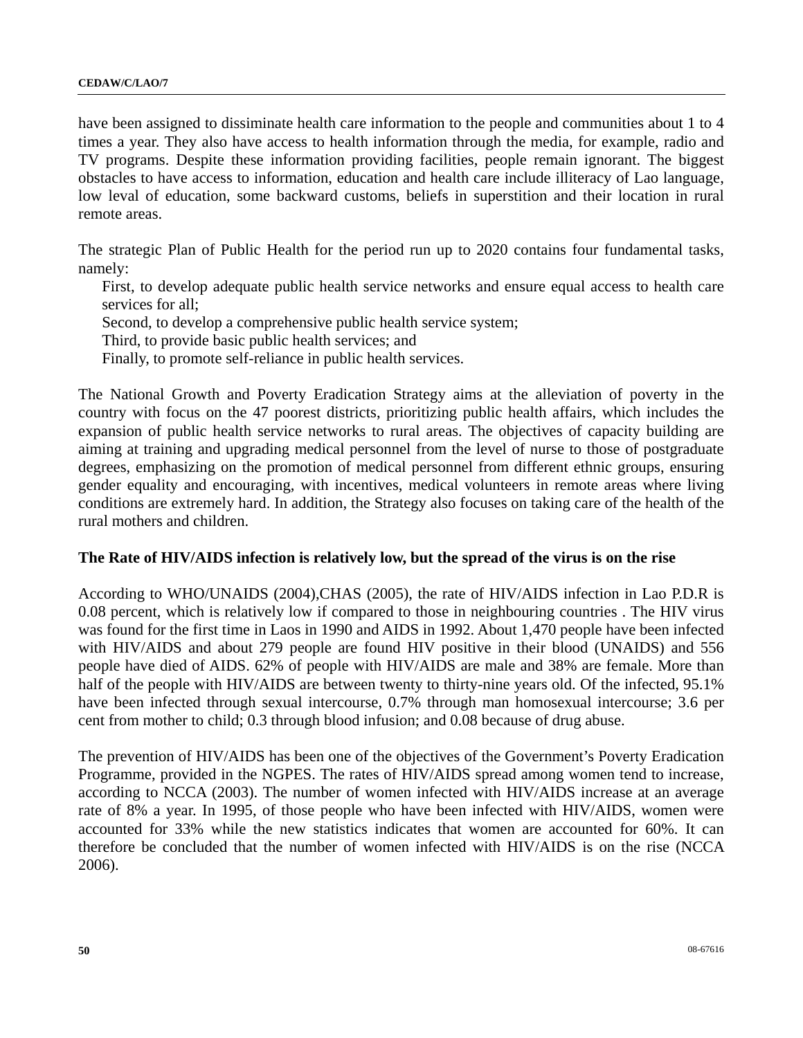have been assigned to dissiminate health care information to the people and communities about 1 to 4 times a year. They also have access to health information through the media, for example, radio and TV programs. Despite these information providing facilities, people remain ignorant. The biggest obstacles to have access to information, education and health care include illiteracy of Lao language, low leval of education, some backward customs, beliefs in superstition and their location in rural remote areas.

The strategic Plan of Public Health for the period run up to 2020 contains four fundamental tasks, namely:

First, to develop adequate public health service networks and ensure equal access to health care services for all;

Second, to develop a comprehensive public health service system;

Third, to provide basic public health services; and

Finally, to promote self-reliance in public health services.

The National Growth and Poverty Eradication Strategy aims at the alleviation of poverty in the country with focus on the 47 poorest districts, prioritizing public health affairs, which includes the expansion of public health service networks to rural areas. The objectives of capacity building are aiming at training and upgrading medical personnel from the level of nurse to those of postgraduate degrees, emphasizing on the promotion of medical personnel from different ethnic groups, ensuring gender equality and encouraging, with incentives, medical volunteers in remote areas where living conditions are extremely hard. In addition, the Strategy also focuses on taking care of the health of the rural mothers and children.

**The Rate of HIV/AIDS infection is relatively low, but the spread of the virus is on the rise**

According to WHO/UNAIDS (2004),CHAS (2005), the rate of HIV/AIDS infection in Lao P.D.R is 0.08 percent, which is relatively low if compared to those in neighbouring countries . The HIV virus was found for the first time in Laos in 1990 and AIDS in 1992. About 1,470 people have been infected with HIV/AIDS and about 279 people are found HIV positive in their blood (UNAIDS) and 556 people have died of AIDS. 62% of people with HIV/AIDS are male and 38% are female. More than half of the people with HIV/AIDS are between twenty to thirty-nine years old. Of the infected, 95.1% have been infected through sexual intercourse, 0.7% through man homosexual intercourse; 3.6 per cent from mother to child; 0.3 through blood infusion; and 0.08 because of drug abuse.

The prevention of HIV/AIDS has been one of the objectives of the Government's Poverty Eradication Programme, provided in the NGPES. The rates of HIV/AIDS spread among women tend to increase, according to NCCA (2003). The number of women infected with HIV/AIDS increase at an average rate of 8% a year. In 1995, of those people who have been infected with HIV/AIDS, women were accounted for 33% while the new statistics indicates that women are accounted for 60%. It can therefore be concluded that the number of women infected with HIV/AIDS is on the rise (NCCA 2006).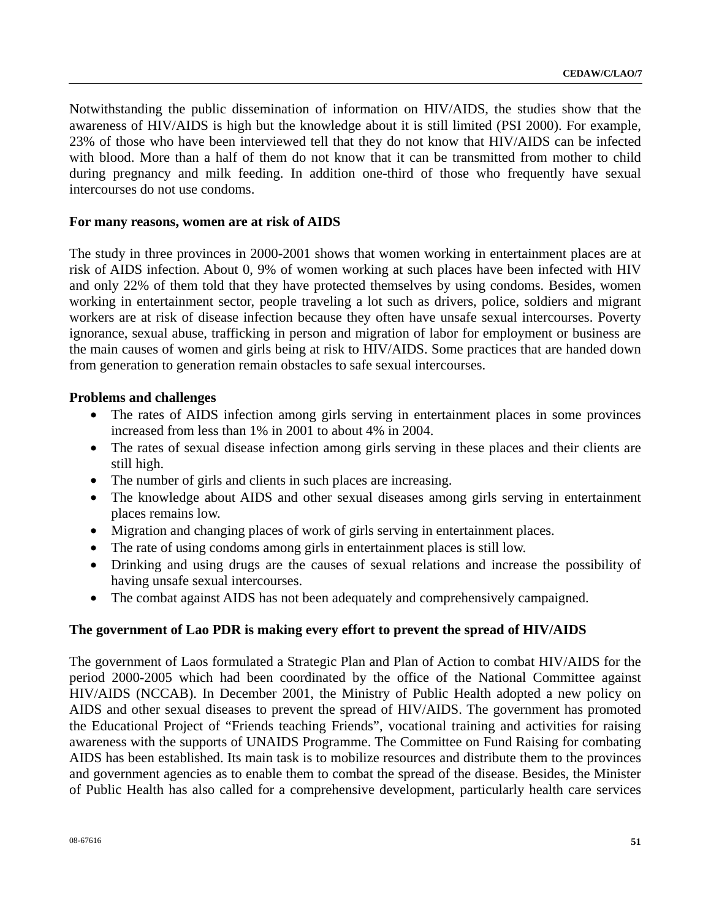Notwithstanding the public dissemination of information on HIV/AIDS, the studies show that the awareness of HIV/AIDS is high but the knowledge about it is still limited (PSI 2000). For example, 23% of those who have been interviewed tell that they do not know that HIV/AIDS can be infected with blood. More than a half of them do not know that it can be transmitted from mother to child during pregnancy and milk feeding. In addition one-third of those who frequently have sexual intercourses do not use condoms.

**For many reasons, women are at risk of AIDS**

The study in three provinces in 2000-2001 shows that women working in entertainment places are at risk of AIDS infection. About 0, 9% of women working at such places have been infected with HIV and only 22% of them told that they have protected themselves by using condoms. Besides, women working in entertainment sector, people traveling a lot such as drivers, police, soldiers and migrant workers are at risk of disease infection because they often have unsafe sexual intercourses. Poverty ignorance, sexual abuse, trafficking in person and migration of labor for employment or business are the main causes of women and girls being at risk to HIV/AIDS. Some practices that are handed down from generation to generation remain obstacles to safe sexual intercourses.

**Problems and challenges**

- The rates of AIDS infection among girls serving in entertainment places in some provinces increased from less than 1% in 2001 to about 4% in 2004.
- The rates of sexual disease infection among girls serving in these places and their clients are still high.
- The number of girls and clients in such places are increasing.
- The knowledge about AIDS and other sexual diseases among girls serving in entertainment places remains low.
- Migration and changing places of work of girls serving in entertainment places.
- The rate of using condoms among girls in entertainment places is still low.
- Drinking and using drugs are the causes of sexual relations and increase the possibility of having unsafe sexual intercourses.
- The combat against AIDS has not been adequately and comprehensively campaigned.

**The government of Lao PDR is making every effort to prevent the spread of HIV/AIDS**

The government of Laos formulated a Strategic Plan and Plan of Action to combat HIV/AIDS for the period 2000-2005 which had been coordinated by the office of the National Committee against HIV/AIDS (NCCAB). In December 2001, the Ministry of Public Health adopted a new policy on AIDS and other sexual diseases to prevent the spread of HIV/AIDS. The government has promoted the Educational Project of "Friends teaching Friends", vocational training and activities for raising awareness with the supports of UNAIDS Programme. The Committee on Fund Raising for combating AIDS has been established. Its main task is to mobilize resources and distribute them to the provinces and government agencies as to enable them to combat the spread of the disease. Besides, the Minister of Public Health has also called for a comprehensive development, particularly health care services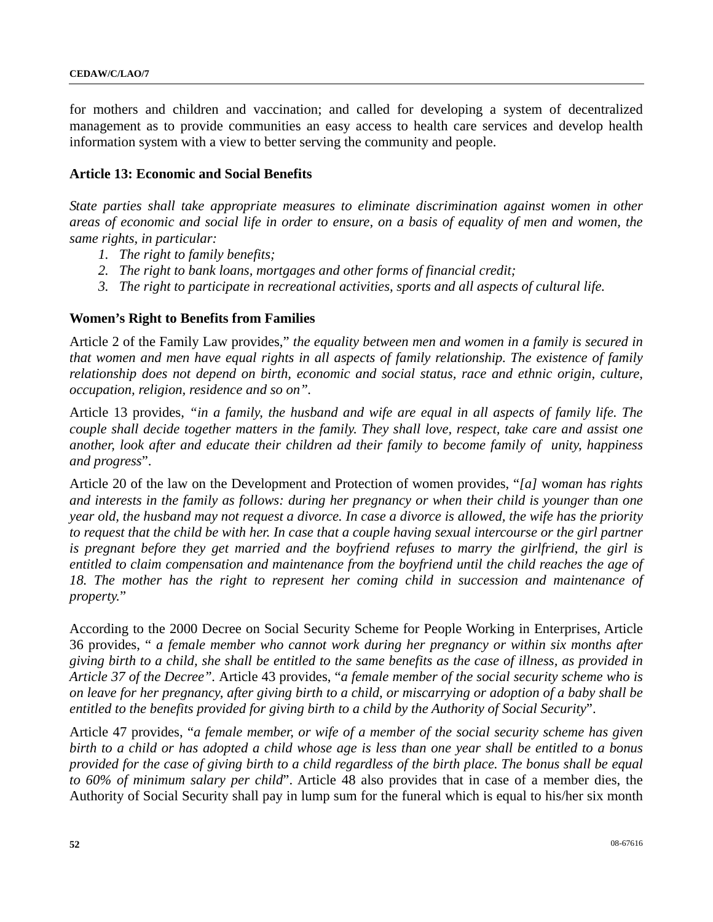for mothers and children and vaccination; and called for developing a system of decentralized management as to provide communities an easy access to health care services and develop health information system with a view to better serving the community and people.

**Article 13: Economic and Social Benefits**

*State parties shall take appropriate measures to eliminate discrimination against women in other areas of economic and social life in order to ensure, on a basis of equality of men and women, the same rights, in particular:*

1. *The right to family benefits;*
2. *The right to bank loans, mortgages and other forms of financial credit;*
3. *The right to participate in recreational activities, sports and all aspects of cultural life.*

**Women's Right to Benefits from Families**

Article 2 of the Family Law provides," *the equality between men and women in a family is secured in that women and men have equal rights in all aspects of family relationship. The existence of family relationship does not depend on birth, economic and social status, race and ethnic origin, culture, occupation, religion, residence and so on".*

Article 13 provides, *"in a family, the husband and wife are equal in all aspects of family life. The couple shall decide together matters in the family. They shall love, respect, take care and assist one another, look after and educate their children ad their family to become family of unity, happiness and progress*".

Article 20 of the law on the Development and Protection of women provides, "*[a] woman has rights and interests in the family as follows: during her pregnancy or when their child is younger than one year old, the husband may not request a divorce. In case a divorce is allowed, the wife has the priority to request that the child be with her. In case that a couple having sexual intercourse or the girl partner is pregnant before they get married and the boyfriend refuses to marry the girlfriend, the girl is entitled to claim compensation and maintenance from the boyfriend until the child reaches the age of 18. The mother has the right to represent her coming child in succession and maintenance of property.*"

According to the 2000 Decree on Social Security Scheme for People Working in Enterprises, Article 36 provides, " *a female member who cannot work during her pregnancy or within six months after giving birth to a child, she shall be entitled to the same benefits as the case of illness, as provided in Article 37 of the Decree".* Article 43 provides, "*a female member of the social security scheme who is on leave for her pregnancy, after giving birth to a child, or miscarrying or adoption of a baby shall be entitled to the benefits provided for giving birth to a child by the Authority of Social Security*".

Article 47 provides, "*a female member, or wife of a member of the social security scheme has given birth to a child or has adopted a child whose age is less than one year shall be entitled to a bonus provided for the case of giving birth to a child regardless of the birth place. The bonus shall be equal to 60% of minimum salary per child*". Article 48 also provides that in case of a member dies, the Authority of Social Security shall pay in lump sum for the funeral which is equal to his/her six month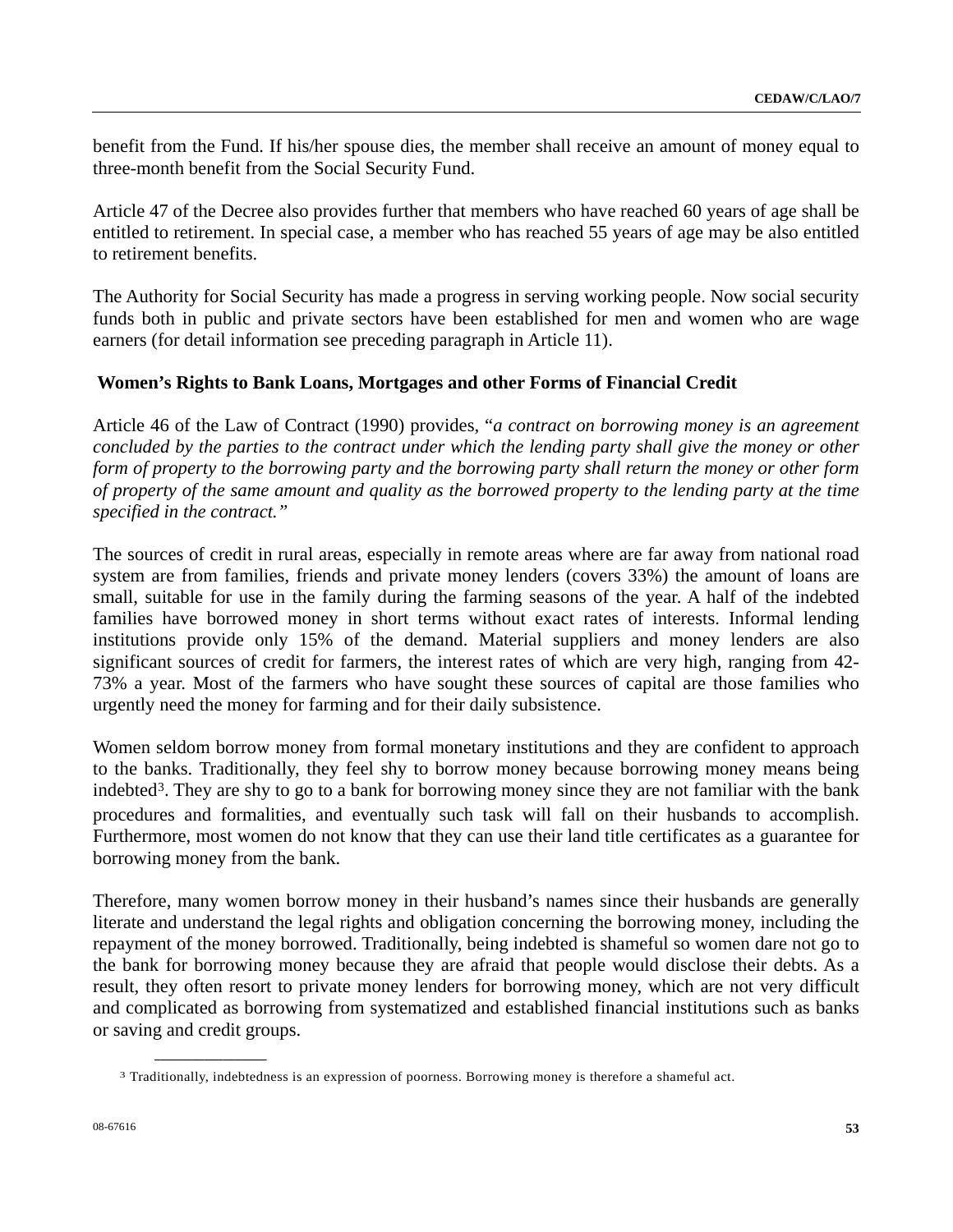benefit from the Fund. If his/her spouse dies, the member shall receive an amount of money equal to three-month benefit from the Social Security Fund.

Article 47 of the Decree also provides further that members who have reached 60 years of age shall be entitled to retirement. In special case, a member who has reached 55 years of age may be also entitled to retirement benefits.

The Authority for Social Security has made a progress in serving working people. Now social security funds both in public and private sectors have been established for men and women who are wage earners (for detail information see preceding paragraph in Article 11).

**Women's Rights to Bank Loans, Mortgages and other Forms of Financial Credit**

Article 46 of the Law of Contract (1990) provides, "*a contract on borrowing money is an agreement concluded by the parties to the contract under which the lending party shall give the money or other form of property to the borrowing party and the borrowing party shall return the money or other form of property of the same amount and quality as the borrowed property to the lending party at the time specified in the contract.*"

The sources of credit in rural areas, especially in remote areas where are far away from national road system are from families, friends and private money lenders (covers 33%) the amount of loans are small, suitable for use in the family during the farming seasons of the year. A half of the indebted families have borrowed money in short terms without exact rates of interests. Informal lending institutions provide only 15% of the demand. Material suppliers and money lenders are also significant sources of credit for farmers, the interest rates of which are very high, ranging from 42-73% a year. Most of the farmers who have sought these sources of capital are those families who urgently need the money for farming and for their daily subsistence.

Women seldom borrow money from formal monetary institutions and they are confident to approach to the banks. Traditionally, they feel shy to borrow money because borrowing money means being indebted[3]. They are shy to go to a bank for borrowing money since they are not familiar with the bank procedures and formalities, and eventually such task will fall on their husbands to accomplish. Furthermore, most women do not know that they can use their land title certificates as a guarantee for borrowing money from the bank.

Therefore, many women borrow money in their husband's names since their husbands are generally literate and understand the legal rights and obligation concerning the borrowing money, including the repayment of the money borrowed. Traditionally, being indebted is shameful so women dare not go to the bank for borrowing money because they are afraid that people would disclose their debts. As a result, they often resort to private money lenders for borrowing money, which are not very difficult and complicated as borrowing from systematized and established financial institutions such as banks or saving and credit groups.

---

[3] Traditionally, indebtedness is an expression of poorness. Borrowing money is therefore a shameful act.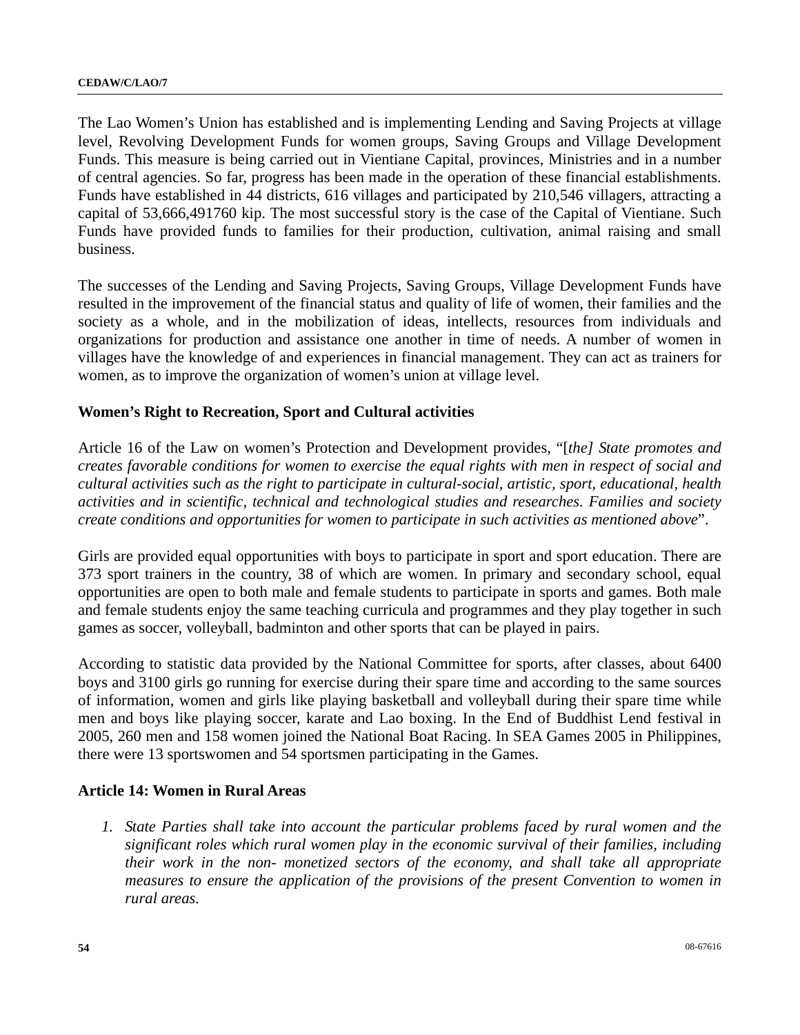The Lao Women's Union has established and is implementing Lending and Saving Projects at village level, Revolving Development Funds for women groups, Saving Groups and Village Development Funds. This measure is being carried out in Vientiane Capital, provinces, Ministries and in a number of central agencies. So far, progress has been made in the operation of these financial establishments. Funds have established in 44 districts, 616 villages and participated by 210,546 villagers, attracting a capital of 53,666,491760 kip. The most successful story is the case of the Capital of Vientiane. Such Funds have provided funds to families for their production, cultivation, animal raising and small business.

The successes of the Lending and Saving Projects, Saving Groups, Village Development Funds have resulted in the improvement of the financial status and quality of life of women, their families and the society as a whole, and in the mobilization of ideas, intellects, resources from individuals and organizations for production and assistance one another in time of needs. A number of women in villages have the knowledge of and experiences in financial management. They can act as trainers for women, as to improve the organization of women's union at village level.

**Women's Right to Recreation, Sport and Cultural activities**

Article 16 of the Law on women's Protection and Development provides, "[*the] State promotes and creates favorable conditions for women to exercise the equal rights with men in respect of social and cultural activities such as the right to participate in cultural-social, artistic, sport, educational, health activities and in scientific, technical and technological studies and researches. Families and society create conditions and opportunities for women to participate in such activities as mentioned above*".

Girls are provided equal opportunities with boys to participate in sport and sport education. There are 373 sport trainers in the country, 38 of which are women. In primary and secondary school, equal opportunities are open to both male and female students to participate in sports and games. Both male and female students enjoy the same teaching curricula and programmes and they play together in such games as soccer, volleyball, badminton and other sports that can be played in pairs.

According to statistic data provided by the National Committee for sports, after classes, about 6400 boys and 3100 girls go running for exercise during their spare time and according to the same sources of information, women and girls like playing basketball and volleyball during their spare time while men and boys like playing soccer, karate and Lao boxing. In the End of Buddhist Lend festival in 2005, 260 men and 158 women joined the National Boat Racing. In SEA Games 2005 in Philippines, there were 13 sportswomen and 54 sportsmen participating in the Games.

**Article 14: Women in Rural Areas**

1. *State Parties shall take into account the particular problems faced by rural women and the significant roles which rural women play in the economic survival of their families, including their work in the non- monetized sectors of the economy, and shall take all appropriate measures to ensure the application of the provisions of the present Convention to women in rural areas.*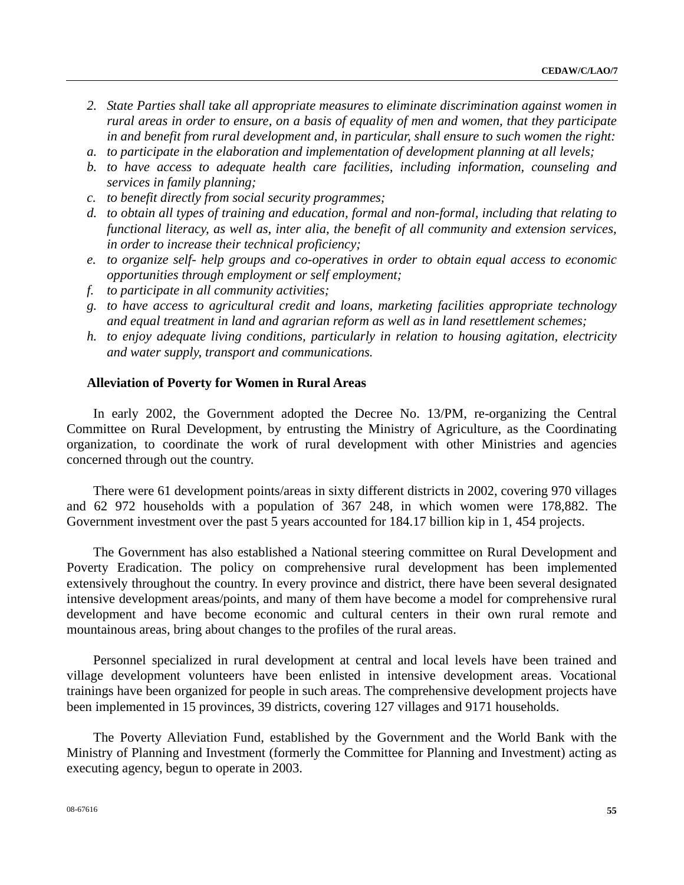*2. State Parties shall take all appropriate measures to eliminate discrimination against women in rural areas in order to ensure, on a basis of equality of men and women, that they participate in and benefit from rural development and, in particular, shall ensure to such women the right:*

*a. to participate in the elaboration and implementation of development planning at all levels;*

*b. to have access to adequate health care facilities, including information, counseling and services in family planning;*

*c. to benefit directly from social security programmes;*

*d. to obtain all types of training and education, formal and non-formal, including that relating to functional literacy, as well as, inter alia, the benefit of all community and extension services, in order to increase their technical proficiency;*

*e. to organize self- help groups and co-operatives in order to obtain equal access to economic opportunities through employment or self employment;*

*f. to participate in all community activities;*

*g. to have access to agricultural credit and loans, marketing facilities appropriate technology and equal treatment in land and agrarian reform as well as in land resettlement schemes;*

*h. to enjoy adequate living conditions, particularly in relation to housing agitation, electricity and water supply, transport and communications.*

**Alleviation of Poverty for Women in Rural Areas**

In early 2002, the Government adopted the Decree No. 13/PM, re-organizing the Central Committee on Rural Development, by entrusting the Ministry of Agriculture, as the Coordinating organization, to coordinate the work of rural development with other Ministries and agencies concerned through out the country.

There were 61 development points/areas in sixty different districts in 2002, covering 970 villages and 62 972 households with a population of 367 248, in which women were 178,882. The Government investment over the past 5 years accounted for 184.17 billion kip in 1, 454 projects.

The Government has also established a National steering committee on Rural Development and Poverty Eradication. The policy on comprehensive rural development has been implemented extensively throughout the country. In every province and district, there have been several designated intensive development areas/points, and many of them have become a model for comprehensive rural development and have become economic and cultural centers in their own rural remote and mountainous areas, bring about changes to the profiles of the rural areas.

Personnel specialized in rural development at central and local levels have been trained and village development volunteers have been enlisted in intensive development areas. Vocational trainings have been organized for people in such areas. The comprehensive development projects have been implemented in 15 provinces, 39 districts, covering 127 villages and 9171 households.

The Poverty Alleviation Fund, established by the Government and the World Bank with the Ministry of Planning and Investment (formerly the Committee for Planning and Investment) acting as executing agency, begun to operate in 2003.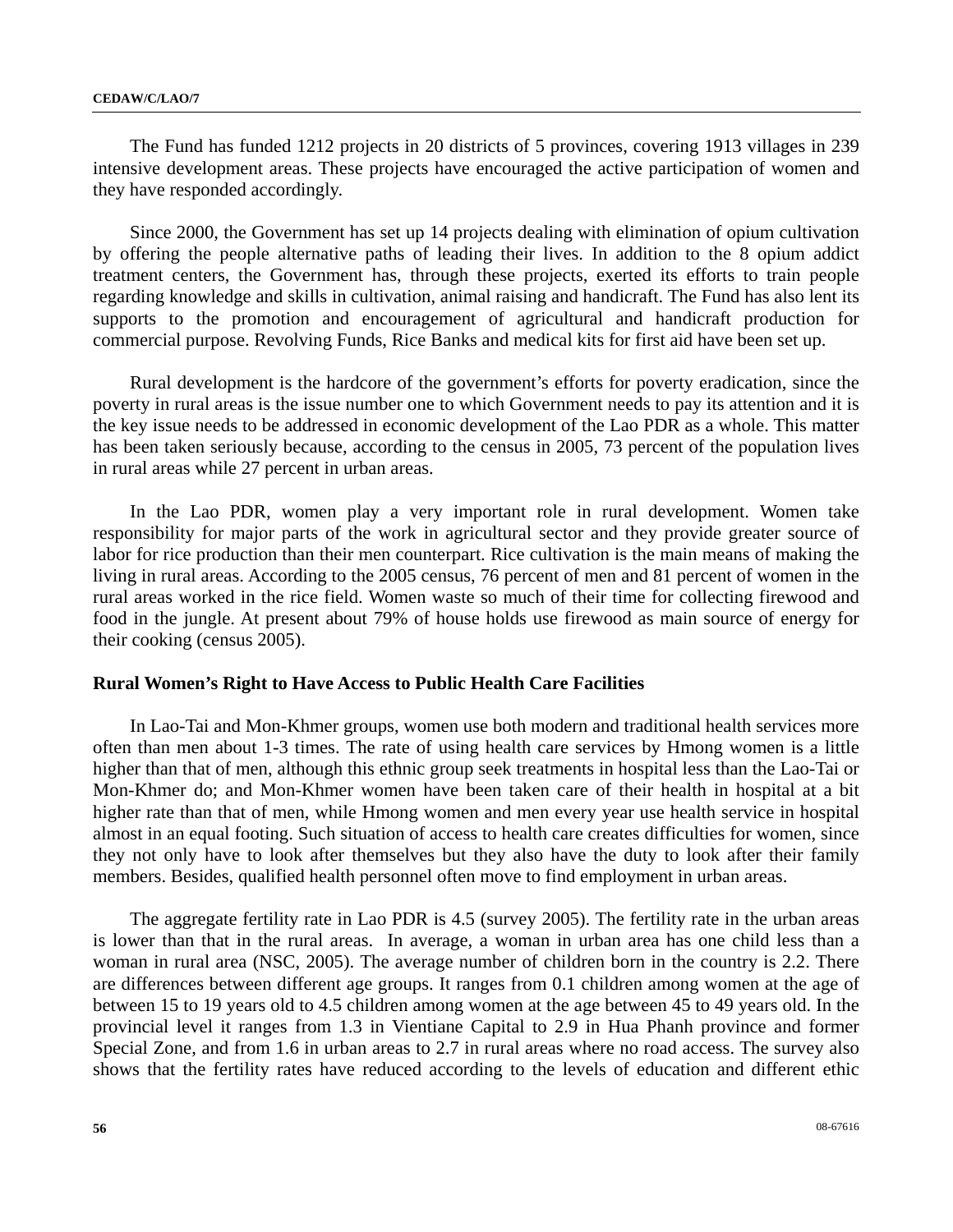The Fund has funded 1212 projects in 20 districts of 5 provinces, covering 1913 villages in 239 intensive development areas. These projects have encouraged the active participation of women and they have responded accordingly.

Since 2000, the Government has set up 14 projects dealing with elimination of opium cultivation by offering the people alternative paths of leading their lives. In addition to the 8 opium addict treatment centers, the Government has, through these projects, exerted its efforts to train people regarding knowledge and skills in cultivation, animal raising and handicraft. The Fund has also lent its supports to the promotion and encouragement of agricultural and handicraft production for commercial purpose. Revolving Funds, Rice Banks and medical kits for first aid have been set up.

Rural development is the hardcore of the government's efforts for poverty eradication, since the poverty in rural areas is the issue number one to which Government needs to pay its attention and it is the key issue needs to be addressed in economic development of the Lao PDR as a whole. This matter has been taken seriously because, according to the census in 2005, 73 percent of the population lives in rural areas while 27 percent in urban areas.

In the Lao PDR, women play a very important role in rural development. Women take responsibility for major parts of the work in agricultural sector and they provide greater source of labor for rice production than their men counterpart. Rice cultivation is the main means of making the living in rural areas. According to the 2005 census, 76 percent of men and 81 percent of women in the rural areas worked in the rice field. Women waste so much of their time for collecting firewood and food in the jungle. At present about 79% of house holds use firewood as main source of energy for their cooking (census 2005).

**Rural Women's Right to Have Access to Public Health Care Facilities**

In Lao-Tai and Mon-Khmer groups, women use both modern and traditional health services more often than men about 1-3 times. The rate of using health care services by Hmong women is a little higher than that of men, although this ethnic group seek treatments in hospital less than the Lao-Tai or Mon-Khmer do; and Mon-Khmer women have been taken care of their health in hospital at a bit higher rate than that of men, while Hmong women and men every year use health service in hospital almost in an equal footing. Such situation of access to health care creates difficulties for women, since they not only have to look after themselves but they also have the duty to look after their family members. Besides, qualified health personnel often move to find employment in urban areas.

The aggregate fertility rate in Lao PDR is 4.5 (survey 2005). The fertility rate in the urban areas is lower than that in the rural areas. In average, a woman in urban area has one child less than a woman in rural area (NSC, 2005). The average number of children born in the country is 2.2. There are differences between different age groups. It ranges from 0.1 children among women at the age of between 15 to 19 years old to 4.5 children among women at the age between 45 to 49 years old. In the provincial level it ranges from 1.3 in Vientiane Capital to 2.9 in Hua Phanh province and former Special Zone, and from 1.6 in urban areas to 2.7 in rural areas where no road access. The survey also shows that the fertility rates have reduced according to the levels of education and different ethic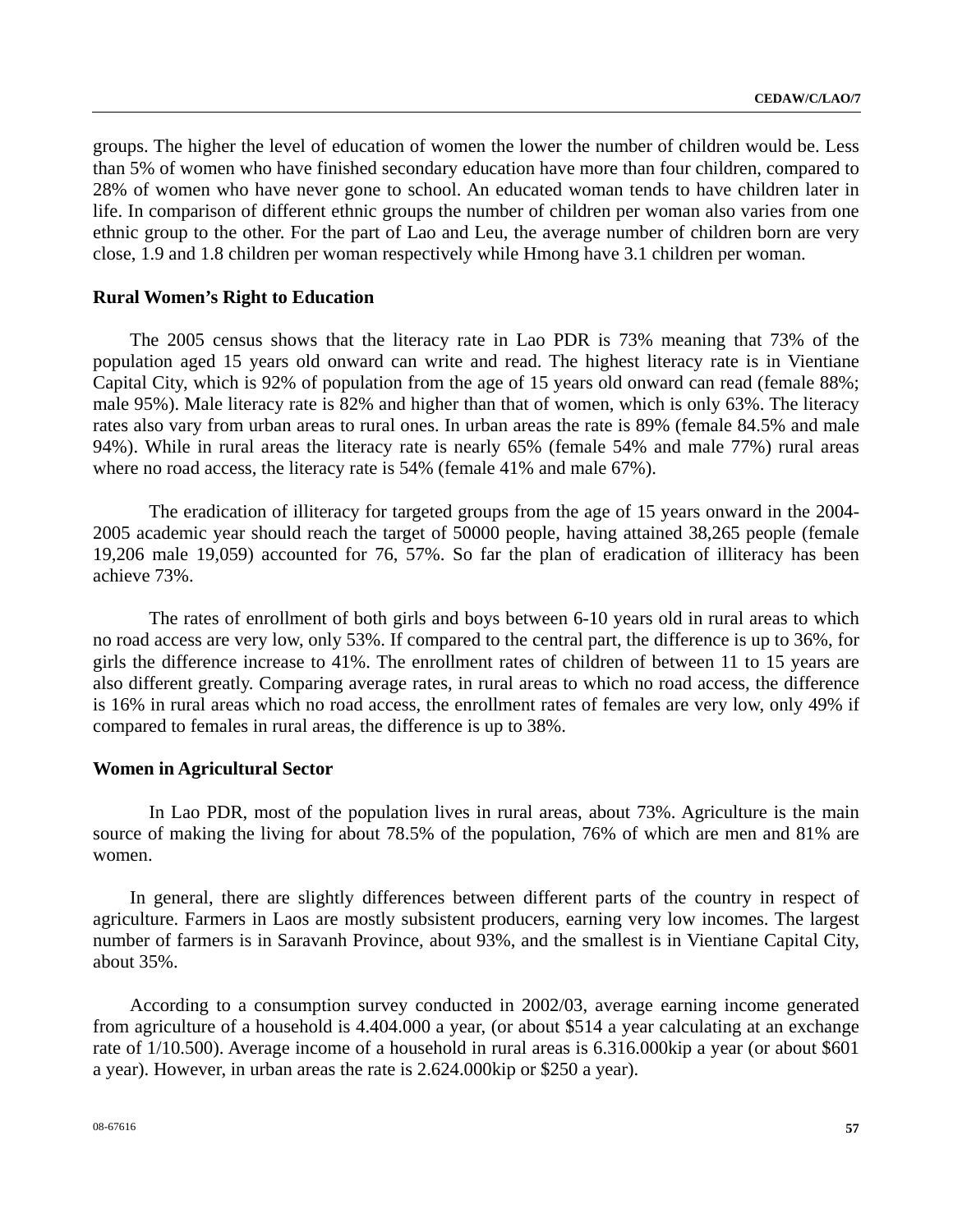groups. The higher the level of education of women the lower the number of children would be. Less than 5% of women who have finished secondary education have more than four children, compared to 28% of women who have never gone to school. An educated woman tends to have children later in life. In comparison of different ethnic groups the number of children per woman also varies from one ethnic group to the other. For the part of Lao and Leu, the average number of children born are very close, 1.9 and 1.8 children per woman respectively while Hmong have 3.1 children per woman.

**Rural Women's Right to Education**

The 2005 census shows that the literacy rate in Lao PDR is 73% meaning that 73% of the population aged 15 years old onward can write and read. The highest literacy rate is in Vientiane Capital City, which is 92% of population from the age of 15 years old onward can read (female 88%; male 95%). Male literacy rate is 82% and higher than that of women, which is only 63%. The literacy rates also vary from urban areas to rural ones. In urban areas the rate is 89% (female 84.5% and male 94%). While in rural areas the literacy rate is nearly 65% (female 54% and male 77%) rural areas where no road access, the literacy rate is 54% (female 41% and male 67%).

The eradication of illiteracy for targeted groups from the age of 15 years onward in the 2004-2005 academic year should reach the target of 50000 people, having attained 38,265 people (female 19,206 male 19,059) accounted for 76, 57%. So far the plan of eradication of illiteracy has been achieve 73%.

The rates of enrollment of both girls and boys between 6-10 years old in rural areas to which no road access are very low, only 53%. If compared to the central part, the difference is up to 36%, for girls the difference increase to 41%. The enrollment rates of children of between 11 to 15 years are also different greatly. Comparing average rates, in rural areas to which no road access, the difference is 16% in rural areas which no road access, the enrollment rates of females are very low, only 49% if compared to females in rural areas, the difference is up to 38%.

**Women in Agricultural Sector**

In Lao PDR, most of the population lives in rural areas, about 73%. Agriculture is the main source of making the living for about 78.5% of the population, 76% of which are men and 81% are women.

In general, there are slightly differences between different parts of the country in respect of agriculture. Farmers in Laos are mostly subsistent producers, earning very low incomes. The largest number of farmers is in Saravanh Province, about 93%, and the smallest is in Vientiane Capital City, about 35%.

According to a consumption survey conducted in 2002/03, average earning income generated from agriculture of a household is 4.404.000 a year, (or about $514 a year calculating at an exchange rate of 1/10.500). Average income of a household in rural areas is 6.316.000kip a year (or about $601 a year). However, in urban areas the rate is 2.624.000kip or $250 a year).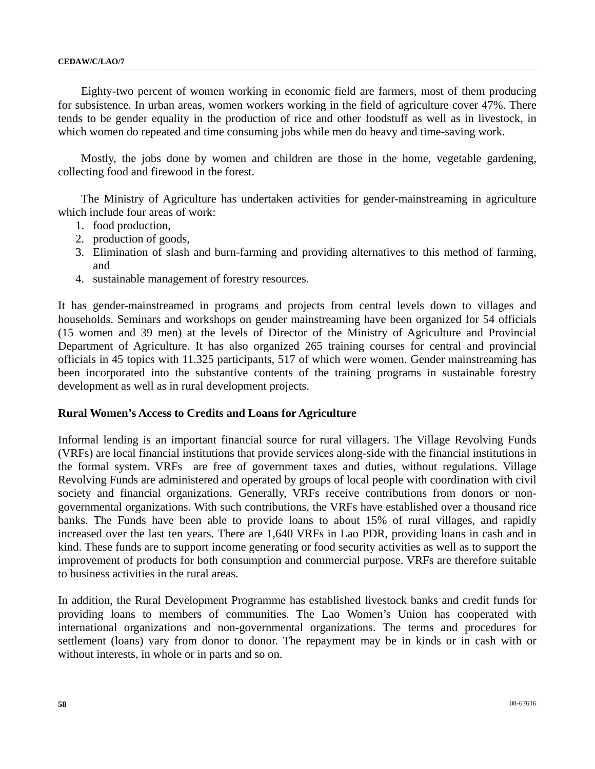Eighty-two percent of women working in economic field are farmers, most of them producing for subsistence. In urban areas, women workers working in the field of agriculture cover 47%. There tends to be gender equality in the production of rice and other foodstuff as well as in livestock, in which women do repeated and time consuming jobs while men do heavy and time-saving work.

Mostly, the jobs done by women and children are those in the home, vegetable gardening, collecting food and firewood in the forest.

The Ministry of Agriculture has undertaken activities for gender-mainstreaming in agriculture which include four areas of work:

1. food production,
2. production of goods,
3. Elimination of slash and burn-farming and providing alternatives to this method of farming, and
4. sustainable management of forestry resources.

It has gender-mainstreamed in programs and projects from central levels down to villages and households. Seminars and workshops on gender mainstreaming have been organized for 54 officials (15 women and 39 men) at the levels of Director of the Ministry of Agriculture and Provincial Department of Agriculture. It has also organized 265 training courses for central and provincial officials in 45 topics with 11.325 participants, 517 of which were women. Gender mainstreaming has been incorporated into the substantive contents of the training programs in sustainable forestry development as well as in rural development projects.

**Rural Women's Access to Credits and Loans for Agriculture**

Informal lending is an important financial source for rural villagers. The Village Revolving Funds (VRFs) are local financial institutions that provide services along-side with the financial institutions in the formal system. VRFs are free of government taxes and duties, without regulations. Village Revolving Funds are administered and operated by groups of local people with coordination with civil society and financial organizations. Generally, VRFs receive contributions from donors or non-governmental organizations. With such contributions, the VRFs have established over a thousand rice banks. The Funds have been able to provide loans to about 15% of rural villages, and rapidly increased over the last ten years. There are 1,640 VRFs in Lao PDR, providing loans in cash and in kind. These funds are to support income generating or food security activities as well as to support the improvement of products for both consumption and commercial purpose. VRFs are therefore suitable to business activities in the rural areas.

In addition, the Rural Development Programme has established livestock banks and credit funds for providing loans to members of communities. The Lao Women's Union has cooperated with international organizations and non-governmental organizations. The terms and procedures for settlement (loans) vary from donor to donor. The repayment may be in kinds or in cash with or without interests, in whole or in parts and so on.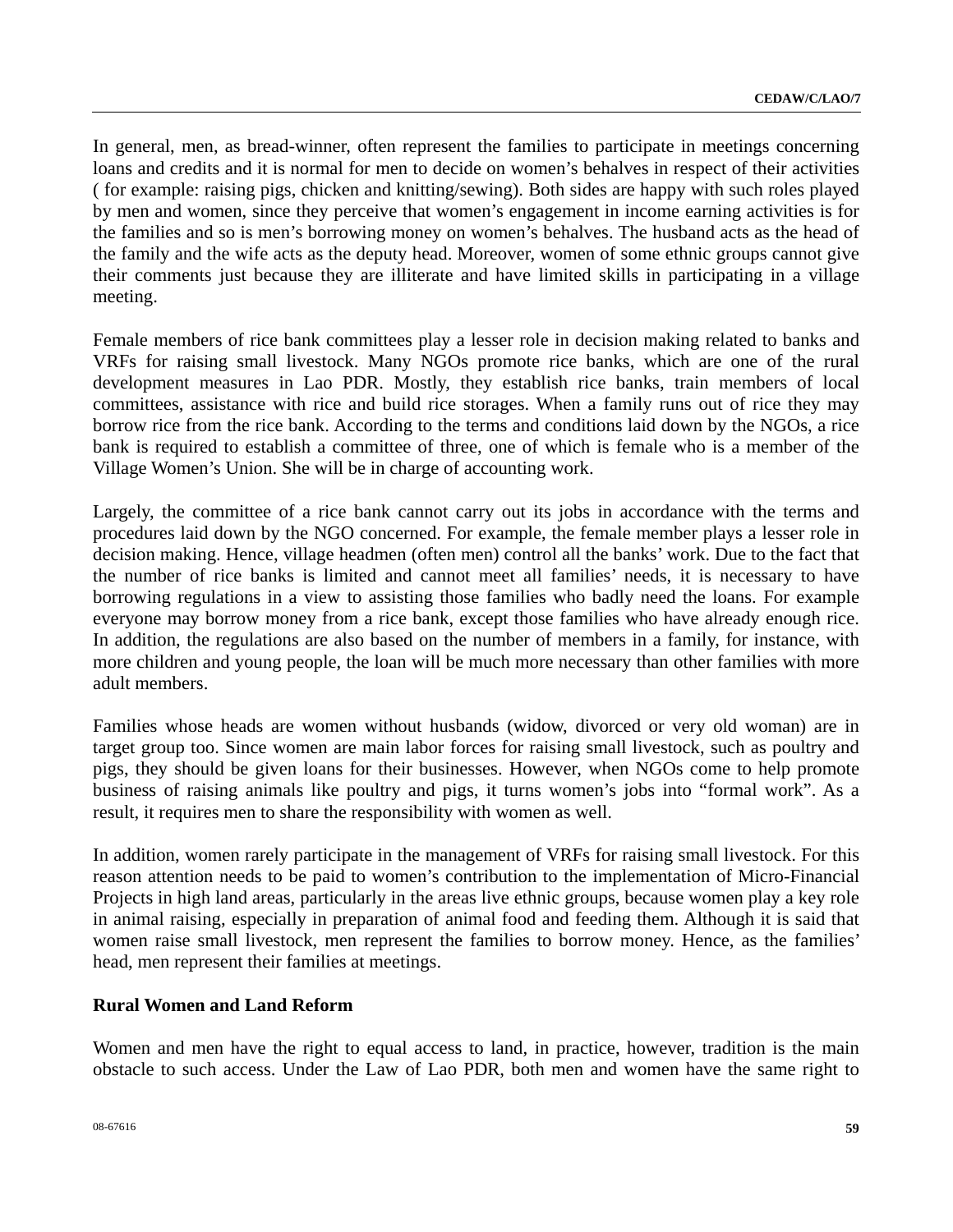In general, men, as bread-winner, often represent the families to participate in meetings concerning loans and credits and it is normal for men to decide on women's behalves in respect of their activities ( for example: raising pigs, chicken and knitting/sewing). Both sides are happy with such roles played by men and women, since they perceive that women's engagement in income earning activities is for the families and so is men's borrowing money on women's behalves. The husband acts as the head of the family and the wife acts as the deputy head. Moreover, women of some ethnic groups cannot give their comments just because they are illiterate and have limited skills in participating in a village meeting.

Female members of rice bank committees play a lesser role in decision making related to banks and VRFs for raising small livestock. Many NGOs promote rice banks, which are one of the rural development measures in Lao PDR. Mostly, they establish rice banks, train members of local committees, assistance with rice and build rice storages. When a family runs out of rice they may borrow rice from the rice bank. According to the terms and conditions laid down by the NGOs, a rice bank is required to establish a committee of three, one of which is female who is a member of the Village Women's Union. She will be in charge of accounting work.

Largely, the committee of a rice bank cannot carry out its jobs in accordance with the terms and procedures laid down by the NGO concerned. For example, the female member plays a lesser role in decision making. Hence, village headmen (often men) control all the banks' work. Due to the fact that the number of rice banks is limited and cannot meet all families' needs, it is necessary to have borrowing regulations in a view to assisting those families who badly need the loans. For example everyone may borrow money from a rice bank, except those families who have already enough rice. In addition, the regulations are also based on the number of members in a family, for instance, with more children and young people, the loan will be much more necessary than other families with more adult members.

Families whose heads are women without husbands (widow, divorced or very old woman) are in target group too. Since women are main labor forces for raising small livestock, such as poultry and pigs, they should be given loans for their businesses. However, when NGOs come to help promote business of raising animals like poultry and pigs, it turns women's jobs into "formal work". As a result, it requires men to share the responsibility with women as well.

In addition, women rarely participate in the management of VRFs for raising small livestock. For this reason attention needs to be paid to women's contribution to the implementation of Micro-Financial Projects in high land areas, particularly in the areas live ethnic groups, because women play a key role in animal raising, especially in preparation of animal food and feeding them. Although it is said that women raise small livestock, men represent the families to borrow money. Hence, as the families' head, men represent their families at meetings.

**Rural Women and Land Reform**

Women and men have the right to equal access to land, in practice, however, tradition is the main obstacle to such access. Under the Law of Lao PDR, both men and women have the same right to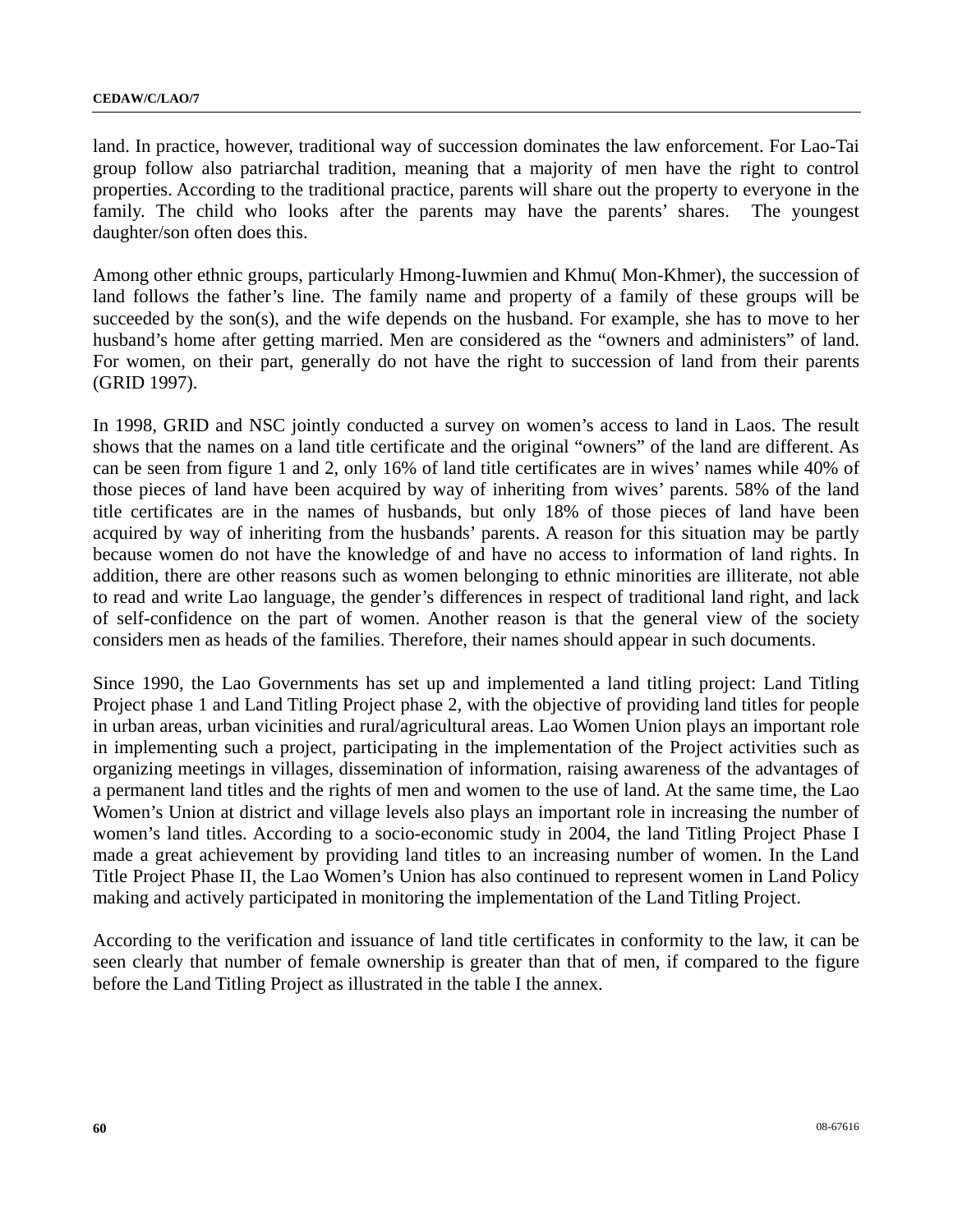land. In practice, however, traditional way of succession dominates the law enforcement. For Lao-Tai group follow also patriarchal tradition, meaning that a majority of men have the right to control properties. According to the traditional practice, parents will share out the property to everyone in the family. The child who looks after the parents may have the parents' shares. The youngest daughter/son often does this.

Among other ethnic groups, particularly Hmong-Iuwmien and Khmu( Mon-Khmer), the succession of land follows the father's line. The family name and property of a family of these groups will be succeeded by the son(s), and the wife depends on the husband. For example, she has to move to her husband's home after getting married. Men are considered as the "owners and administers" of land. For women, on their part, generally do not have the right to succession of land from their parents (GRID 1997).

In 1998, GRID and NSC jointly conducted a survey on women's access to land in Laos. The result shows that the names on a land title certificate and the original "owners" of the land are different. As can be seen from figure 1 and 2, only 16% of land title certificates are in wives' names while 40% of those pieces of land have been acquired by way of inheriting from wives' parents. 58% of the land title certificates are in the names of husbands, but only 18% of those pieces of land have been acquired by way of inheriting from the husbands' parents. A reason for this situation may be partly because women do not have the knowledge of and have no access to information of land rights. In addition, there are other reasons such as women belonging to ethnic minorities are illiterate, not able to read and write Lao language, the gender's differences in respect of traditional land right, and lack of self-confidence on the part of women. Another reason is that the general view of the society considers men as heads of the families. Therefore, their names should appear in such documents.

Since 1990, the Lao Governments has set up and implemented a land titling project: Land Titling Project phase 1 and Land Titling Project phase 2, with the objective of providing land titles for people in urban areas, urban vicinities and rural/agricultural areas. Lao Women Union plays an important role in implementing such a project, participating in the implementation of the Project activities such as organizing meetings in villages, dissemination of information, raising awareness of the advantages of a permanent land titles and the rights of men and women to the use of land. At the same time, the Lao Women's Union at district and village levels also plays an important role in increasing the number of women's land titles. According to a socio-economic study in 2004, the land Titling Project Phase I made a great achievement by providing land titles to an increasing number of women. In the Land Title Project Phase II, the Lao Women's Union has also continued to represent women in Land Policy making and actively participated in monitoring the implementation of the Land Titling Project.

According to the verification and issuance of land title certificates in conformity to the law, it can be seen clearly that number of female ownership is greater than that of men, if compared to the figure before the Land Titling Project as illustrated in the table I the annex.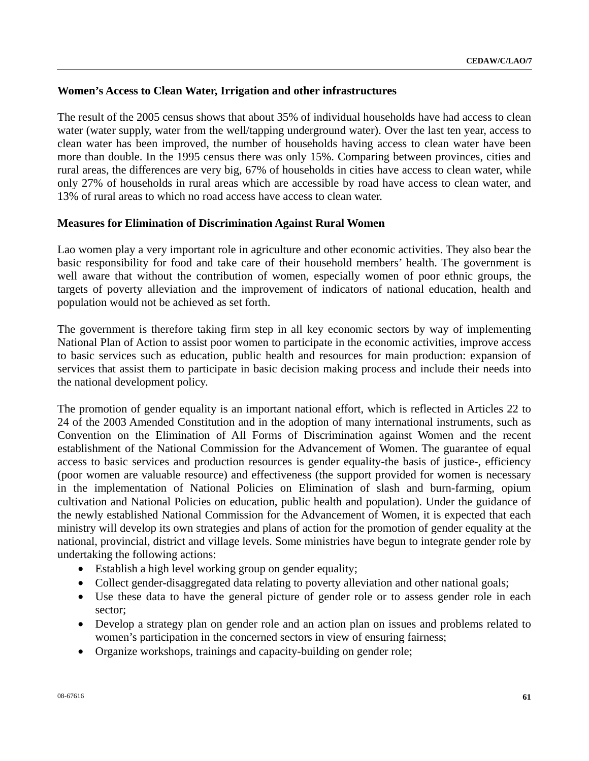### Women's Access to Clean Water, Irrigation and other infrastructures

The result of the 2005 census shows that about 35% of individual households have had access to clean water (water supply, water from the well/tapping underground water). Over the last ten year, access to clean water has been improved, the number of households having access to clean water have been more than double. In the 1995 census there was only 15%. Comparing between provinces, cities and rural areas, the differences are very big, 67% of households in cities have access to clean water, while only 27% of households in rural areas which are accessible by road have access to clean water, and 13% of rural areas to which no road access have access to clean water.

### Measures for Elimination of Discrimination Against Rural Women

Lao women play a very important role in agriculture and other economic activities. They also bear the basic responsibility for food and take care of their household members' health. The government is well aware that without the contribution of women, especially women of poor ethnic groups, the targets of poverty alleviation and the improvement of indicators of national education, health and population would not be achieved as set forth.

The government is therefore taking firm step in all key economic sectors by way of implementing National Plan of Action to assist poor women to participate in the economic activities, improve access to basic services such as education, public health and resources for main production: expansion of services that assist them to participate in basic decision making process and include their needs into the national development policy.

The promotion of gender equality is an important national effort, which is reflected in Articles 22 to 24 of the 2003 Amended Constitution and in the adoption of many international instruments, such as Convention on the Elimination of All Forms of Discrimination against Women and the recent establishment of the National Commission for the Advancement of Women. The guarantee of equal access to basic services and production resources is gender equality-the basis of justice-, efficiency (poor women are valuable resource) and effectiveness (the support provided for women is necessary in the implementation of National Policies on Elimination of slash and burn-farming, opium cultivation and National Policies on education, public health and population). Under the guidance of the newly established National Commission for the Advancement of Women, it is expected that each ministry will develop its own strategies and plans of action for the promotion of gender equality at the national, provincial, district and village levels. Some ministries have begun to integrate gender role by undertaking the following actions:

- Establish a high level working group on gender equality;
- Collect gender-disaggregated data relating to poverty alleviation and other national goals;
- Use these data to have the general picture of gender role or to assess gender role in each sector;
- Develop a strategy plan on gender role and an action plan on issues and problems related to women's participation in the concerned sectors in view of ensuring fairness;
- Organize workshops, trainings and capacity-building on gender role;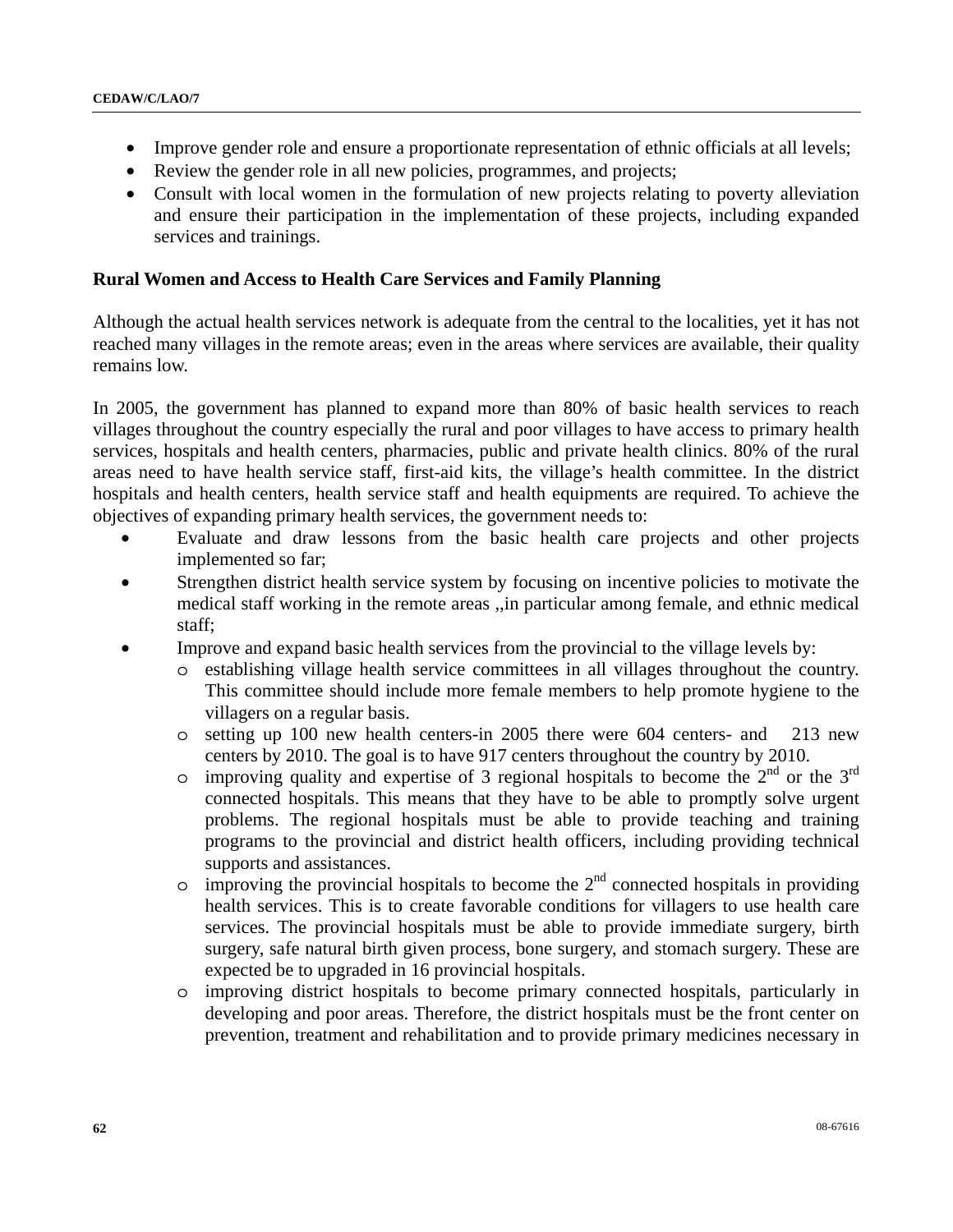- Improve gender role and ensure a proportionate representation of ethnic officials at all levels;
- Review the gender role in all new policies, programmes, and projects;
- Consult with local women in the formulation of new projects relating to poverty alleviation and ensure their participation in the implementation of these projects, including expanded services and trainings.

**Rural Women and Access to Health Care Services and Family Planning**

Although the actual health services network is adequate from the central to the localities, yet it has not reached many villages in the remote areas; even in the areas where services are available, their quality remains low.

In 2005, the government has planned to expand more than 80% of basic health services to reach villages throughout the country especially the rural and poor villages to have access to primary health services, hospitals and health centers, pharmacies, public and private health clinics. 80% of the rural areas need to have health service staff, first-aid kits, the village's health committee. In the district hospitals and health centers, health service staff and health equipments are required. To achieve the objectives of expanding primary health services, the government needs to:

- Evaluate and draw lessons from the basic health care projects and other projects implemented so far;
- Strengthen district health service system by focusing on incentive policies to motivate the medical staff working in the remote areas ,,in particular among female, and ethnic medical staff;
- Improve and expand basic health services from the provincial to the village levels by:
  - establishing village health service committees in all villages throughout the country. This committee should include more female members to help promote hygiene to the villagers on a regular basis.
  - setting up 100 new health centers-in 2005 there were 604 centers- and 213 new centers by 2010. The goal is to have 917 centers throughout the country by 2010.
  - improving quality and expertise of 3 regional hospitals to become the 2nd or the 3rd connected hospitals. This means that they have to be able to promptly solve urgent problems. The regional hospitals must be able to provide teaching and training programs to the provincial and district health officers, including providing technical supports and assistances.
  - improving the provincial hospitals to become the 2nd connected hospitals in providing health services. This is to create favorable conditions for villagers to use health care services. The provincial hospitals must be able to provide immediate surgery, birth surgery, safe natural birth given process, bone surgery, and stomach surgery. These are expected be to upgraded in 16 provincial hospitals.
  - improving district hospitals to become primary connected hospitals, particularly in developing and poor areas. Therefore, the district hospitals must be the front center on prevention, treatment and rehabilitation and to provide primary medicines necessary in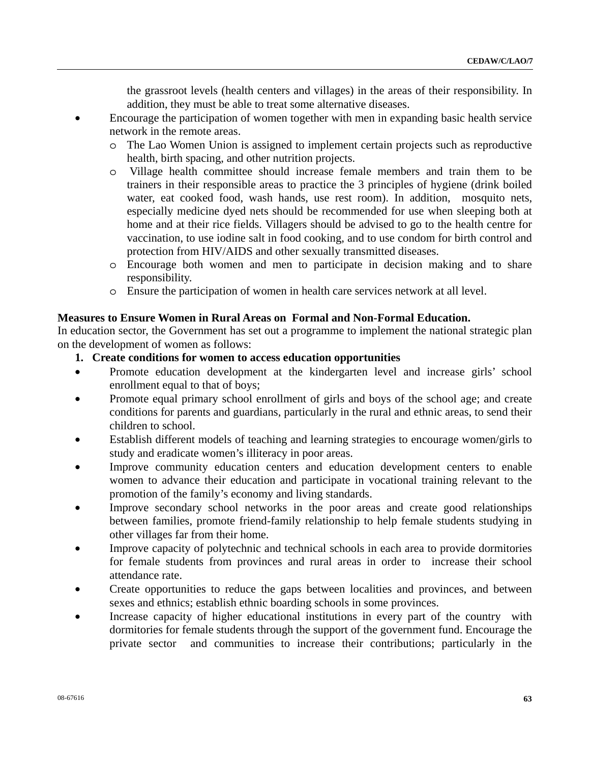the grassroot levels (health centers and villages) in the areas of their responsibility. In addition, they must be able to treat some alternative diseases.

- Encourage the participation of women together with men in expanding basic health service network in the remote areas.
  - The Lao Women Union is assigned to implement certain projects such as reproductive health, birth spacing, and other nutrition projects.
  - Village health committee should increase female members and train them to be trainers in their responsible areas to practice the 3 principles of hygiene (drink boiled water, eat cooked food, wash hands, use rest room). In addition, mosquito nets, especially medicine dyed nets should be recommended for use when sleeping both at home and at their rice fields. Villagers should be advised to go to the health centre for vaccination, to use iodine salt in food cooking, and to use condom for birth control and protection from HIV/AIDS and other sexually transmitted diseases.
  - Encourage both women and men to participate in decision making and to share responsibility.
  - Ensure the participation of women in health care services network at all level.

**Measures to Ensure Women in Rural Areas on Formal and Non-Formal Education.**

In education sector, the Government has set out a programme to implement the national strategic plan on the development of women as follows:

1. **Create conditions for women to access education opportunities**

- Promote education development at the kindergarten level and increase girls' school enrollment equal to that of boys;
- Promote equal primary school enrollment of girls and boys of the school age; and create conditions for parents and guardians, particularly in the rural and ethnic areas, to send their children to school.
- Establish different models of teaching and learning strategies to encourage women/girls to study and eradicate women's illiteracy in poor areas.
- Improve community education centers and education development centers to enable women to advance their education and participate in vocational training relevant to the promotion of the family's economy and living standards.
- Improve secondary school networks in the poor areas and create good relationships between families, promote friend-family relationship to help female students studying in other villages far from their home.
- Improve capacity of polytechnic and technical schools in each area to provide dormitories for female students from provinces and rural areas in order to increase their school attendance rate.
- Create opportunities to reduce the gaps between localities and provinces, and between sexes and ethnics; establish ethnic boarding schools in some provinces.
- Increase capacity of higher educational institutions in every part of the country with dormitories for female students through the support of the government fund. Encourage the private sector and communities to increase their contributions; particularly in the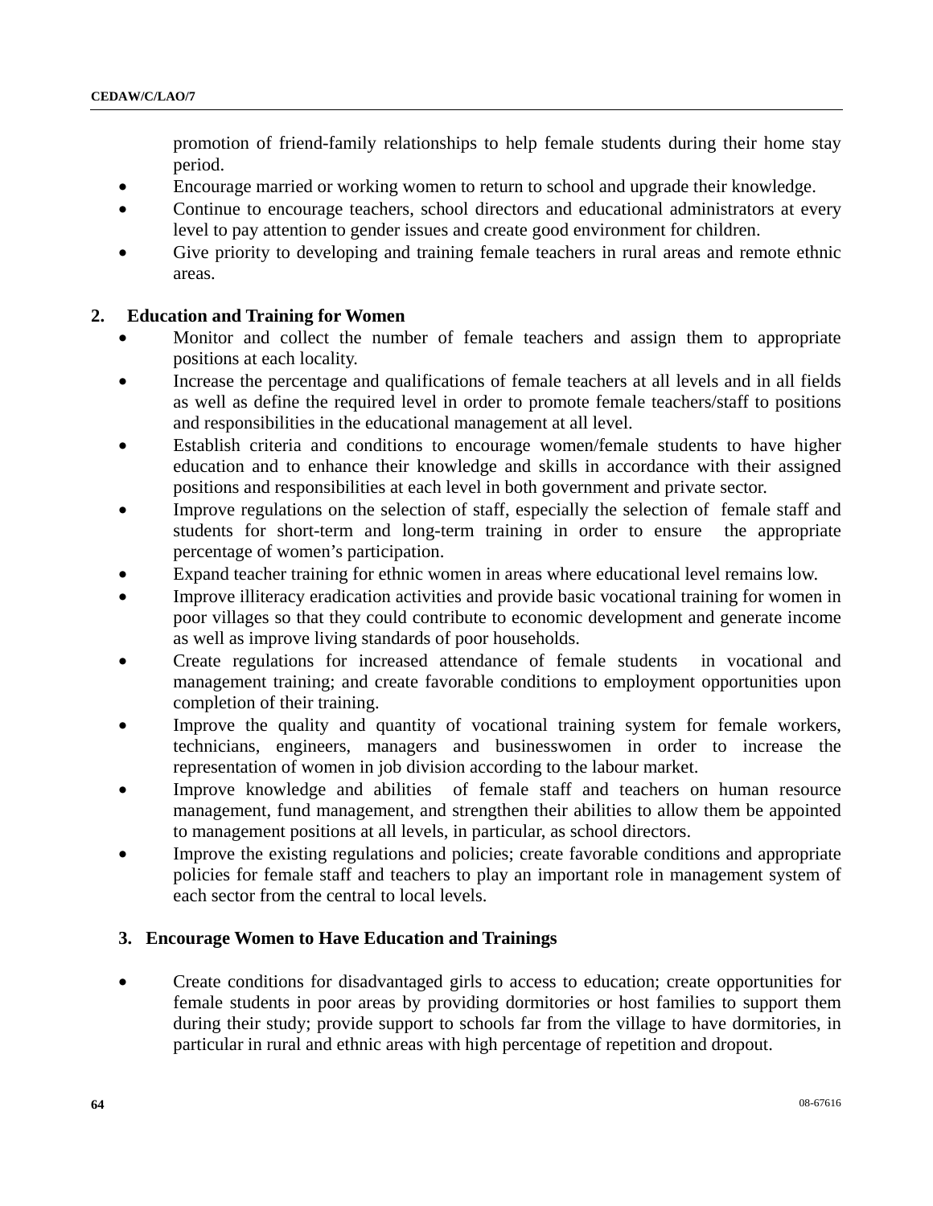promotion of friend-family relationships to help female students during their home stay period.

- Encourage married or working women to return to school and upgrade their knowledge.
- Continue to encourage teachers, school directors and educational administrators at every level to pay attention to gender issues and create good environment for children.
- Give priority to developing and training female teachers in rural areas and remote ethnic areas.

## 2. Education and Training for Women

- Monitor and collect the number of female teachers and assign them to appropriate positions at each locality.
- Increase the percentage and qualifications of female teachers at all levels and in all fields as well as define the required level in order to promote female teachers/staff to positions and responsibilities in the educational management at all level.
- Establish criteria and conditions to encourage women/female students to have higher education and to enhance their knowledge and skills in accordance with their assigned positions and responsibilities at each level in both government and private sector.
- Improve regulations on the selection of staff, especially the selection of female staff and students for short-term and long-term training in order to ensure the appropriate percentage of women's participation.
- Expand teacher training for ethnic women in areas where educational level remains low.
- Improve illiteracy eradication activities and provide basic vocational training for women in poor villages so that they could contribute to economic development and generate income as well as improve living standards of poor households.
- Create regulations for increased attendance of female students in vocational and management training; and create favorable conditions to employment opportunities upon completion of their training.
- Improve the quality and quantity of vocational training system for female workers, technicians, engineers, managers and businesswomen in order to increase the representation of women in job division according to the labour market.
- Improve knowledge and abilities of female staff and teachers on human resource management, fund management, and strengthen their abilities to allow them be appointed to management positions at all levels, in particular, as school directors.
- Improve the existing regulations and policies; create favorable conditions and appropriate policies for female staff and teachers to play an important role in management system of each sector from the central to local levels.

## 3. Encourage Women to Have Education and Trainings

- Create conditions for disadvantaged girls to access to education; create opportunities for female students in poor areas by providing dormitories or host families to support them during their study; provide support to schools far from the village to have dormitories, in particular in rural and ethnic areas with high percentage of repetition and dropout.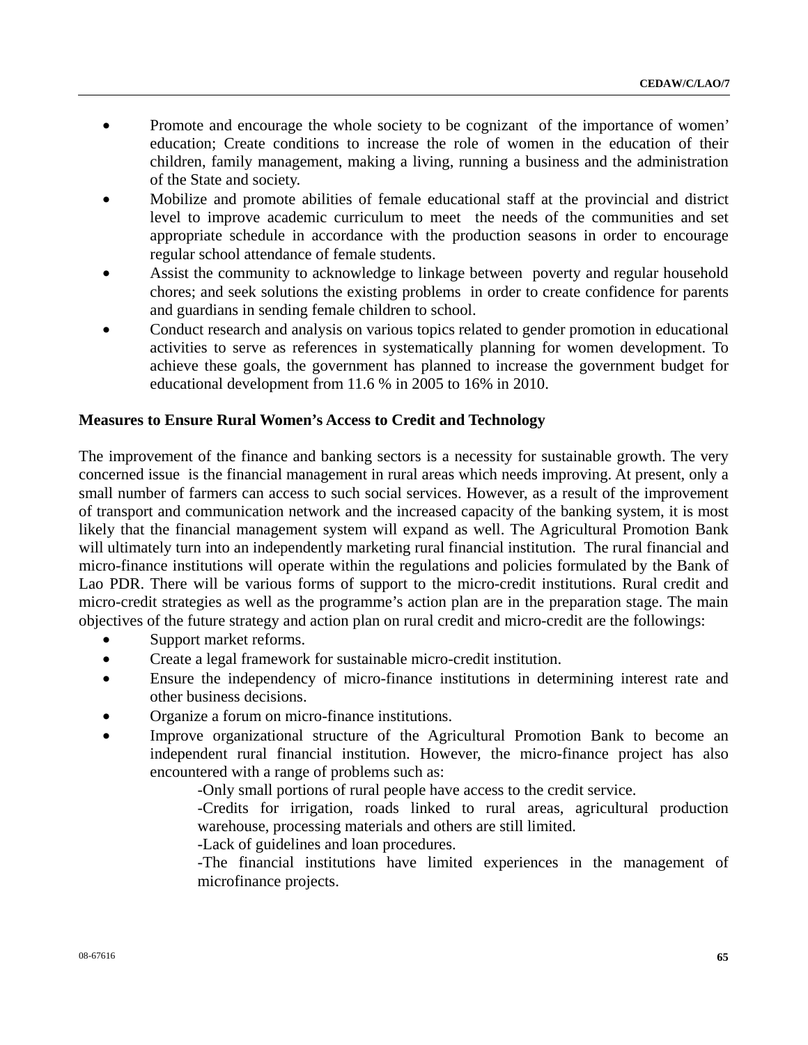- Promote and encourage the whole society to be cognizant of the importance of women' education; Create conditions to increase the role of women in the education of their children, family management, making a living, running a business and the administration of the State and society.
- Mobilize and promote abilities of female educational staff at the provincial and district level to improve academic curriculum to meet the needs of the communities and set appropriate schedule in accordance with the production seasons in order to encourage regular school attendance of female students.
- Assist the community to acknowledge to linkage between poverty and regular household chores; and seek solutions the existing problems in order to create confidence for parents and guardians in sending female children to school.
- Conduct research and analysis on various topics related to gender promotion in educational activities to serve as references in systematically planning for women development. To achieve these goals, the government has planned to increase the government budget for educational development from 11.6 % in 2005 to 16% in 2010.

**Measures to Ensure Rural Women's Access to Credit and Technology**

The improvement of the finance and banking sectors is a necessity for sustainable growth. The very concerned issue is the financial management in rural areas which needs improving. At present, only a small number of farmers can access to such social services. However, as a result of the improvement of transport and communication network and the increased capacity of the banking system, it is most likely that the financial management system will expand as well. The Agricultural Promotion Bank will ultimately turn into an independently marketing rural financial institution. The rural financial and micro-finance institutions will operate within the regulations and policies formulated by the Bank of Lao PDR. There will be various forms of support to the micro-credit institutions. Rural credit and micro-credit strategies as well as the programme's action plan are in the preparation stage. The main objectives of the future strategy and action plan on rural credit and micro-credit are the followings:

- Support market reforms.
- Create a legal framework for sustainable micro-credit institution.
- Ensure the independency of micro-finance institutions in determining interest rate and other business decisions.
- Organize a forum on micro-finance institutions.
- Improve organizational structure of the Agricultural Promotion Bank to become an independent rural financial institution. However, the micro-finance project has also encountered with a range of problems such as:

  -Only small portions of rural people have access to the credit service.

  -Credits for irrigation, roads linked to rural areas, agricultural production warehouse, processing materials and others are still limited.

  -Lack of guidelines and loan procedures.

  -The financial institutions have limited experiences in the management of microfinance projects.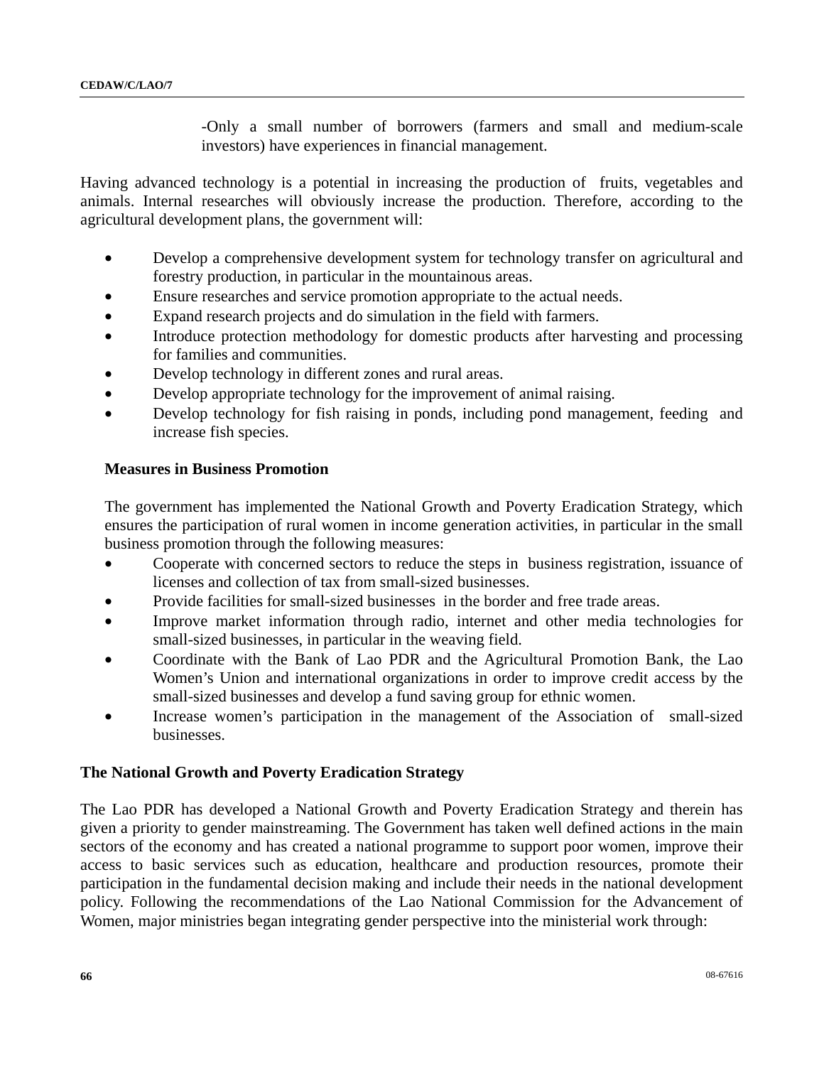-Only a small number of borrowers (farmers and small and medium-scale investors) have experiences in financial management.

Having advanced technology is a potential in increasing the production of fruits, vegetables and animals. Internal researches will obviously increase the production. Therefore, according to the agricultural development plans, the government will:

- Develop a comprehensive development system for technology transfer on agricultural and forestry production, in particular in the mountainous areas.
- Ensure researches and service promotion appropriate to the actual needs.
- Expand research projects and do simulation in the field with farmers.
- Introduce protection methodology for domestic products after harvesting and processing for families and communities.
- Develop technology in different zones and rural areas.
- Develop appropriate technology for the improvement of animal raising.
- Develop technology for fish raising in ponds, including pond management, feeding and increase fish species.

**Measures in Business Promotion**

The government has implemented the National Growth and Poverty Eradication Strategy, which ensures the participation of rural women in income generation activities, in particular in the small business promotion through the following measures:

- Cooperate with concerned sectors to reduce the steps in business registration, issuance of licenses and collection of tax from small-sized businesses.
- Provide facilities for small-sized businesses in the border and free trade areas.
- Improve market information through radio, internet and other media technologies for small-sized businesses, in particular in the weaving field.
- Coordinate with the Bank of Lao PDR and the Agricultural Promotion Bank, the Lao Women's Union and international organizations in order to improve credit access by the small-sized businesses and develop a fund saving group for ethnic women.
- Increase women's participation in the management of the Association of small-sized businesses.

**The National Growth and Poverty Eradication Strategy**

The Lao PDR has developed a National Growth and Poverty Eradication Strategy and therein has given a priority to gender mainstreaming. The Government has taken well defined actions in the main sectors of the economy and has created a national programme to support poor women, improve their access to basic services such as education, healthcare and production resources, promote their participation in the fundamental decision making and include their needs in the national development policy. Following the recommendations of the Lao National Commission for the Advancement of Women, major ministries began integrating gender perspective into the ministerial work through: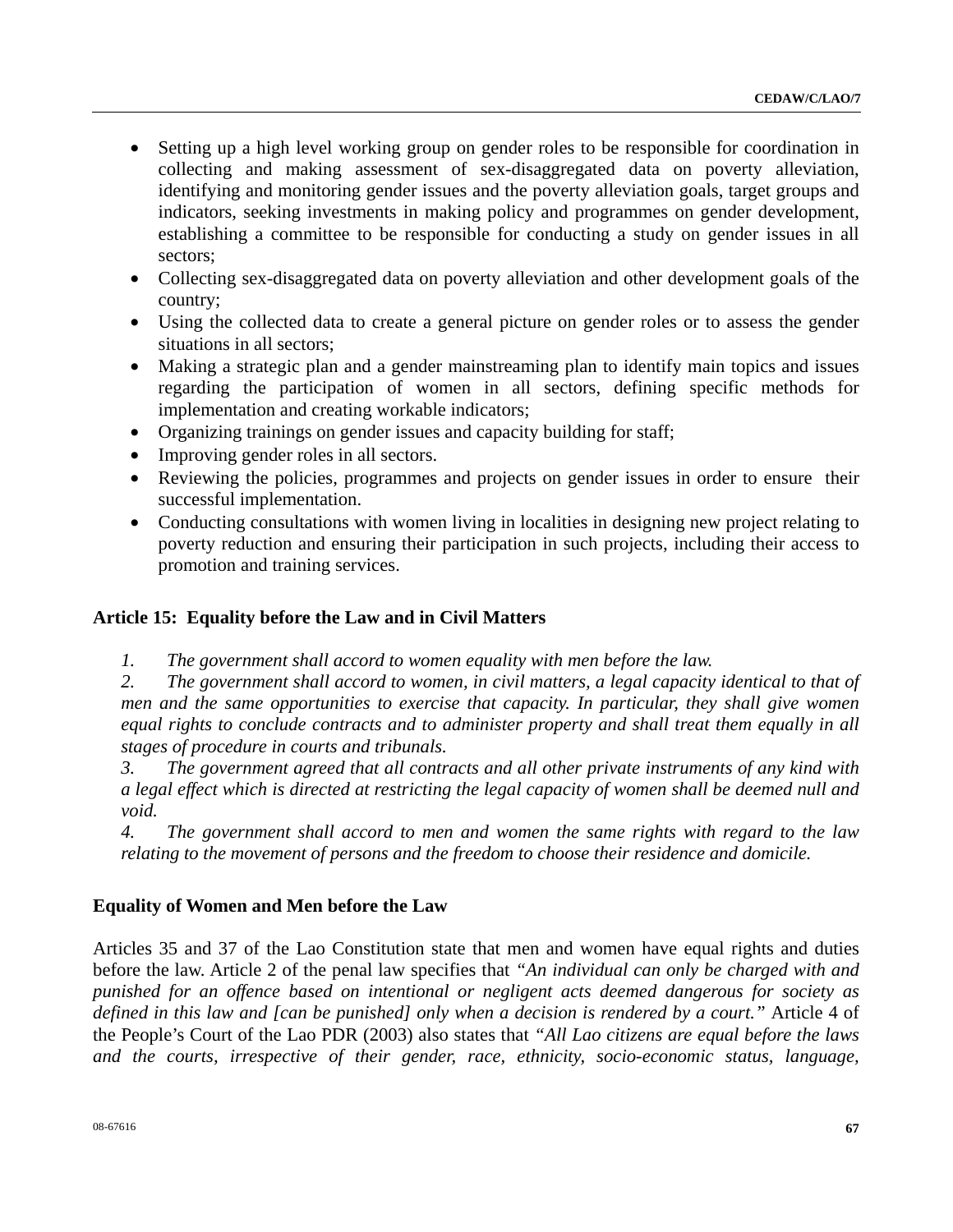- Setting up a high level working group on gender roles to be responsible for coordination in collecting and making assessment of sex-disaggregated data on poverty alleviation, identifying and monitoring gender issues and the poverty alleviation goals, target groups and indicators, seeking investments in making policy and programmes on gender development, establishing a committee to be responsible for conducting a study on gender issues in all sectors;
- Collecting sex-disaggregated data on poverty alleviation and other development goals of the country;
- Using the collected data to create a general picture on gender roles or to assess the gender situations in all sectors;
- Making a strategic plan and a gender mainstreaming plan to identify main topics and issues regarding the participation of women in all sectors, defining specific methods for implementation and creating workable indicators;
- Organizing trainings on gender issues and capacity building for staff;
- Improving gender roles in all sectors.
- Reviewing the policies, programmes and projects on gender issues in order to ensure their successful implementation.
- Conducting consultations with women living in localities in designing new project relating to poverty reduction and ensuring their participation in such projects, including their access to promotion and training services.

### Article 15: Equality before the Law and in Civil Matters

*1. The government shall accord to women equality with men before the law.*

*2. The government shall accord to women, in civil matters, a legal capacity identical to that of men and the same opportunities to exercise that capacity. In particular, they shall give women equal rights to conclude contracts and to administer property and shall treat them equally in all stages of procedure in courts and tribunals.*

*3. The government agreed that all contracts and all other private instruments of any kind with a legal effect which is directed at restricting the legal capacity of women shall be deemed null and void.*

*4. The government shall accord to men and women the same rights with regard to the law relating to the movement of persons and the freedom to choose their residence and domicile.*

### Equality of Women and Men before the Law

Articles 35 and 37 of the Lao Constitution state that men and women have equal rights and duties before the law. Article 2 of the penal law specifies that *"An individual can only be charged with and punished for an offence based on intentional or negligent acts deemed dangerous for society as defined in this law and [can be punished] only when a decision is rendered by a court."* Article 4 of the People's Court of the Lao PDR (2003) also states that *"All Lao citizens are equal before the laws and the courts, irrespective of their gender, race, ethnicity, socio-economic status, language,*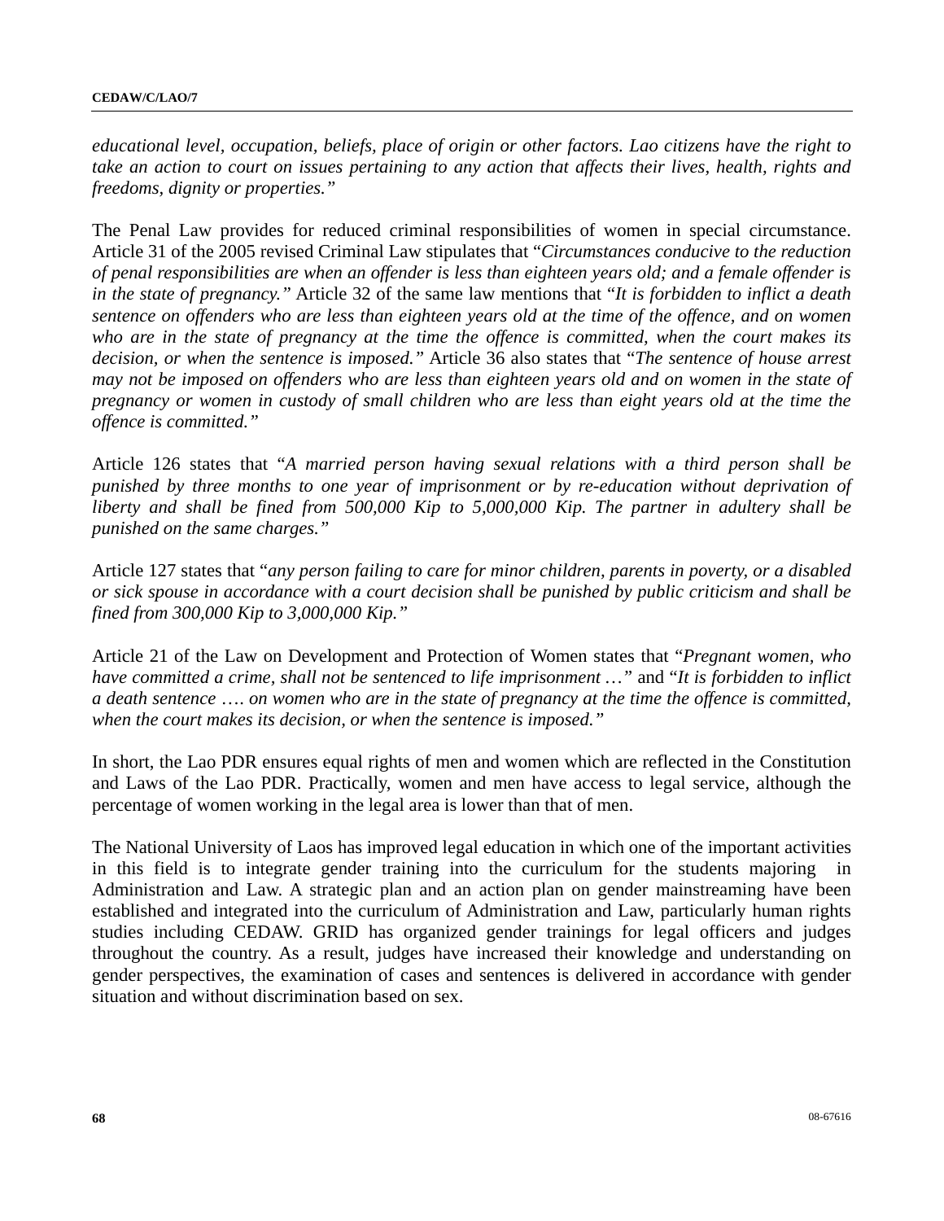*educational level, occupation, beliefs, place of origin or other factors. Lao citizens have the right to take an action to court on issues pertaining to any action that affects their lives, health, rights and freedoms, dignity or properties."*

The Penal Law provides for reduced criminal responsibilities of women in special circumstance. Article 31 of the 2005 revised Criminal Law stipulates that "*Circumstances conducive to the reduction of penal responsibilities are when an offender is less than eighteen years old; and a female offender is in the state of pregnancy."* Article 32 of the same law mentions that "*It is forbidden to inflict a death sentence on offenders who are less than eighteen years old at the time of the offence, and on women who are in the state of pregnancy at the time the offence is committed, when the court makes its decision, or when the sentence is imposed."* Article 36 also states that "*The sentence of house arrest may not be imposed on offenders who are less than eighteen years old and on women in the state of pregnancy or women in custody of small children who are less than eight years old at the time the offence is committed."*

Article 126 states that "*A married person having sexual relations with a third person shall be punished by three months to one year of imprisonment or by re-education without deprivation of liberty and shall be fined from 500,000 Kip to 5,000,000 Kip. The partner in adultery shall be punished on the same charges."*

Article 127 states that "*any person failing to care for minor children, parents in poverty, or a disabled or sick spouse in accordance with a court decision shall be punished by public criticism and shall be fined from 300,000 Kip to 3,000,000 Kip."*

Article 21 of the Law on Development and Protection of Women states that "*Pregnant women, who have committed a crime, shall not be sentenced to life imprisonment …"* and "*It is forbidden to inflict a death sentence …. on women who are in the state of pregnancy at the time the offence is committed, when the court makes its decision, or when the sentence is imposed."*

In short, the Lao PDR ensures equal rights of men and women which are reflected in the Constitution and Laws of the Lao PDR. Practically, women and men have access to legal service, although the percentage of women working in the legal area is lower than that of men.

The National University of Laos has improved legal education in which one of the important activities in this field is to integrate gender training into the curriculum for the students majoring in Administration and Law. A strategic plan and an action plan on gender mainstreaming have been established and integrated into the curriculum of Administration and Law, particularly human rights studies including CEDAW. GRID has organized gender trainings for legal officers and judges throughout the country. As a result, judges have increased their knowledge and understanding on gender perspectives, the examination of cases and sentences is delivered in accordance with gender situation and without discrimination based on sex.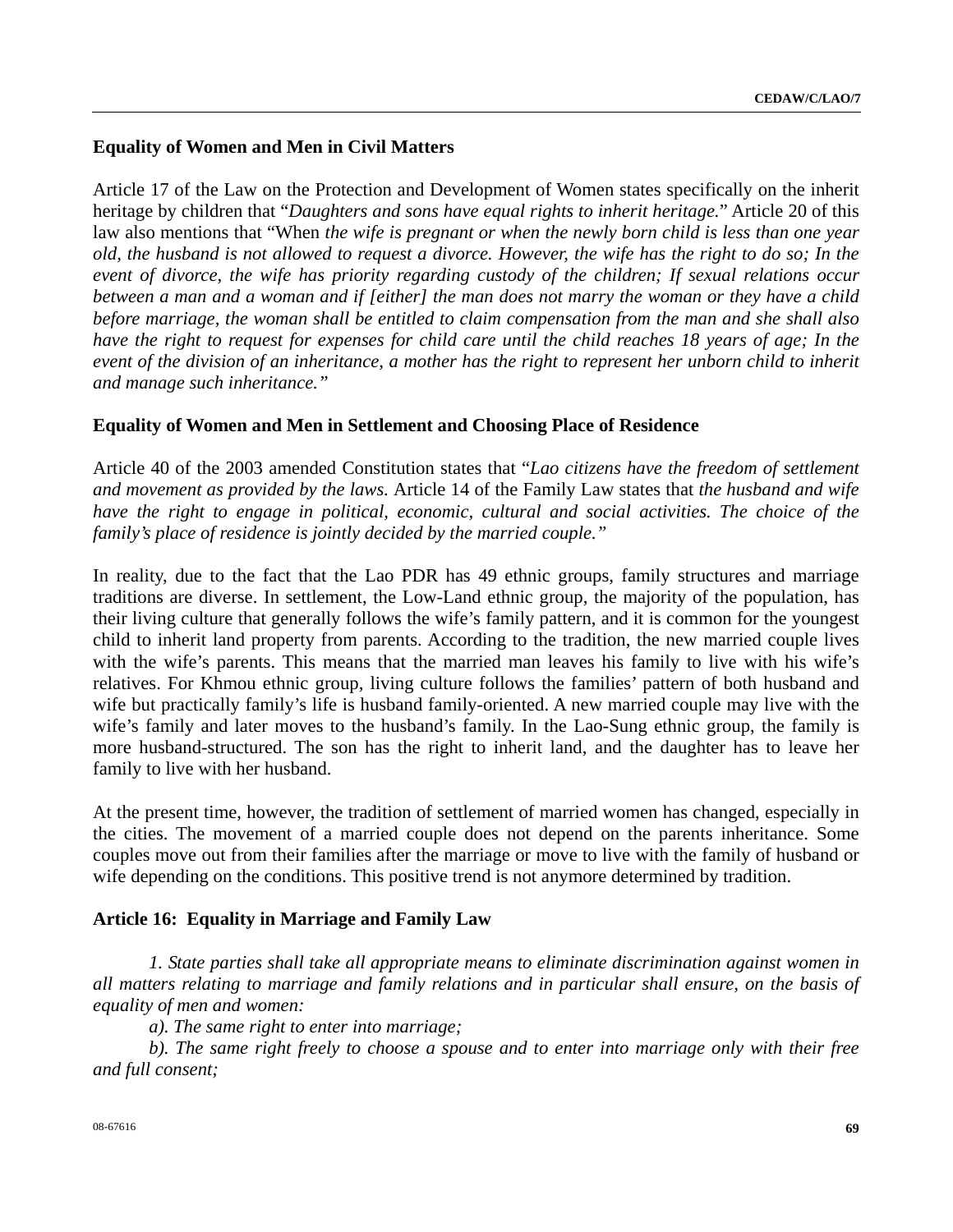**Equality of Women and Men in Civil Matters**

Article 17 of the Law on the Protection and Development of Women states specifically on the inherit heritage by children that "*Daughters and sons have equal rights to inherit heritage.*" Article 20 of this law also mentions that "When *the wife is pregnant or when the newly born child is less than one year old, the husband is not allowed to request a divorce. However, the wife has the right to do so; In the event of divorce, the wife has priority regarding custody of the children; If sexual relations occur between a man and a woman and if [either] the man does not marry the woman or they have a child before marriage, the woman shall be entitled to claim compensation from the man and she shall also have the right to request for expenses for child care until the child reaches 18 years of age; In the event of the division of an inheritance, a mother has the right to represent her unborn child to inherit and manage such inheritance."*

**Equality of Women and Men in Settlement and Choosing Place of Residence**

Article 40 of the 2003 amended Constitution states that "*Lao citizens have the freedom of settlement and movement as provided by the laws.* Article 14 of the Family Law states that *the husband and wife have the right to engage in political, economic, cultural and social activities. The choice of the family's place of residence is jointly decided by the married couple."*

In reality, due to the fact that the Lao PDR has 49 ethnic groups, family structures and marriage traditions are diverse. In settlement, the Low-Land ethnic group, the majority of the population, has their living culture that generally follows the wife's family pattern, and it is common for the youngest child to inherit land property from parents. According to the tradition, the new married couple lives with the wife's parents. This means that the married man leaves his family to live with his wife's relatives. For Khmou ethnic group, living culture follows the families' pattern of both husband and wife but practically family's life is husband family-oriented. A new married couple may live with the wife's family and later moves to the husband's family. In the Lao-Sung ethnic group, the family is more husband-structured. The son has the right to inherit land, and the daughter has to leave her family to live with her husband.

At the present time, however, the tradition of settlement of married women has changed, especially in the cities. The movement of a married couple does not depend on the parents inheritance. Some couples move out from their families after the marriage or move to live with the family of husband or wife depending on the conditions. This positive trend is not anymore determined by tradition.

**Article 16: Equality in Marriage and Family Law**

*1. State parties shall take all appropriate means to eliminate discrimination against women in all matters relating to marriage and family relations and in particular shall ensure, on the basis of equality of men and women:*

*a). The same right to enter into marriage;*

*b). The same right freely to choose a spouse and to enter into marriage only with their free and full consent;*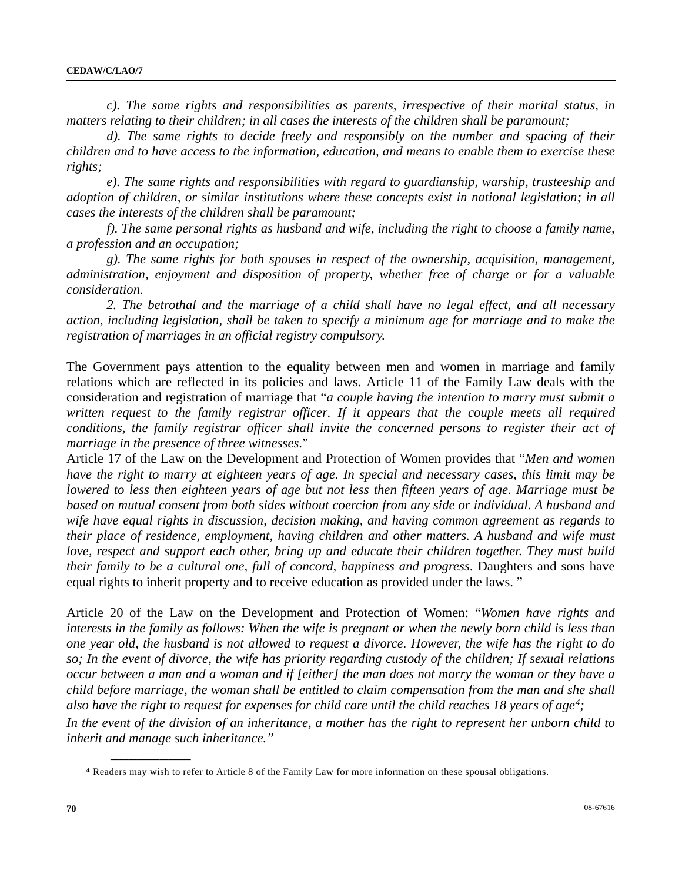*c). The same rights and responsibilities as parents, irrespective of their marital status, in matters relating to their children; in all cases the interests of the children shall be paramount;*

*d). The same rights to decide freely and responsibly on the number and spacing of their children and to have access to the information, education, and means to enable them to exercise these rights;*

*e). The same rights and responsibilities with regard to guardianship, warship, trusteeship and adoption of children, or similar institutions where these concepts exist in national legislation; in all cases the interests of the children shall be paramount;*

*f). The same personal rights as husband and wife, including the right to choose a family name, a profession and an occupation;*

*g). The same rights for both spouses in respect of the ownership, acquisition, management, administration, enjoyment and disposition of property, whether free of charge or for a valuable consideration.*

*2. The betrothal and the marriage of a child shall have no legal effect, and all necessary action, including legislation, shall be taken to specify a minimum age for marriage and to make the registration of marriages in an official registry compulsory.*

The Government pays attention to the equality between men and women in marriage and family relations which are reflected in its policies and laws. Article 11 of the Family Law deals with the consideration and registration of marriage that "*a couple having the intention to marry must submit a written request to the family registrar officer. If it appears that the couple meets all required conditions, the family registrar officer shall invite the concerned persons to register their act of marriage in the presence of three witnesses*."

Article 17 of the Law on the Development and Protection of Women provides that "*Men and women have the right to marry at eighteen years of age. In special and necessary cases, this limit may be lowered to less then eighteen years of age but not less then fifteen years of age. Marriage must be based on mutual consent from both sides without coercion from any side or individual. A husband and wife have equal rights in discussion, decision making, and having common agreement as regards to their place of residence, employment, having children and other matters. A husband and wife must love, respect and support each other, bring up and educate their children together. They must build their family to be a cultural one, full of concord, happiness and progress*. Daughters and sons have equal rights to inherit property and to receive education as provided under the laws. "

Article 20 of the Law on the Development and Protection of Women: "*Women have rights and interests in the family as follows: When the wife is pregnant or when the newly born child is less than one year old, the husband is not allowed to request a divorce. However, the wife has the right to do so; In the event of divorce, the wife has priority regarding custody of the children; If sexual relations occur between a man and a woman and if [either] the man does not marry the woman or they have a child before marriage, the woman shall be entitled to claim compensation from the man and she shall also have the right to request for expenses for child care until the child reaches 18 years of age*[4]*;*

*In the event of the division of an inheritance, a mother has the right to represent her unborn child to inherit and manage such inheritance."*

---

[4] Readers may wish to refer to Article 8 of the Family Law for more information on these spousal obligations.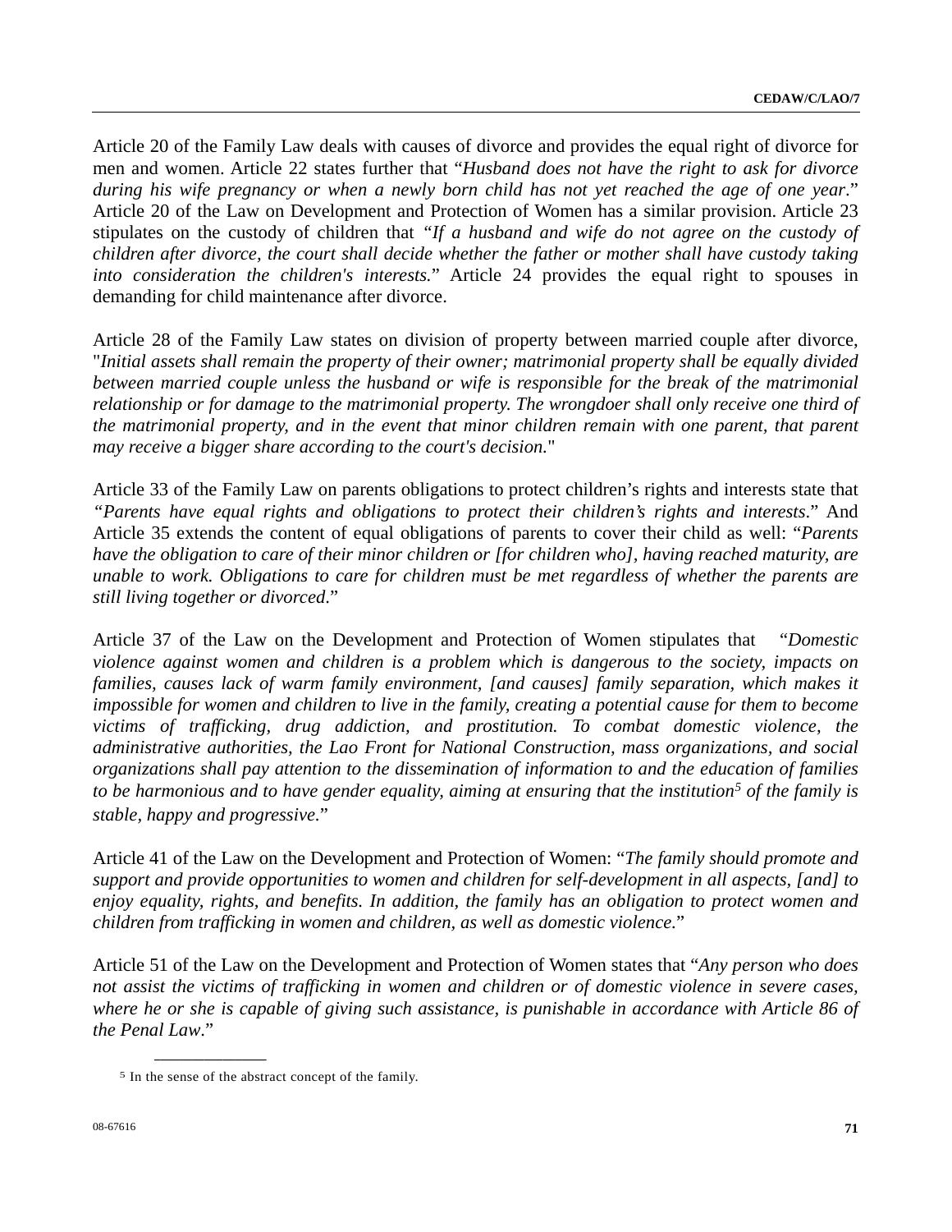Article 20 of the Family Law deals with causes of divorce and provides the equal right of divorce for men and women. Article 22 states further that "*Husband does not have the right to ask for divorce during his wife pregnancy or when a newly born child has not yet reached the age of one year*." Article 20 of the Law on Development and Protection of Women has a similar provision. Article 23 stipulates on the custody of children that *"If a husband and wife do not agree on the custody of children after divorce, the court shall decide whether the father or mother shall have custody taking into consideration the children's interests.*" Article 24 provides the equal right to spouses in demanding for child maintenance after divorce.

Article 28 of the Family Law states on division of property between married couple after divorce, "*Initial assets shall remain the property of their owner; matrimonial property shall be equally divided between married couple unless the husband or wife is responsible for the break of the matrimonial relationship or for damage to the matrimonial property. The wrongdoer shall only receive one third of the matrimonial property, and in the event that minor children remain with one parent, that parent may receive a bigger share according to the court's decision.*"

Article 33 of the Family Law on parents obligations to protect children's rights and interests state that *"Parents have equal rights and obligations to protect their children's rights and interests.*" And Article 35 extends the content of equal obligations of parents to cover their child as well: "*Parents have the obligation to care of their minor children or [for children who], having reached maturity, are unable to work. Obligations to care for children must be met regardless of whether the parents are still living together or divorced*."

Article 37 of the Law on the Development and Protection of Women stipulates that "*Domestic violence against women and children is a problem which is dangerous to the society, impacts on families, causes lack of warm family environment, [and causes] family separation, which makes it impossible for women and children to live in the family, creating a potential cause for them to become victims of trafficking, drug addiction, and prostitution. To combat domestic violence, the administrative authorities, the Lao Front for National Construction, mass organizations, and social organizations shall pay attention to the dissemination of information to and the education of families to be harmonious and to have gender equality, aiming at ensuring that the institution*[5] *of the family is stable, happy and progressive.*"

Article 41 of the Law on the Development and Protection of Women: "*The family should promote and support and provide opportunities to women and children for self-development in all aspects, [and] to enjoy equality, rights, and benefits. In addition, the family has an obligation to protect women and children from trafficking in women and children, as well as domestic violence.*"

Article 51 of the Law on the Development and Protection of Women states that "*Any person who does not assist the victims of trafficking in women and children or of domestic violence in severe cases, where he or she is capable of giving such assistance, is punishable in accordance with Article 86 of the Penal Law*."

---

[5] In the sense of the abstract concept of the family.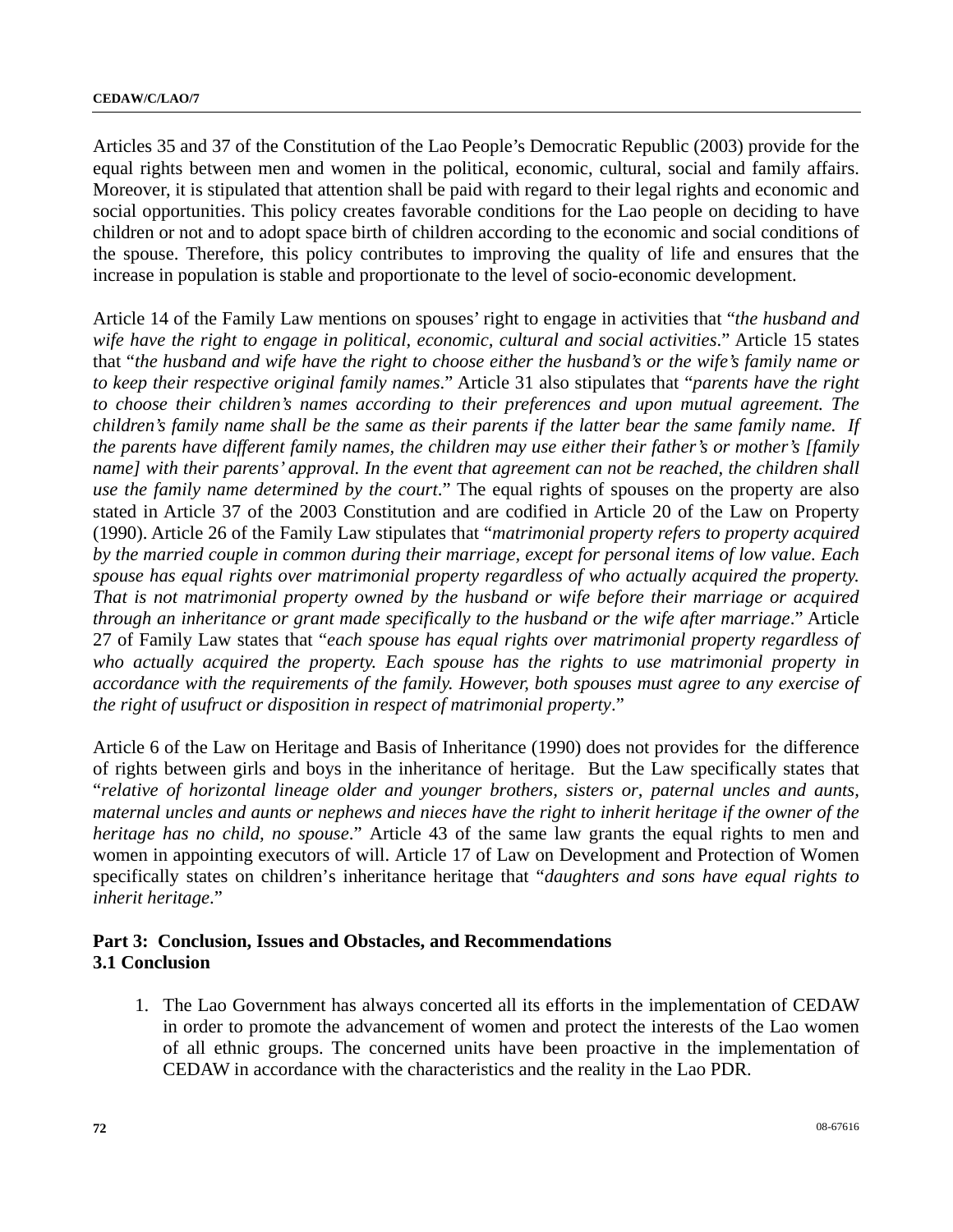Articles 35 and 37 of the Constitution of the Lao People's Democratic Republic (2003) provide for the equal rights between men and women in the political, economic, cultural, social and family affairs. Moreover, it is stipulated that attention shall be paid with regard to their legal rights and economic and social opportunities. This policy creates favorable conditions for the Lao people on deciding to have children or not and to adopt space birth of children according to the economic and social conditions of the spouse. Therefore, this policy contributes to improving the quality of life and ensures that the increase in population is stable and proportionate to the level of socio-economic development.

Article 14 of the Family Law mentions on spouses' right to engage in activities that "*the husband and wife have the right to engage in political, economic, cultural and social activities*." Article 15 states that "*the husband and wife have the right to choose either the husband's or the wife's family name or to keep their respective original family names*." Article 31 also stipulates that "*parents have the right to choose their children's names according to their preferences and upon mutual agreement. The children's family name shall be the same as their parents if the latter bear the same family name. If the parents have different family names, the children may use either their father's or mother's [family name] with their parents' approval. In the event that agreement can not be reached, the children shall use the family name determined by the court*." The equal rights of spouses on the property are also stated in Article 37 of the 2003 Constitution and are codified in Article 20 of the Law on Property (1990). Article 26 of the Family Law stipulates that "*matrimonial property refers to property acquired by the married couple in common during their marriage, except for personal items of low value. Each spouse has equal rights over matrimonial property regardless of who actually acquired the property. That is not matrimonial property owned by the husband or wife before their marriage or acquired through an inheritance or grant made specifically to the husband or the wife after marriage*." Article 27 of Family Law states that "*each spouse has equal rights over matrimonial property regardless of who actually acquired the property. Each spouse has the rights to use matrimonial property in accordance with the requirements of the family. However, both spouses must agree to any exercise of the right of usufruct or disposition in respect of matrimonial property*."

Article 6 of the Law on Heritage and Basis of Inheritance (1990) does not provides for the difference of rights between girls and boys in the inheritance of heritage. But the Law specifically states that "*relative of horizontal lineage older and younger brothers, sisters or, paternal uncles and aunts, maternal uncles and aunts or nephews and nieces have the right to inherit heritage if the owner of the heritage has no child, no spouse*." Article 43 of the same law grants the equal rights to men and women in appointing executors of will. Article 17 of Law on Development and Protection of Women specifically states on children's inheritance heritage that "*daughters and sons have equal rights to inherit heritage*."

## Part 3: Conclusion, Issues and Obstacles, and Recommendations

### 3.1 Conclusion

1. The Lao Government has always concerted all its efforts in the implementation of CEDAW in order to promote the advancement of women and protect the interests of the Lao women of all ethnic groups. The concerned units have been proactive in the implementation of CEDAW in accordance with the characteristics and the reality in the Lao PDR.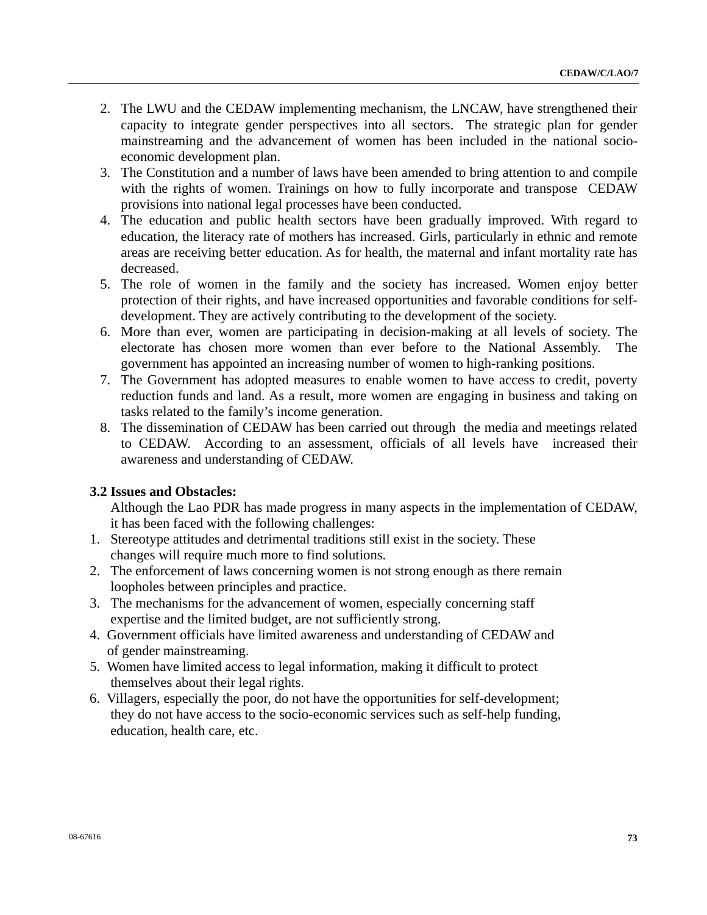2. The LWU and the CEDAW implementing mechanism, the LNCAW, have strengthened their capacity to integrate gender perspectives into all sectors. The strategic plan for gender mainstreaming and the advancement of women has been included in the national socio-economic development plan.
3. The Constitution and a number of laws have been amended to bring attention to and compile with the rights of women. Trainings on how to fully incorporate and transpose CEDAW provisions into national legal processes have been conducted.
4. The education and public health sectors have been gradually improved. With regard to education, the literacy rate of mothers has increased. Girls, particularly in ethnic and remote areas are receiving better education. As for health, the maternal and infant mortality rate has decreased.
5. The role of women in the family and the society has increased. Women enjoy better protection of their rights, and have increased opportunities and favorable conditions for self-development. They are actively contributing to the development of the society.
6. More than ever, women are participating in decision-making at all levels of society. The electorate has chosen more women than ever before to the National Assembly. The government has appointed an increasing number of women to high-ranking positions.
7. The Government has adopted measures to enable women to have access to credit, poverty reduction funds and land. As a result, more women are engaging in business and taking on tasks related to the family's income generation.
8. The dissemination of CEDAW has been carried out through the media and meetings related to CEDAW. According to an assessment, officials of all levels have increased their awareness and understanding of CEDAW.

**3.2 Issues and Obstacles:**

Although the Lao PDR has made progress in many aspects in the implementation of CEDAW, it has been faced with the following challenges:

1. Stereotype attitudes and detrimental traditions still exist in the society. These changes will require much more to find solutions.
2. The enforcement of laws concerning women is not strong enough as there remain loopholes between principles and practice.
3. The mechanisms for the advancement of women, especially concerning staff expertise and the limited budget, are not sufficiently strong.
4. Government officials have limited awareness and understanding of CEDAW and of gender mainstreaming.
5. Women have limited access to legal information, making it difficult to protect themselves about their legal rights.
6. Villagers, especially the poor, do not have the opportunities for self-development; they do not have access to the socio-economic services such as self-help funding, education, health care, etc.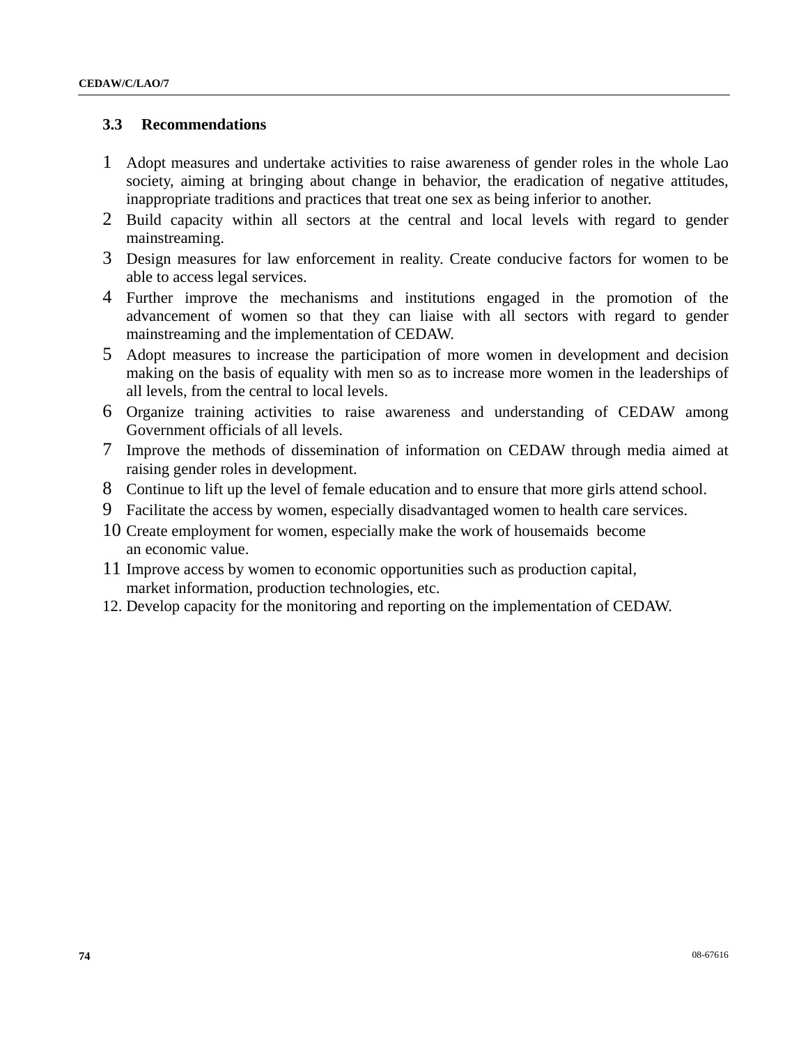### 3.3 Recommendations

1. Adopt measures and undertake activities to raise awareness of gender roles in the whole Lao society, aiming at bringing about change in behavior, the eradication of negative attitudes, inappropriate traditions and practices that treat one sex as being inferior to another.
2. Build capacity within all sectors at the central and local levels with regard to gender mainstreaming.
3. Design measures for law enforcement in reality. Create conducive factors for women to be able to access legal services.
4. Further improve the mechanisms and institutions engaged in the promotion of the advancement of women so that they can liaise with all sectors with regard to gender mainstreaming and the implementation of CEDAW.
5. Adopt measures to increase the participation of more women in development and decision making on the basis of equality with men so as to increase more women in the leaderships of all levels, from the central to local levels.
6. Organize training activities to raise awareness and understanding of CEDAW among Government officials of all levels.
7. Improve the methods of dissemination of information on CEDAW through media aimed at raising gender roles in development.
8. Continue to lift up the level of female education and to ensure that more girls attend school.
9. Facilitate the access by women, especially disadvantaged women to health care services.
10. Create employment for women, especially make the work of housemaids become an economic value.
11. Improve access by women to economic opportunities such as production capital, market information, production technologies, etc.
12. Develop capacity for the monitoring and reporting on the implementation of CEDAW.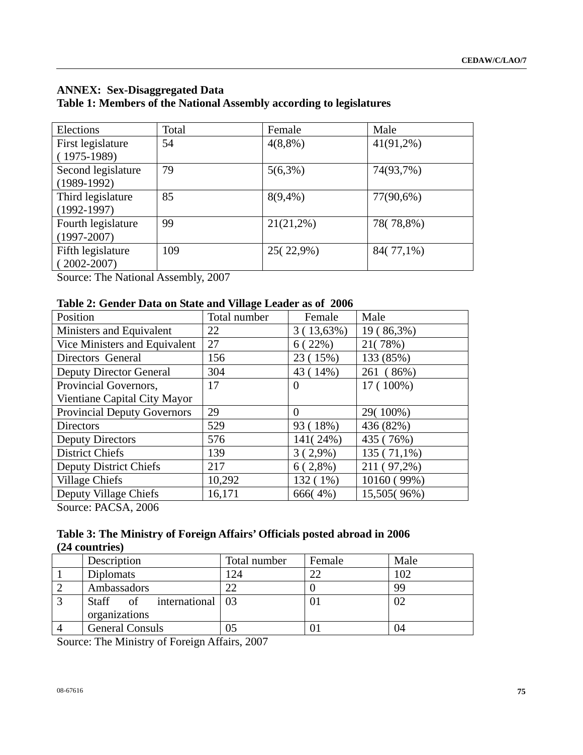**ANNEX: Sex-Disaggregated Data**

**Table 1: Members of the National Assembly according to legislatures**

| Elections | Total | Female | Male |
|---|---|---|---|
| First legislature ( 1975-1989) | 54 | 4(8,8%) | 41(91,2%) |
| Second legislature (1989-1992) | 79 | 5(6,3%) | 74(93,7%) |
| Third legislature (1992-1997) | 85 | 8(9,4%) | 77(90,6%) |
| Fourth legislature (1997-2007) | 99 | 21(21,2%) | 78( 78,8%) |
| Fifth legislature ( 2002-2007) | 109 | 25( 22,9%) | 84( 77,1%) |

Source: The National Assembly, 2007

**Table 2: Gender Data on State and Village Leader as of 2006**

| Position | Total number | Female | Male |
|---|---|---|---|
| Ministers and Equivalent | 22 | 3 ( 13,63%) | 19 ( 86,3%) |
| Vice Ministers and Equivalent | 27 | 6 ( 22%) | 21( 78%) |
| Directors General | 156 | 23 ( 15%) | 133 (85%) |
| Deputy Director General | 304 | 43 ( 14%) | 261 ( 86%) |
| Provincial Governors, Vientiane Capital City Mayor | 17 | 0 | 17 ( 100%) |
| Provincial Deputy Governors | 29 | 0 | 29( 100%) |
| Directors | 529 | 93 ( 18%) | 436 (82%) |
| Deputy Directors | 576 | 141( 24%) | 435 ( 76%) |
| District Chiefs | 139 | 3 ( 2,9%) | 135 ( 71,1%) |
| Deputy District Chiefs | 217 | 6 ( 2,8%) | 211 ( 97,2%) |
| Village Chiefs | 10,292 | 132 ( 1%) | 10160 ( 99%) |
| Deputy Village Chiefs | 16,171 | 666( 4%) | 15,505( 96%) |

Source: PACSA, 2006

**Table 3: The Ministry of Foreign Affairs' Officials posted abroad in 2006 (24 countries)**

| | Description | Total number | Female | Male |
|---|---|---|---|---|
| 1 | Diplomats | 124 | 22 | 102 |
| 2 | Ambassadors | 22 | 0 | 99 |
| 3 | Staff of international organizations | 03 | 01 | 02 |
| 4 | General Consuls | 05 | 01 | 04 |

Source: The Ministry of Foreign Affairs, 2007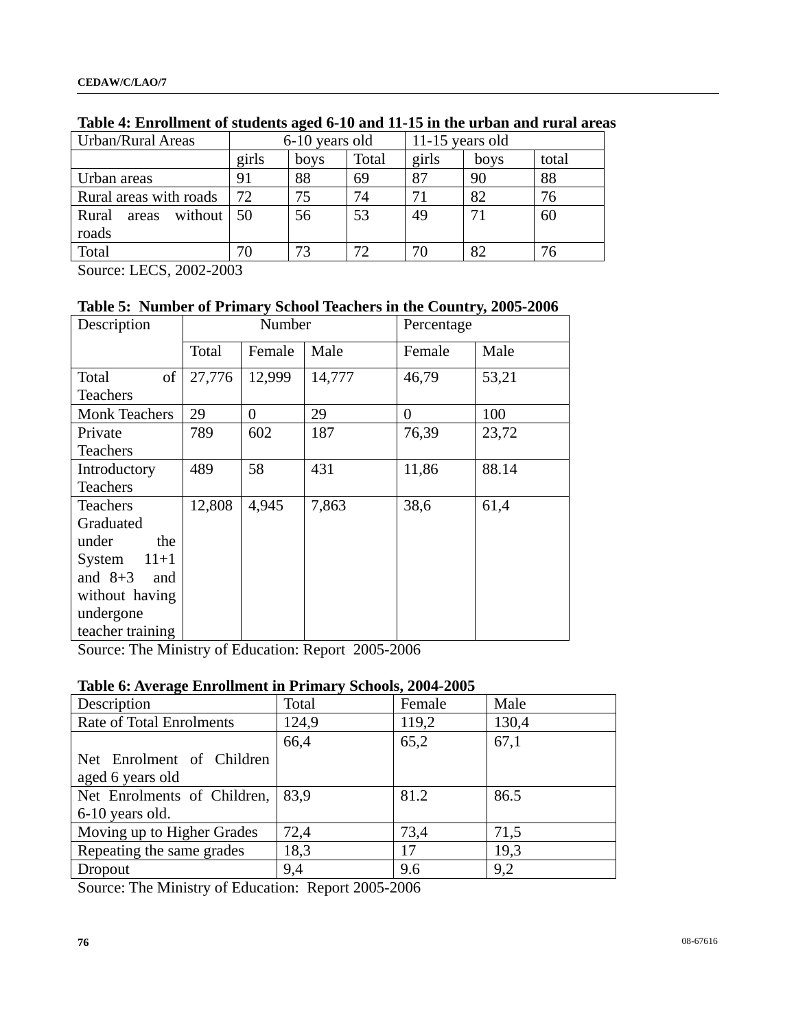**Table 4: Enrollment of students aged 6-10 and 11-15 in the urban and rural areas**

| Urban/Rural Areas | 6-10 years old | | | 11-15 years old | | |
|---|---|---|---|---|---|---|
| | girls | boys | Total | girls | boys | total |
| Urban areas | 91 | 88 | 69 | 87 | 90 | 88 |
| Rural areas with roads | 72 | 75 | 74 | 71 | 82 | 76 |
| Rural areas without roads | 50 | 56 | 53 | 49 | 71 | 60 |
| Total | 70 | 73 | 72 | 70 | 82 | 76 |

Source: LECS, 2002-2003

**Table 5: Number of Primary School Teachers in the Country, 2005-2006**

| Description | Number | | | Percentage | |
|---|---|---|---|---|---|
| | Total | Female | Male | Female | Male |
| Total of Teachers | 27,776 | 12,999 | 14,777 | 46,79 | 53,21 |
| Monk Teachers | 29 | 0 | 29 | 0 | 100 |
| Private Teachers | 789 | 602 | 187 | 76,39 | 23,72 |
| Introductory Teachers | 489 | 58 | 431 | 11,86 | 88.14 |
| Teachers Graduated under the System 11+1 and 8+3 and without having undergone teacher training | 12,808 | 4,945 | 7,863 | 38,6 | 61,4 |

Source: The Ministry of Education: Report 2005-2006

**Table 6: Average Enrollment in Primary Schools, 2004-2005**

| Description | Total | Female | Male |
|---|---|---|---|
| Rate of Total Enrolments | 124,9 | 119,2 | 130,4 |
| Net Enrolment of Children aged 6 years old | 66,4 | 65,2 | 67,1 |
| Net Enrolments of Children, 6-10 years old. | 83,9 | 81.2 | 86.5 |
| Moving up to Higher Grades | 72,4 | 73,4 | 71,5 |
| Repeating the same grades | 18,3 | 17 | 19,3 |
| Dropout | 9,4 | 9.6 | 9,2 |

Source: The Ministry of Education: Report 2005-2006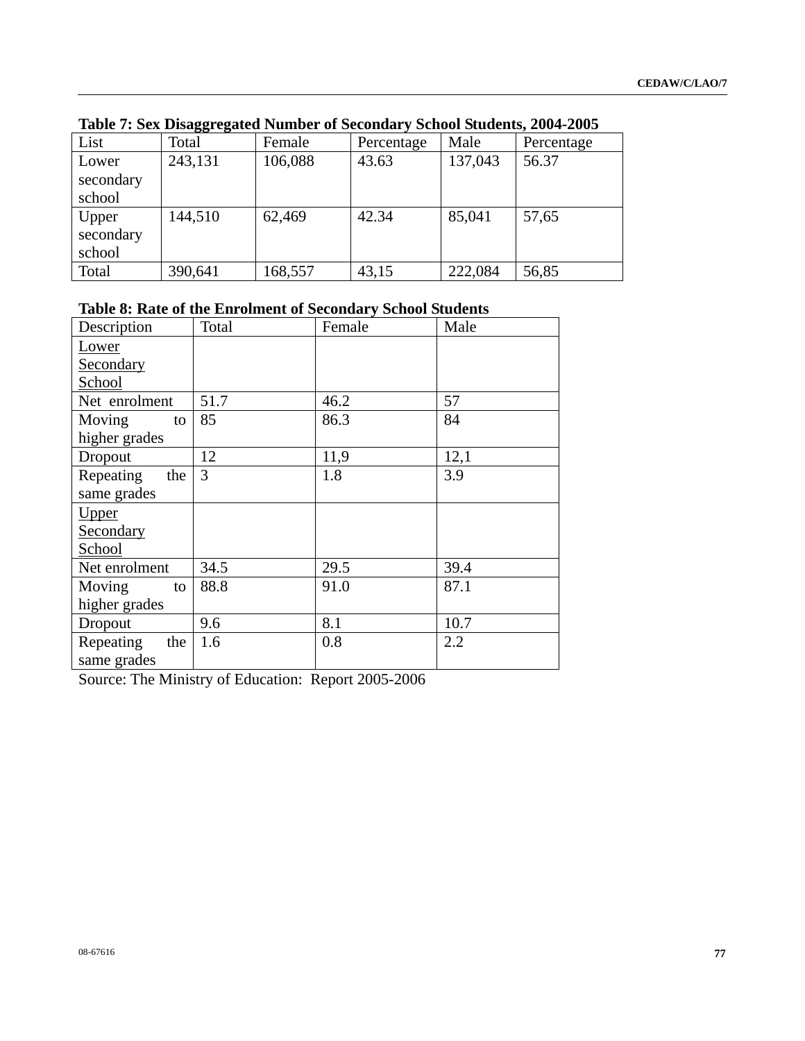**Table 7: Sex Disaggregated Number of Secondary School Students, 2004-2005**

| List | Total | Female | Percentage | Male | Percentage |
|---|---|---|---|---|---|
| Lower secondary school | 243,131 | 106,088 | 43.63 | 137,043 | 56.37 |
| Upper secondary school | 144,510 | 62,469 | 42.34 | 85,041 | 57,65 |
| Total | 390,641 | 168,557 | 43,15 | 222,084 | 56,85 |

**Table 8: Rate of the Enrolment of Secondary School Students**

| Description | Total | Female | Male |
|---|---|---|---|
| <u>Lower Secondary School</u> | | | |
| Net enrolment | 51.7 | 46.2 | 57 |
| Moving to higher grades | 85 | 86.3 | 84 |
| Dropout | 12 | 11,9 | 12,1 |
| Repeating the same grades | 3 | 1.8 | 3.9 |
| <u>Upper Secondary School</u> | | | |
| Net enrolment | 34.5 | 29.5 | 39.4 |
| Moving to higher grades | 88.8 | 91.0 | 87.1 |
| Dropout | 9.6 | 8.1 | 10.7 |
| Repeating the same grades | 1.6 | 0.8 | 2.2 |

Source: The Ministry of Education: Report 2005-2006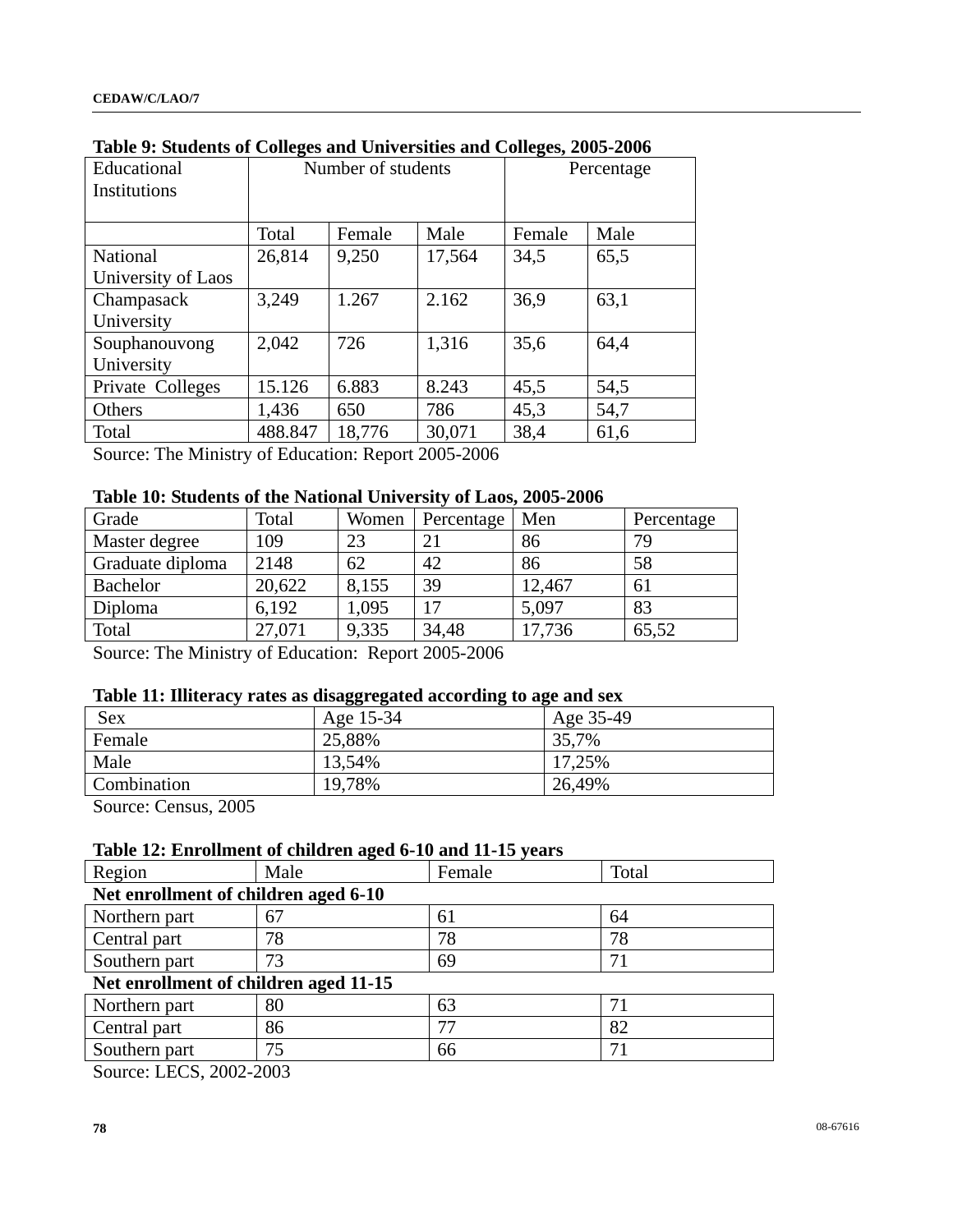**Table 9: Students of Colleges and Universities and Colleges, 2005-2006**

| Educational Institutions | Number of students | | | Percentage | |
|---|---|---|---|---|---|
| | Total | Female | Male | Female | Male |
| National University of Laos | 26,814 | 9,250 | 17,564 | 34,5 | 65,5 |
| Champasack University | 3,249 | 1.267 | 2.162 | 36,9 | 63,1 |
| Souphanouvong University | 2,042 | 726 | 1,316 | 35,6 | 64,4 |
| Private Colleges | 15.126 | 6.883 | 8.243 | 45,5 | 54,5 |
| Others | 1,436 | 650 | 786 | 45,3 | 54,7 |
| Total | 488.847 | 18,776 | 30,071 | 38,4 | 61,6 |

Source: The Ministry of Education: Report 2005-2006

**Table 10: Students of the National University of Laos, 2005-2006**

| Grade | Total | Women | Percentage | Men | Percentage |
|---|---|---|---|---|---|
| Master degree | 109 | 23 | 21 | 86 | 79 |
| Graduate diploma | 2148 | 62 | 42 | 86 | 58 |
| Bachelor | 20,622 | 8,155 | 39 | 12,467 | 61 |
| Diploma | 6,192 | 1,095 | 17 | 5,097 | 83 |
| Total | 27,071 | 9,335 | 34,48 | 17,736 | 65,52 |

Source: The Ministry of Education: Report 2005-2006

**Table 11: Illiteracy rates as disaggregated according to age and sex**

| Sex | Age 15-34 | Age 35-49 |
|---|---|---|
| Female | 25,88% | 35,7% |
| Male | 13,54% | 17,25% |
| Combination | 19,78% | 26,49% |

Source: Census, 2005

**Table 12: Enrollment of children aged 6-10 and 11-15 years**

| Region | Male | Female | Total |
|---|---|---|---|
| **Net enrollment of children aged 6-10** | | | |
| Northern part | 67 | 61 | 64 |
| Central part | 78 | 78 | 78 |
| Southern part | 73 | 69 | 71 |
| **Net enrollment of children aged 11-15** | | | |
| Northern part | 80 | 63 | 71 |
| Central part | 86 | 77 | 82 |
| Southern part | 75 | 66 | 71 |

Source: LECS, 2002-2003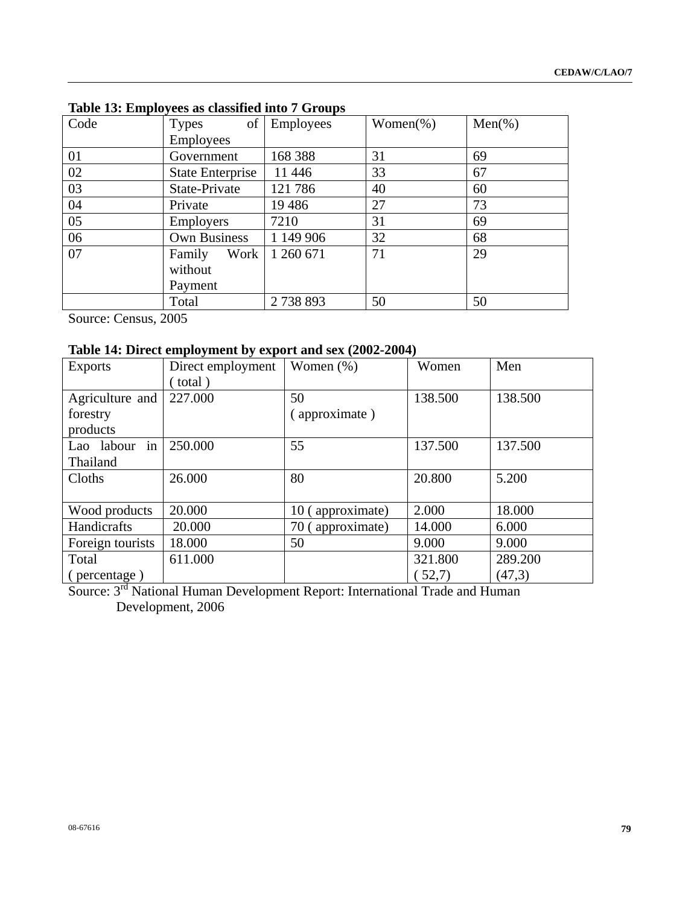**Table 13: Employees as classified into 7 Groups**

| Code | Types of Employees | Employees | Women(%) | Men(%) |
|---|---|---|---|---|
| 01 | Government | 168 388 | 31 | 69 |
| 02 | State Enterprise | 11 446 | 33 | 67 |
| 03 | State-Private | 121 786 | 40 | 60 |
| 04 | Private | 19 486 | 27 | 73 |
| 05 | Employers | 7210 | 31 | 69 |
| 06 | Own Business | 1 149 906 | 32 | 68 |
| 07 | Family Work without Payment | 1 260 671 | 71 | 29 |
| | Total | 2 738 893 | 50 | 50 |

Source: Census, 2005

**Table 14: Direct employment by export and sex (2002-2004)**

| Exports | Direct employment ( total ) | Women (%) | Women | Men |
|---|---|---|---|---|
| Agriculture and forestry products | 227.000 | 50 ( approximate ) | 138.500 | 138.500 |
| Lao labour in Thailand | 250.000 | 55 | 137.500 | 137.500 |
| Cloths | 26.000 | 80 | 20.800 | 5.200 |
| Wood products | 20.000 | 10 ( approximate) | 2.000 | 18.000 |
| Handicrafts | 20.000 | 70 ( approximate) | 14.000 | 6.000 |
| Foreign tourists | 18.000 | 50 | 9.000 | 9.000 |
| Total ( percentage ) | 611.000 | | 321.800 ( 52,7) | 289.200 (47,3) |

Source: 3rd National Human Development Report: International Trade and Human Development, 2006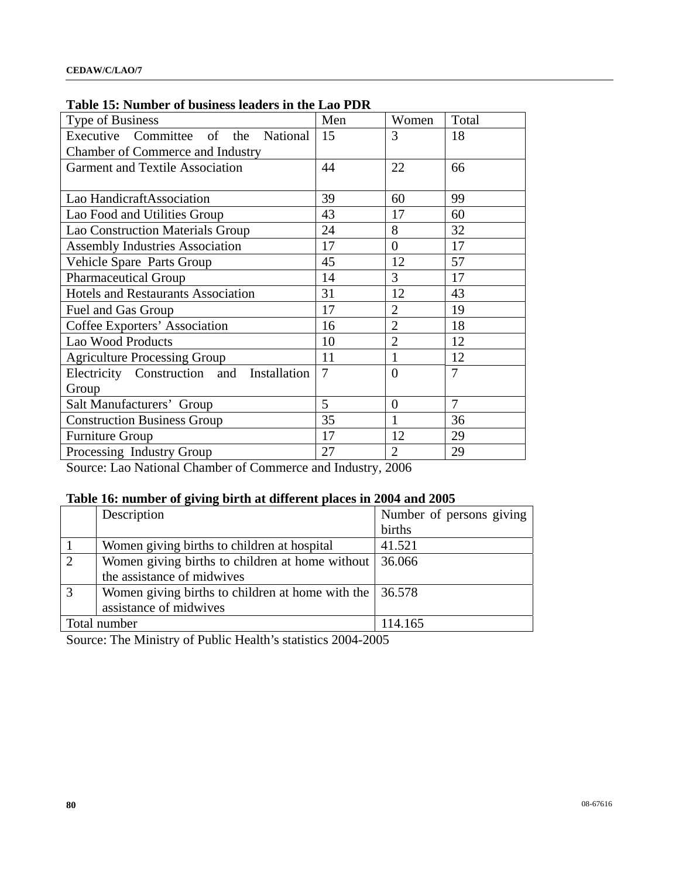**Table 15: Number of business leaders in the Lao PDR**

| Type of Business | Men | Women | Total |
|---|---|---|---|
| Executive Committee of the National Chamber of Commerce and Industry | 15 | 3 | 18 |
| Garment and Textile Association | 44 | 22 | 66 |
| Lao HandicraftAssociation | 39 | 60 | 99 |
| Lao Food and Utilities Group | 43 | 17 | 60 |
| Lao Construction Materials Group | 24 | 8 | 32 |
| Assembly Industries Association | 17 | 0 | 17 |
| Vehicle Spare Parts Group | 45 | 12 | 57 |
| Pharmaceutical Group | 14 | 3 | 17 |
| Hotels and Restaurants Association | 31 | 12 | 43 |
| Fuel and Gas Group | 17 | 2 | 19 |
| Coffee Exporters' Association | 16 | 2 | 18 |
| Lao Wood Products | 10 | 2 | 12 |
| Agriculture Processing Group | 11 | 1 | 12 |
| Electricity Construction and Installation Group | 7 | 0 | 7 |
| Salt Manufacturers' Group | 5 | 0 | 7 |
| Construction Business Group | 35 | 1 | 36 |
| Furniture Group | 17 | 12 | 29 |
| Processing Industry Group | 27 | 2 | 29 |

Source: Lao National Chamber of Commerce and Industry, 2006

**Table 16: number of giving birth at different places in 2004 and 2005**

| | Description | Number of persons giving births |
|---|---|---|
| 1 | Women giving births to children at hospital | 41.521 |
| 2 | Women giving births to children at home without the assistance of midwives | 36.066 |
| 3 | Women giving births to children at home with the assistance of midwives | 36.578 |
| Total number | | 114.165 |

Source: The Ministry of Public Health's statistics 2004-2005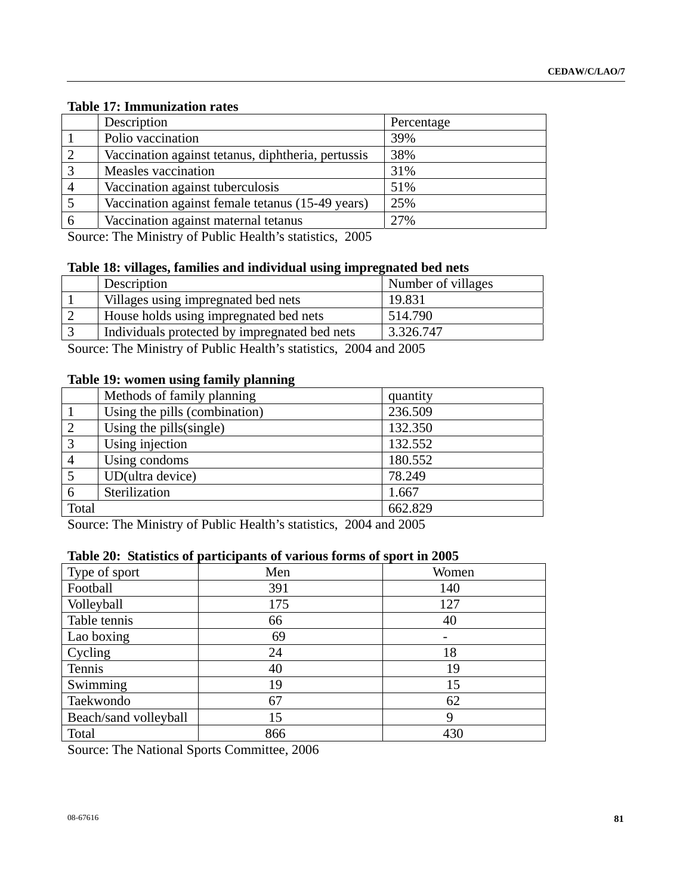**Table 17: Immunization rates**

| | Description | Percentage |
|---|---|---|
| 1 | Polio vaccination | 39% |
| 2 | Vaccination against tetanus, diphtheria, pertussis | 38% |
| 3 | Measles vaccination | 31% |
| 4 | Vaccination against tuberculosis | 51% |
| 5 | Vaccination against female tetanus (15-49 years) | 25% |
| 6 | Vaccination against maternal tetanus | 27% |

Source: The Ministry of Public Health's statistics, 2005

**Table 18: villages, families and individual using impregnated bed nets**

| | Description | Number of villages |
|---|---|---|
| 1 | Villages using impregnated bed nets | 19.831 |
| 2 | House holds using impregnated bed nets | 514.790 |
| 3 | Individuals protected by impregnated bed nets | 3.326.747 |

Source: The Ministry of Public Health's statistics, 2004 and 2005

**Table 19: women using family planning**

| | Methods of family planning | quantity |
|---|---|---|
| 1 | Using the pills (combination) | 236.509 |
| 2 | Using the pills(single) | 132.350 |
| 3 | Using injection | 132.552 |
| 4 | Using condoms | 180.552 |
| 5 | UD(ultra device) | 78.249 |
| 6 | Sterilization | 1.667 |
| Total | | 662.829 |

Source: The Ministry of Public Health's statistics, 2004 and 2005

**Table 20: Statistics of participants of various forms of sport in 2005**

| Type of sport | Men | Women |
|---|---|---|
| Football | 391 | 140 |
| Volleyball | 175 | 127 |
| Table tennis | 66 | 40 |
| Lao boxing | 69 | - |
| Cycling | 24 | 18 |
| Tennis | 40 | 19 |
| Swimming | 19 | 15 |
| Taekwondo | 67 | 62 |
| Beach/sand volleyball | 15 | 9 |
| Total | 866 | 430 |

Source: The National Sports Committee, 2006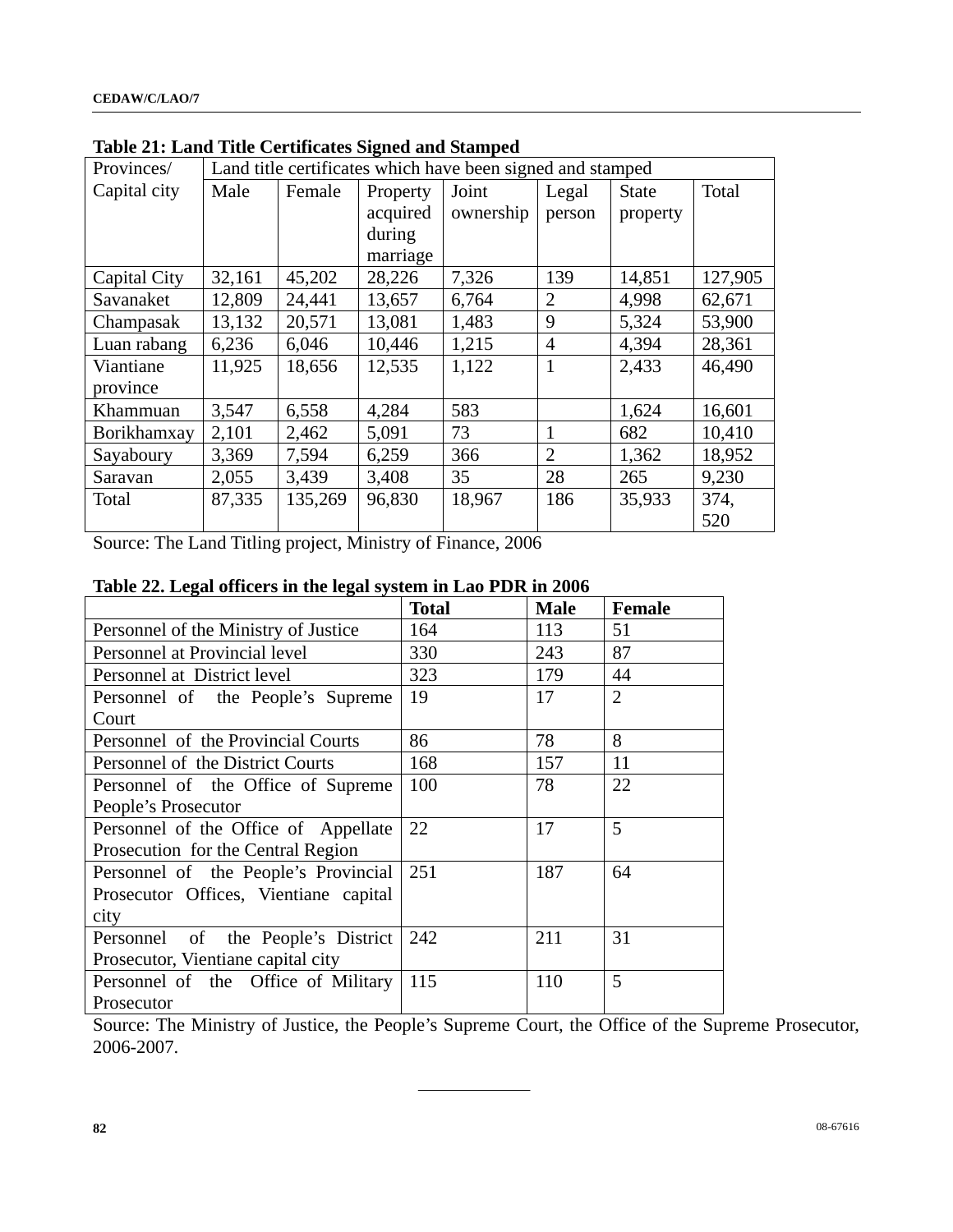**Table 21: Land Title Certificates Signed and Stamped**

| Provinces/ Capital city | Land title certificates which have been signed and stamped | | | | | | |
|---|---|---|---|---|---|---|---|
| | Male | Female | Property acquired during marriage | Joint ownership | Legal person | State property | Total |
| Capital City | 32,161 | 45,202 | 28,226 | 7,326 | 139 | 14,851 | 127,905 |
| Savanaket | 12,809 | 24,441 | 13,657 | 6,764 | 2 | 4,998 | 62,671 |
| Champasak | 13,132 | 20,571 | 13,081 | 1,483 | 9 | 5,324 | 53,900 |
| Luan rabang | 6,236 | 6,046 | 10,446 | 1,215 | 4 | 4,394 | 28,361 |
| Viantiane province | 11,925 | 18,656 | 12,535 | 1,122 | 1 | 2,433 | 46,490 |
| Khammuan | 3,547 | 6,558 | 4,284 | 583 | | 1,624 | 16,601 |
| Borikhamxay | 2,101 | 2,462 | 5,091 | 73 | 1 | 682 | 10,410 |
| Sayaboury | 3,369 | 7,594 | 6,259 | 366 | 2 | 1,362 | 18,952 |
| Saravan | 2,055 | 3,439 | 3,408 | 35 | 28 | 265 | 9,230 |
| Total | 87,335 | 135,269 | 96,830 | 18,967 | 186 | 35,933 | 374, 520 |

Source: The Land Titling project, Ministry of Finance, 2006

**Table 22. Legal officers in the legal system in Lao PDR in 2006**

| | **Total** | **Male** | **Female** |
|---|---|---|---|
| Personnel of the Ministry of Justice | 164 | 113 | 51 |
| Personnel at Provincial level | 330 | 243 | 87 |
| Personnel at District level | 323 | 179 | 44 |
| Personnel of the People's Supreme Court | 19 | 17 | 2 |
| Personnel of the Provincial Courts | 86 | 78 | 8 |
| Personnel of the District Courts | 168 | 157 | 11 |
| Personnel of the Office of Supreme People's Prosecutor | 100 | 78 | 22 |
| Personnel of the Office of Appellate Prosecution for the Central Region | 22 | 17 | 5 |
| Personnel of the People's Provincial Prosecutor Offices, Vientiane capital city | 251 | 187 | 64 |
| Personnel of the People's District Prosecutor, Vientiane capital city | 242 | 211 | 31 |
| Personnel of the Office of Military Prosecutor | 115 | 110 | 5 |

Source: The Ministry of Justice, the People's Supreme Court, the Office of the Supreme Prosecutor, 2006-2007.